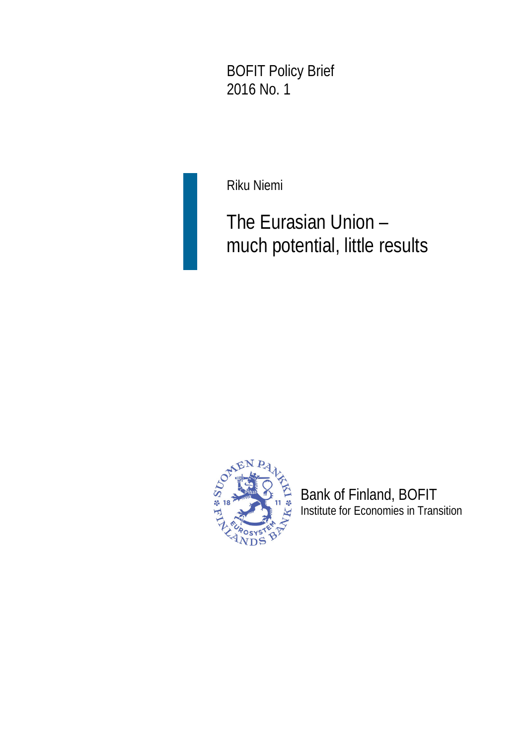BOFIT Policy Brief
2016 No. 1

Riku Niemi

# The Eurasian Union – much potential, little results

Bank of Finland, BOFIT
Institute for Economies in Transition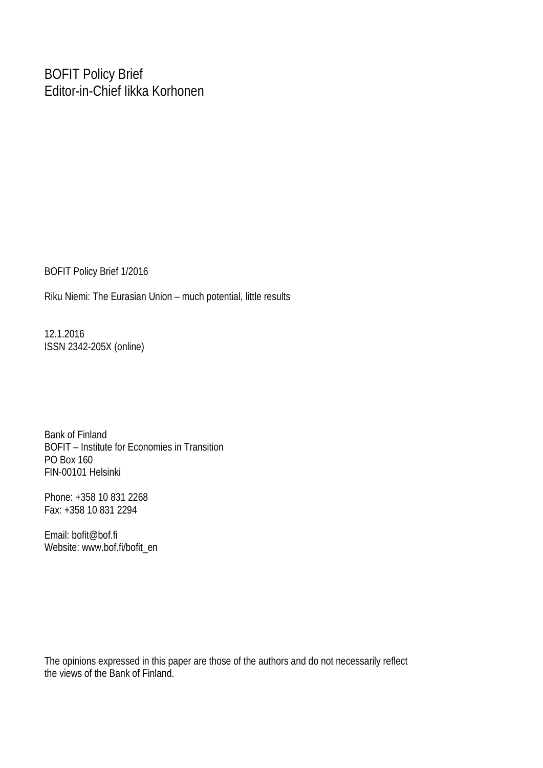BOFIT Policy Brief
Editor-in-Chief Iikka Korhonen

BOFIT Policy Brief 1/2016

Riku Niemi: The Eurasian Union – much potential, little results

12.1.2016
ISSN 2342-205X (online)

Bank of Finland
BOFIT – Institute for Economies in Transition
PO Box 160
FIN-00101 Helsinki

Phone: +358 10 831 2268
Fax: +358 10 831 2294

Email: bofit@bof.fi
Website: www.bof.fi/bofit_en

The opinions expressed in this paper are those of the authors and do not necessarily reflect the views of the Bank of Finland.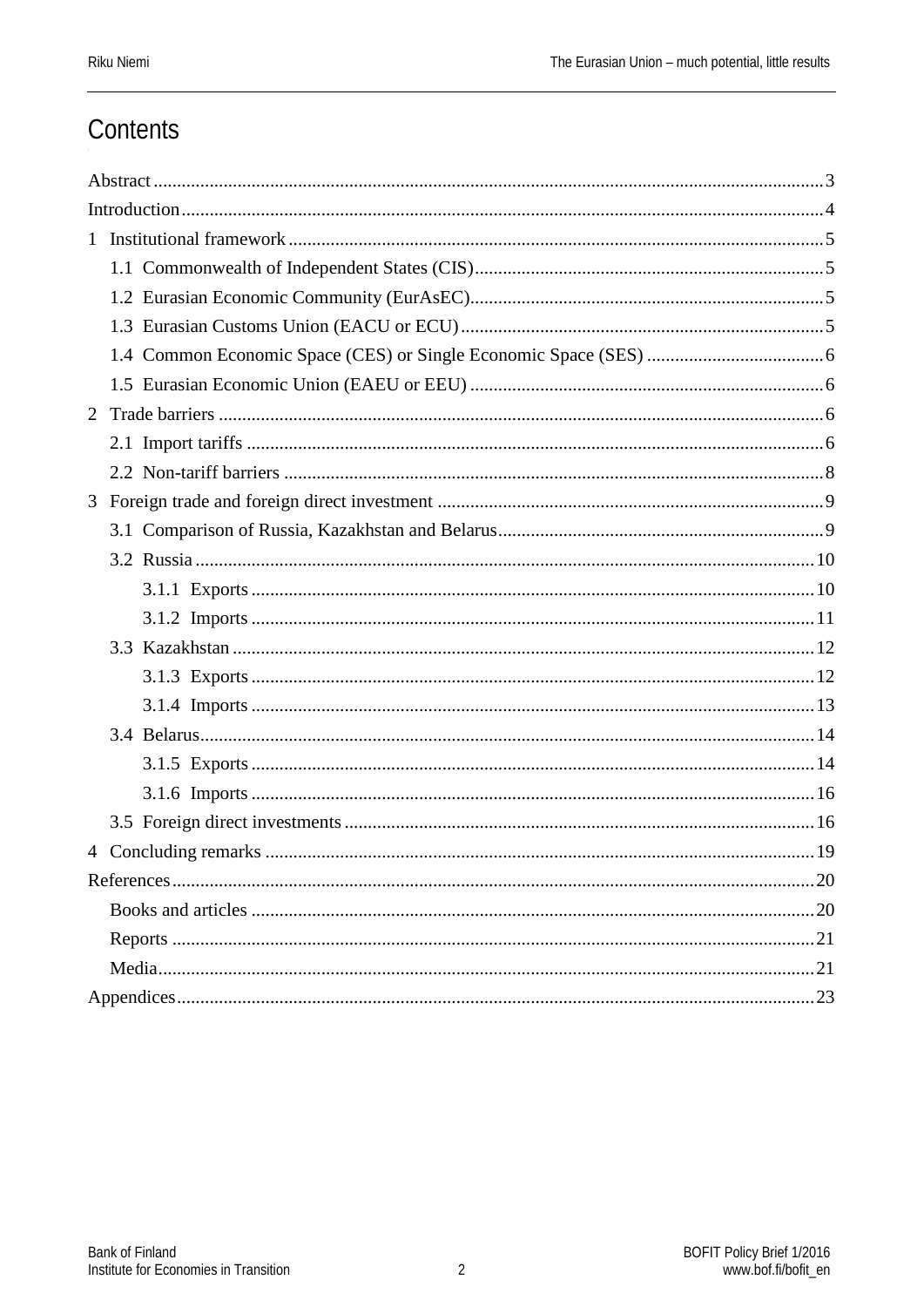# Contents

Abstract ... 3
Introduction ... 4
1 Institutional framework ... 5
  1.1 Commonwealth of Independent States (CIS) ... 5
  1.2 Eurasian Economic Community (EurAsEC) ... 5
  1.3 Eurasian Customs Union (EACU or ECU) ... 5
  1.4 Common Economic Space (CES) or Single Economic Space (SES) ... 6
  1.5 Eurasian Economic Union (EAEU or EEU) ... 6
2 Trade barriers ... 6
  2.1 Import tariffs ... 6
  2.2 Non-tariff barriers ... 8
3 Foreign trade and foreign direct investment ... 9
  3.1 Comparison of Russia, Kazakhstan and Belarus ... 9
  3.2 Russia ... 10
    3.1.1 Exports ... 10
    3.1.2 Imports ... 11
  3.3 Kazakhstan ... 12
    3.1.3 Exports ... 12
    3.1.4 Imports ... 13
  3.4 Belarus ... 14
    3.1.5 Exports ... 14
    3.1.6 Imports ... 16
  3.5 Foreign direct investments ... 16
4 Concluding remarks ... 19
References ... 20
  Books and articles ... 20
  Reports ... 21
  Media ... 21
Appendices ... 23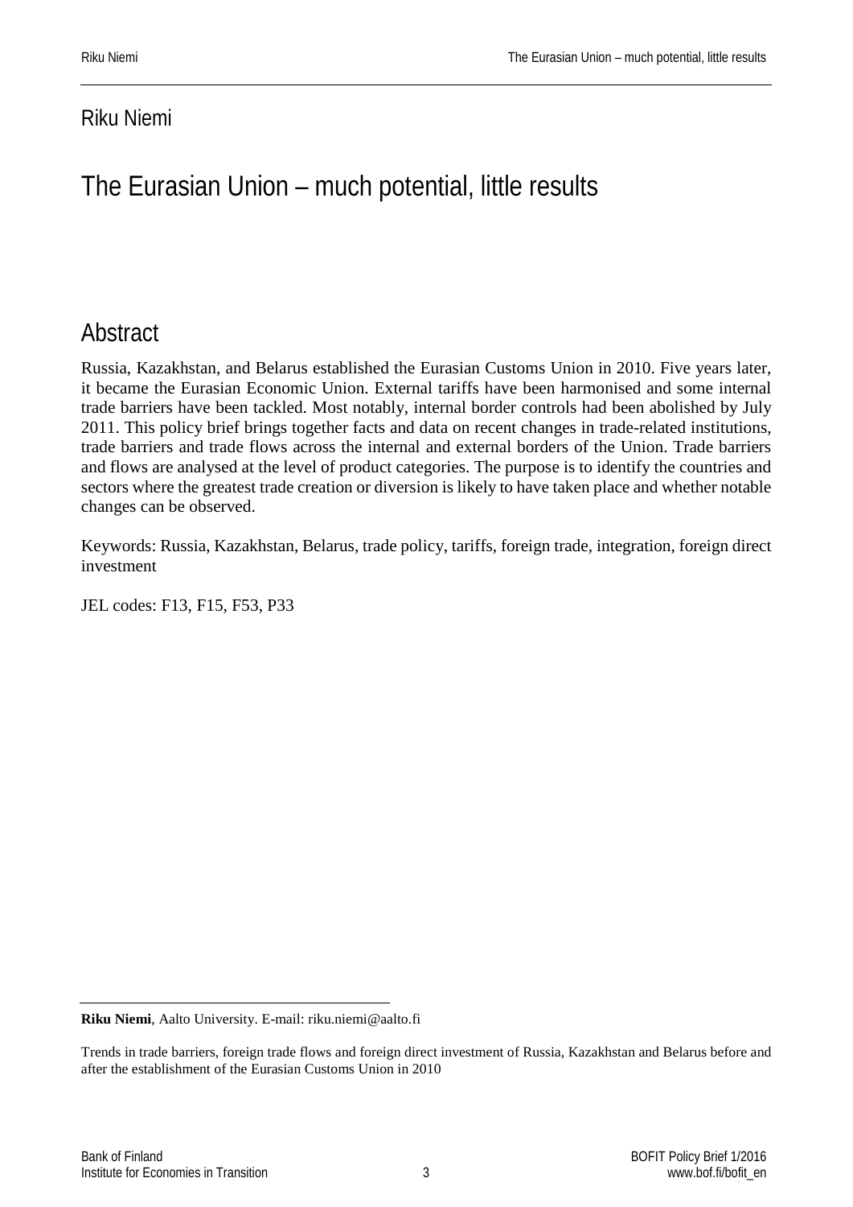Riku Niemi

# The Eurasian Union – much potential, little results

## Abstract

Russia, Kazakhstan, and Belarus established the Eurasian Customs Union in 2010. Five years later, it became the Eurasian Economic Union. External tariffs have been harmonised and some internal trade barriers have been tackled. Most notably, internal border controls had been abolished by July 2011. This policy brief brings together facts and data on recent changes in trade-related institutions, trade barriers and trade flows across the internal and external borders of the Union. Trade barriers and flows are analysed at the level of product categories. The purpose is to identify the countries and sectors where the greatest trade creation or diversion is likely to have taken place and whether notable changes can be observed.

Keywords: Russia, Kazakhstan, Belarus, trade policy, tariffs, foreign trade, integration, foreign direct investment

JEL codes: F13, F15, F53, P33

---

**Riku Niemi**, Aalto University. E-mail: riku.niemi@aalto.fi

Trends in trade barriers, foreign trade flows and foreign direct investment of Russia, Kazakhstan and Belarus before and after the establishment of the Eurasian Customs Union in 2010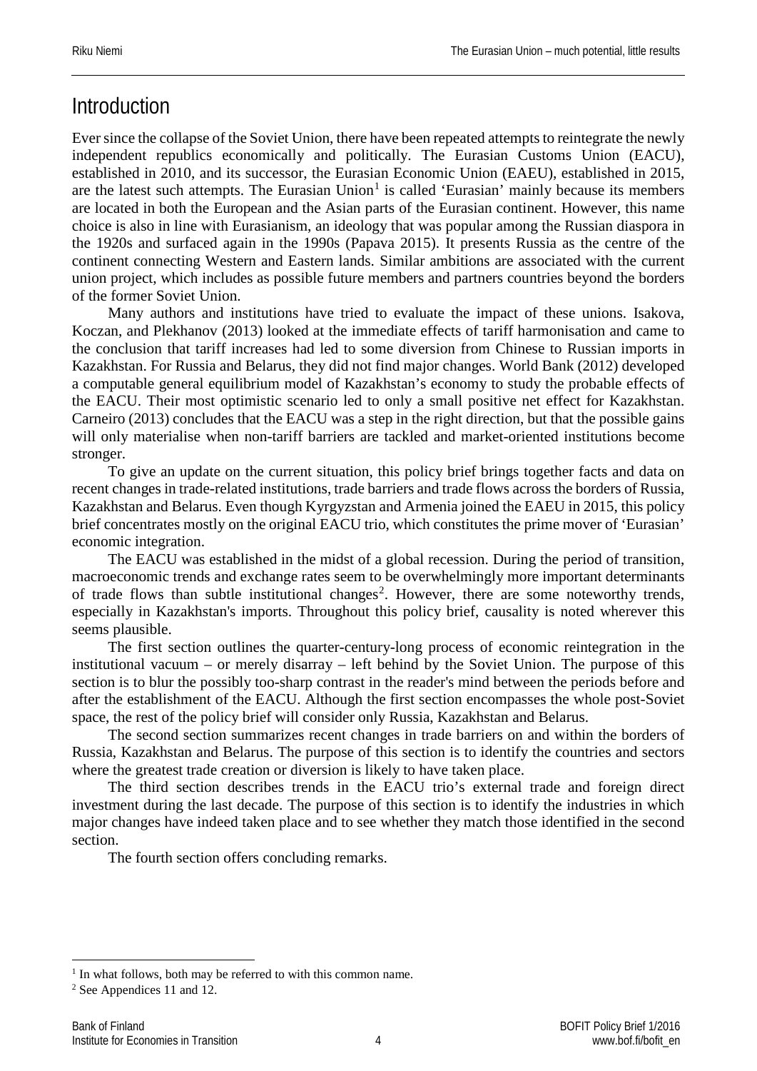# Introduction

Ever since the collapse of the Soviet Union, there have been repeated attempts to reintegrate the newly independent republics economically and politically. The Eurasian Customs Union (EACU), established in 2010, and its successor, the Eurasian Economic Union (EAEU), established in 2015, are the latest such attempts. The Eurasian Union[1] is called 'Eurasian' mainly because its members are located in both the European and the Asian parts of the Eurasian continent. However, this name choice is also in line with Eurasianism, an ideology that was popular among the Russian diaspora in the 1920s and surfaced again in the 1990s (Papava 2015). It presents Russia as the centre of the continent connecting Western and Eastern lands. Similar ambitions are associated with the current union project, which includes as possible future members and partners countries beyond the borders of the former Soviet Union.

Many authors and institutions have tried to evaluate the impact of these unions. Isakova, Koczan, and Plekhanov (2013) looked at the immediate effects of tariff harmonisation and came to the conclusion that tariff increases had led to some diversion from Chinese to Russian imports in Kazakhstan. For Russia and Belarus, they did not find major changes. World Bank (2012) developed a computable general equilibrium model of Kazakhstan's economy to study the probable effects of the EACU. Their most optimistic scenario led to only a small positive net effect for Kazakhstan. Carneiro (2013) concludes that the EACU was a step in the right direction, but that the possible gains will only materialise when non-tariff barriers are tackled and market-oriented institutions become stronger.

To give an update on the current situation, this policy brief brings together facts and data on recent changes in trade-related institutions, trade barriers and trade flows across the borders of Russia, Kazakhstan and Belarus. Even though Kyrgyzstan and Armenia joined the EAEU in 2015, this policy brief concentrates mostly on the original EACU trio, which constitutes the prime mover of 'Eurasian' economic integration.

The EACU was established in the midst of a global recession. During the period of transition, macroeconomic trends and exchange rates seem to be overwhelmingly more important determinants of trade flows than subtle institutional changes[2]. However, there are some noteworthy trends, especially in Kazakhstan's imports. Throughout this policy brief, causality is noted wherever this seems plausible.

The first section outlines the quarter-century-long process of economic reintegration in the institutional vacuum – or merely disarray – left behind by the Soviet Union. The purpose of this section is to blur the possibly too-sharp contrast in the reader's mind between the periods before and after the establishment of the EACU. Although the first section encompasses the whole post-Soviet space, the rest of the policy brief will consider only Russia, Kazakhstan and Belarus.

The second section summarizes recent changes in trade barriers on and within the borders of Russia, Kazakhstan and Belarus. The purpose of this section is to identify the countries and sectors where the greatest trade creation or diversion is likely to have taken place.

The third section describes trends in the EACU trio's external trade and foreign direct investment during the last decade. The purpose of this section is to identify the industries in which major changes have indeed taken place and to see whether they match those identified in the second section.

The fourth section offers concluding remarks.

[1] In what follows, both may be referred to with this common name.

[2] See Appendices 11 and 12.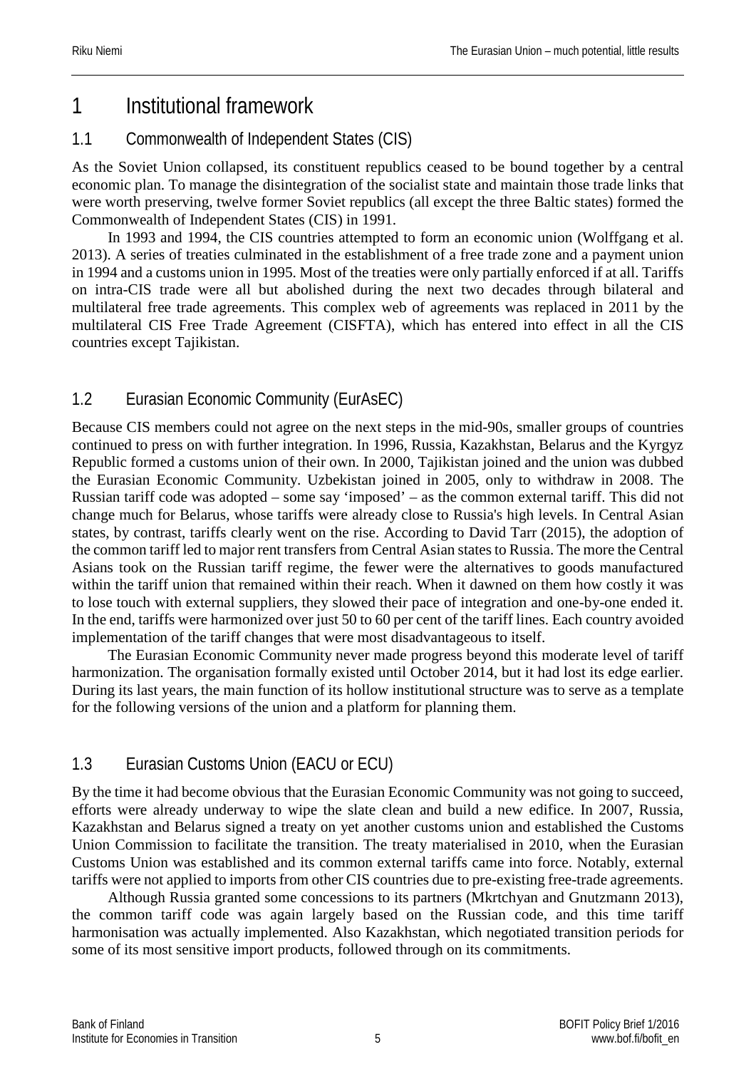# 1 Institutional framework

## 1.1 Commonwealth of Independent States (CIS)

As the Soviet Union collapsed, its constituent republics ceased to be bound together by a central economic plan. To manage the disintegration of the socialist state and maintain those trade links that were worth preserving, twelve former Soviet republics (all except the three Baltic states) formed the Commonwealth of Independent States (CIS) in 1991.

In 1993 and 1994, the CIS countries attempted to form an economic union (Wolffgang et al. 2013). A series of treaties culminated in the establishment of a free trade zone and a payment union in 1994 and a customs union in 1995. Most of the treaties were only partially enforced if at all. Tariffs on intra-CIS trade were all but abolished during the next two decades through bilateral and multilateral free trade agreements. This complex web of agreements was replaced in 2011 by the multilateral CIS Free Trade Agreement (CISFTA), which has entered into effect in all the CIS countries except Tajikistan.

## 1.2 Eurasian Economic Community (EurAsEC)

Because CIS members could not agree on the next steps in the mid-90s, smaller groups of countries continued to press on with further integration. In 1996, Russia, Kazakhstan, Belarus and the Kyrgyz Republic formed a customs union of their own. In 2000, Tajikistan joined and the union was dubbed the Eurasian Economic Community. Uzbekistan joined in 2005, only to withdraw in 2008. The Russian tariff code was adopted – some say 'imposed' – as the common external tariff. This did not change much for Belarus, whose tariffs were already close to Russia's high levels. In Central Asian states, by contrast, tariffs clearly went on the rise. According to David Tarr (2015), the adoption of the common tariff led to major rent transfers from Central Asian states to Russia. The more the Central Asians took on the Russian tariff regime, the fewer were the alternatives to goods manufactured within the tariff union that remained within their reach. When it dawned on them how costly it was to lose touch with external suppliers, they slowed their pace of integration and one-by-one ended it. In the end, tariffs were harmonized over just 50 to 60 per cent of the tariff lines. Each country avoided implementation of the tariff changes that were most disadvantageous to itself.

The Eurasian Economic Community never made progress beyond this moderate level of tariff harmonization. The organisation formally existed until October 2014, but it had lost its edge earlier. During its last years, the main function of its hollow institutional structure was to serve as a template for the following versions of the union and a platform for planning them.

## 1.3 Eurasian Customs Union (EACU or ECU)

By the time it had become obvious that the Eurasian Economic Community was not going to succeed, efforts were already underway to wipe the slate clean and build a new edifice. In 2007, Russia, Kazakhstan and Belarus signed a treaty on yet another customs union and established the Customs Union Commission to facilitate the transition. The treaty materialised in 2010, when the Eurasian Customs Union was established and its common external tariffs came into force. Notably, external tariffs were not applied to imports from other CIS countries due to pre-existing free-trade agreements.

Although Russia granted some concessions to its partners (Mkrtchyan and Gnutzmann 2013), the common tariff code was again largely based on the Russian code, and this time tariff harmonisation was actually implemented. Also Kazakhstan, which negotiated transition periods for some of its most sensitive import products, followed through on its commitments.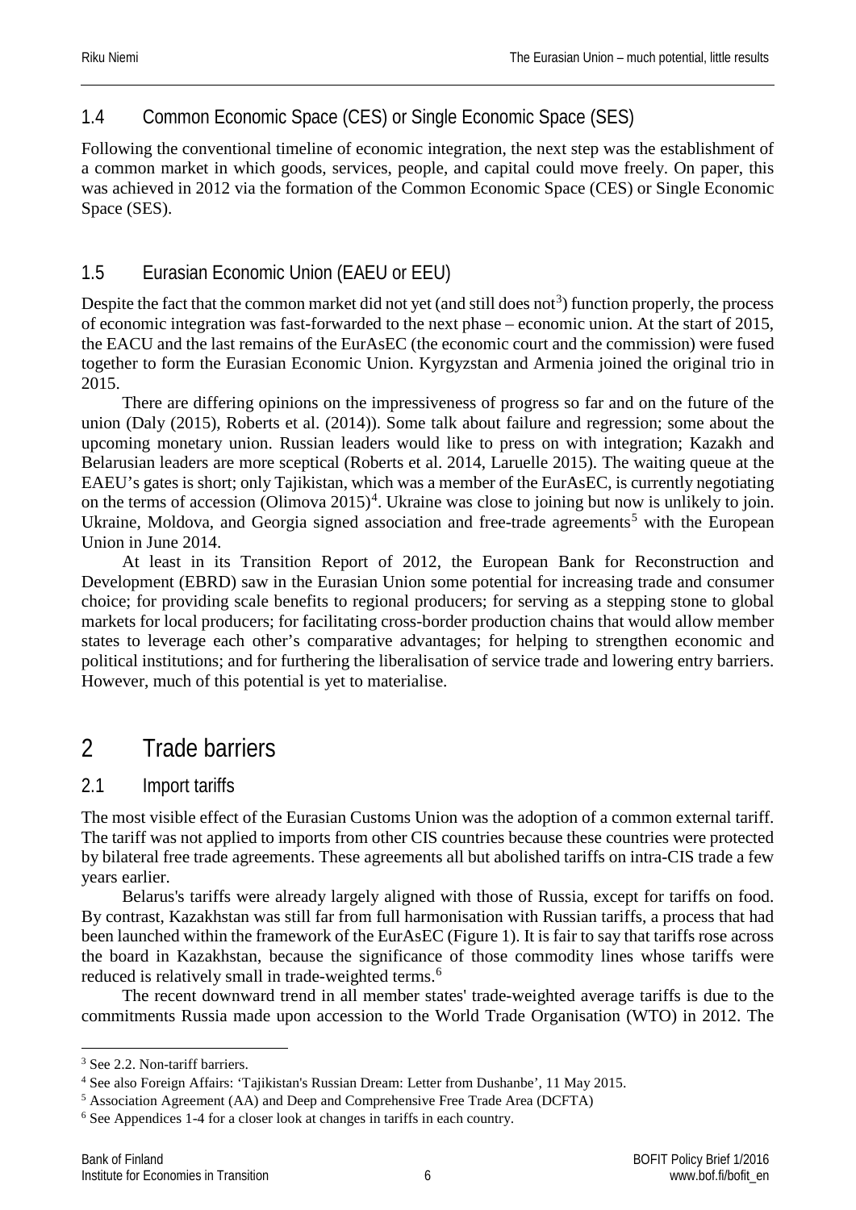### 1.4 Common Economic Space (CES) or Single Economic Space (SES)

Following the conventional timeline of economic integration, the next step was the establishment of a common market in which goods, services, people, and capital could move freely. On paper, this was achieved in 2012 via the formation of the Common Economic Space (CES) or Single Economic Space (SES).

### 1.5 Eurasian Economic Union (EAEU or EEU)

Despite the fact that the common market did not yet (and still does not[3]) function properly, the process of economic integration was fast-forwarded to the next phase – economic union. At the start of 2015, the EACU and the last remains of the EurAsEC (the economic court and the commission) were fused together to form the Eurasian Economic Union. Kyrgyzstan and Armenia joined the original trio in 2015.

There are differing opinions on the impressiveness of progress so far and on the future of the union (Daly (2015), Roberts et al. (2014)). Some talk about failure and regression; some about the upcoming monetary union. Russian leaders would like to press on with integration; Kazakh and Belarusian leaders are more sceptical (Roberts et al. 2014, Laruelle 2015). The waiting queue at the EAEU's gates is short; only Tajikistan, which was a member of the EurAsEC, is currently negotiating on the terms of accession (Olimova 2015)[4]. Ukraine was close to joining but now is unlikely to join. Ukraine, Moldova, and Georgia signed association and free-trade agreements[5] with the European Union in June 2014.

At least in its Transition Report of 2012, the European Bank for Reconstruction and Development (EBRD) saw in the Eurasian Union some potential for increasing trade and consumer choice; for providing scale benefits to regional producers; for serving as a stepping stone to global markets for local producers; for facilitating cross-border production chains that would allow member states to leverage each other's comparative advantages; for helping to strengthen economic and political institutions; and for furthering the liberalisation of service trade and lowering entry barriers. However, much of this potential is yet to materialise.

## 2 Trade barriers

### 2.1 Import tariffs

The most visible effect of the Eurasian Customs Union was the adoption of a common external tariff. The tariff was not applied to imports from other CIS countries because these countries were protected by bilateral free trade agreements. These agreements all but abolished tariffs on intra-CIS trade a few years earlier.

Belarus's tariffs were already largely aligned with those of Russia, except for tariffs on food. By contrast, Kazakhstan was still far from full harmonisation with Russian tariffs, a process that had been launched within the framework of the EurAsEC (Figure 1). It is fair to say that tariffs rose across the board in Kazakhstan, because the significance of those commodity lines whose tariffs were reduced is relatively small in trade-weighted terms.[6]

The recent downward trend in all member states' trade-weighted average tariffs is due to the commitments Russia made upon accession to the World Trade Organisation (WTO) in 2012. The

---

[3] See 2.2. Non-tariff barriers.

[4] See also Foreign Affairs: 'Tajikistan's Russian Dream: Letter from Dushanbe', 11 May 2015.

[5] Association Agreement (AA) and Deep and Comprehensive Free Trade Area (DCFTA)

[6] See Appendices 1-4 for a closer look at changes in tariffs in each country.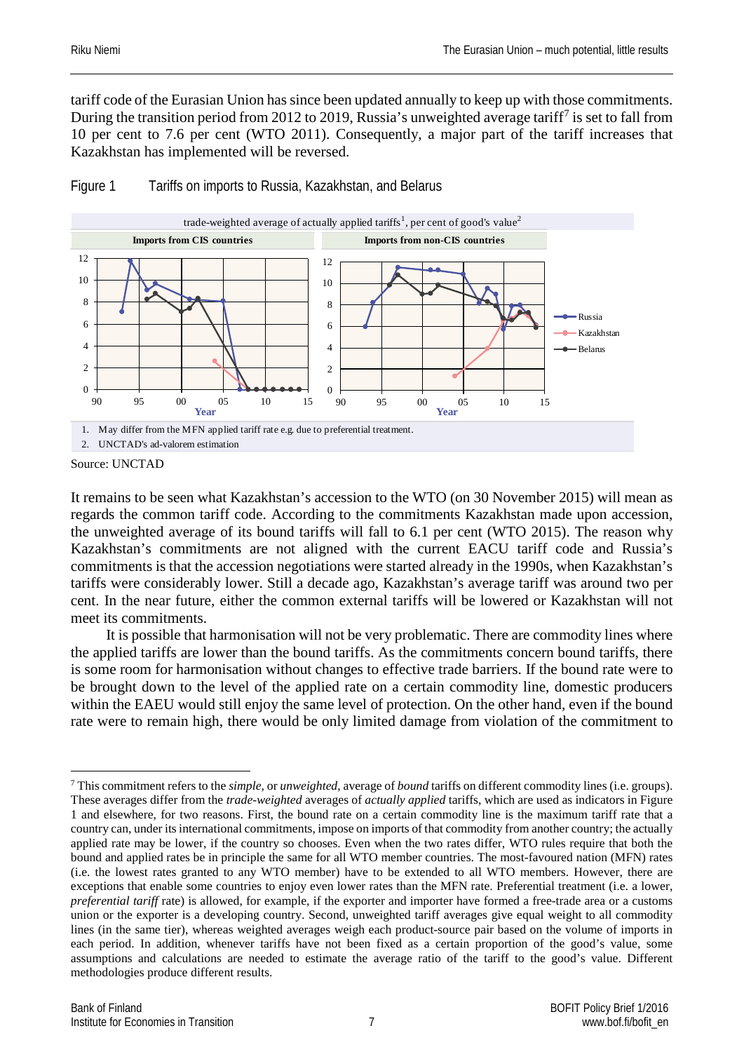tariff code of the Eurasian Union has since been updated annually to keep up with those commitments. During the transition period from 2012 to 2019, Russia's unweighted average tariff[7] is set to fall from 10 per cent to 7.6 per cent (WTO 2011). Consequently, a major part of the tariff increases that Kazakhstan has implemented will be reversed.

Figure 1 Tariffs on imports to Russia, Kazakhstan, and Belarus

trade-weighted average of actually applied tariffs[1], per cent of good's value[2]

1. May differ from the MFN applied tariff rate e.g. due to preferential treatment.
2. UNCTAD's ad-valorem estimation

Source: UNCTAD

It remains to be seen what Kazakhstan's accession to the WTO (on 30 November 2015) will mean as regards the common tariff code. According to the commitments Kazakhstan made upon accession, the unweighted average of its bound tariffs will fall to 6.1 per cent (WTO 2015). The reason why Kazakhstan's commitments are not aligned with the current EACU tariff code and Russia's commitments is that the accession negotiations were started already in the 1990s, when Kazakhstan's tariffs were considerably lower. Still a decade ago, Kazakhstan's average tariff was around two per cent. In the near future, either the common external tariffs will be lowered or Kazakhstan will not meet its commitments.

It is possible that harmonisation will not be very problematic. There are commodity lines where the applied tariffs are lower than the bound tariffs. As the commitments concern bound tariffs, there is some room for harmonisation without changes to effective trade barriers. If the bound rate were to be brought down to the level of the applied rate on a certain commodity line, domestic producers within the EAEU would still enjoy the same level of protection. On the other hand, even if the bound rate were to remain high, there would be only limited damage from violation of the commitment to

[7] This commitment refers to the *simple*, or *unweighted*, average of *bound* tariffs on different commodity lines (i.e. groups). These averages differ from the *trade-weighted* averages of *actually applied* tariffs, which are used as indicators in Figure 1 and elsewhere, for two reasons. First, the bound rate on a certain commodity line is the maximum tariff rate that a country can, under its international commitments, impose on imports of that commodity from another country; the actually applied rate may be lower, if the country so chooses. Even when the two rates differ, WTO rules require that both the bound and applied rates be in principle the same for all WTO member countries. The most-favoured nation (MFN) rates (i.e. the lowest rates granted to any WTO member) have to be extended to all WTO members. However, there are exceptions that enable some countries to enjoy even lower rates than the MFN rate. Preferential treatment (i.e. a lower, *preferential tariff* rate) is allowed, for example, if the exporter and importer have formed a free-trade area or a customs union or the exporter is a developing country. Second, unweighted tariff averages give equal weight to all commodity lines (in the same tier), whereas weighted averages weigh each product-source pair based on the volume of imports in each period. In addition, whenever tariffs have not been fixed as a certain proportion of the good's value, some assumptions and calculations are needed to estimate the average ratio of the tariff to the good's value. Different methodologies produce different results.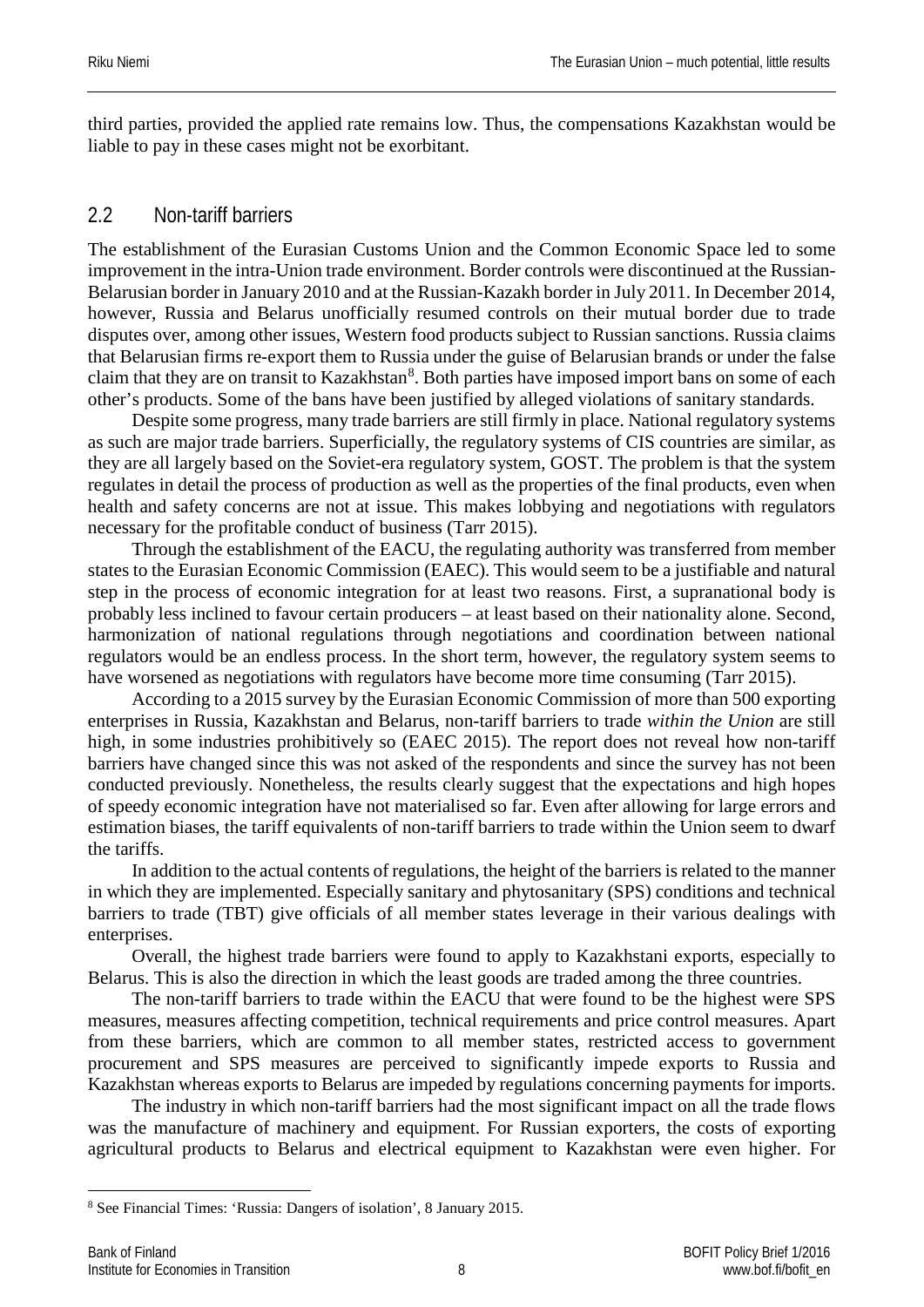third parties, provided the applied rate remains low. Thus, the compensations Kazakhstan would be liable to pay in these cases might not be exorbitant.

## 2.2 Non-tariff barriers

The establishment of the Eurasian Customs Union and the Common Economic Space led to some improvement in the intra-Union trade environment. Border controls were discontinued at the Russian-Belarusian border in January 2010 and at the Russian-Kazakh border in July 2011. In December 2014, however, Russia and Belarus unofficially resumed controls on their mutual border due to trade disputes over, among other issues, Western food products subject to Russian sanctions. Russia claims that Belarusian firms re-export them to Russia under the guise of Belarusian brands or under the false claim that they are on transit to Kazakhstan[8]. Both parties have imposed import bans on some of each other's products. Some of the bans have been justified by alleged violations of sanitary standards.

Despite some progress, many trade barriers are still firmly in place. National regulatory systems as such are major trade barriers. Superficially, the regulatory systems of CIS countries are similar, as they are all largely based on the Soviet-era regulatory system, GOST. The problem is that the system regulates in detail the process of production as well as the properties of the final products, even when health and safety concerns are not at issue. This makes lobbying and negotiations with regulators necessary for the profitable conduct of business (Tarr 2015).

Through the establishment of the EACU, the regulating authority was transferred from member states to the Eurasian Economic Commission (EAEC). This would seem to be a justifiable and natural step in the process of economic integration for at least two reasons. First, a supranational body is probably less inclined to favour certain producers – at least based on their nationality alone. Second, harmonization of national regulations through negotiations and coordination between national regulators would be an endless process. In the short term, however, the regulatory system seems to have worsened as negotiations with regulators have become more time consuming (Tarr 2015).

According to a 2015 survey by the Eurasian Economic Commission of more than 500 exporting enterprises in Russia, Kazakhstan and Belarus, non-tariff barriers to trade *within the Union* are still high, in some industries prohibitively so (EAEC 2015). The report does not reveal how non-tariff barriers have changed since this was not asked of the respondents and since the survey has not been conducted previously. Nonetheless, the results clearly suggest that the expectations and high hopes of speedy economic integration have not materialised so far. Even after allowing for large errors and estimation biases, the tariff equivalents of non-tariff barriers to trade within the Union seem to dwarf the tariffs.

In addition to the actual contents of regulations, the height of the barriers is related to the manner in which they are implemented. Especially sanitary and phytosanitary (SPS) conditions and technical barriers to trade (TBT) give officials of all member states leverage in their various dealings with enterprises.

Overall, the highest trade barriers were found to apply to Kazakhstani exports, especially to Belarus. This is also the direction in which the least goods are traded among the three countries.

The non-tariff barriers to trade within the EACU that were found to be the highest were SPS measures, measures affecting competition, technical requirements and price control measures. Apart from these barriers, which are common to all member states, restricted access to government procurement and SPS measures are perceived to significantly impede exports to Russia and Kazakhstan whereas exports to Belarus are impeded by regulations concerning payments for imports.

The industry in which non-tariff barriers had the most significant impact on all the trade flows was the manufacture of machinery and equipment. For Russian exporters, the costs of exporting agricultural products to Belarus and electrical equipment to Kazakhstan were even higher. For

[8] See Financial Times: 'Russia: Dangers of isolation', 8 January 2015.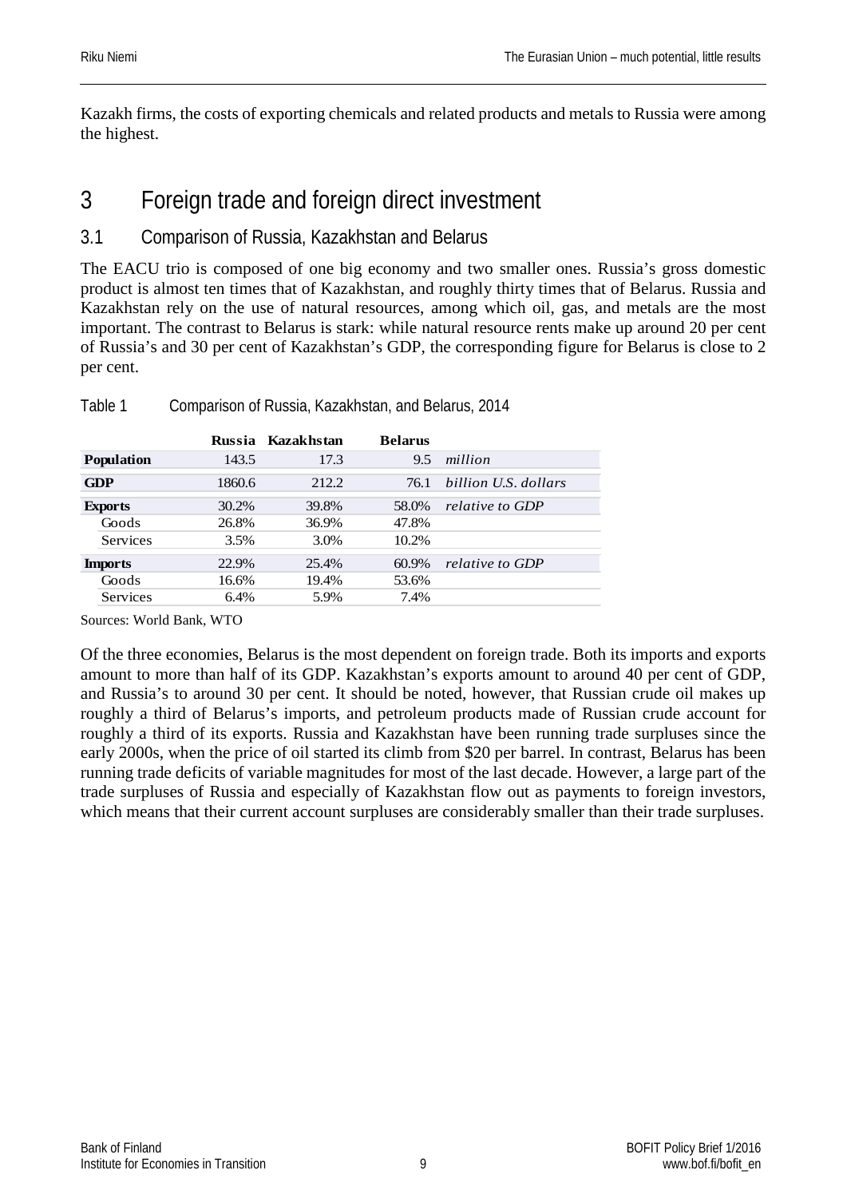Kazakh firms, the costs of exporting chemicals and related products and metals to Russia were among the highest.

# 3 Foreign trade and foreign direct investment

## 3.1 Comparison of Russia, Kazakhstan and Belarus

The EACU trio is composed of one big economy and two smaller ones. Russia's gross domestic product is almost ten times that of Kazakhstan, and roughly thirty times that of Belarus. Russia and Kazakhstan rely on the use of natural resources, among which oil, gas, and metals are the most important. The contrast to Belarus is stark: while natural resource rents make up around 20 per cent of Russia's and 30 per cent of Kazakhstan's GDP, the corresponding figure for Belarus is close to 2 per cent.

Table 1 Comparison of Russia, Kazakhstan, and Belarus, 2014

| | Russia | Kazakhstan | Belarus | |
|---|---|---|---|---|
| **Population** | 143.5 | 17.3 | 9.5 | *million* |
| **GDP** | 1860.6 | 212.2 | 76.1 | *billion U.S. dollars* |
| **Exports** | 30.2% | 39.8% | 58.0% | *relative to GDP* |
| Goods | 26.8% | 36.9% | 47.8% | |
| Services | 3.5% | 3.0% | 10.2% | |
| **Imports** | 22.9% | 25.4% | 60.9% | *relative to GDP* |
| Goods | 16.6% | 19.4% | 53.6% | |
| Services | 6.4% | 5.9% | 7.4% | |

Sources: World Bank, WTO

Of the three economies, Belarus is the most dependent on foreign trade. Both its imports and exports amount to more than half of its GDP. Kazakhstan's exports amount to around 40 per cent of GDP, and Russia's to around 30 per cent. It should be noted, however, that Russian crude oil makes up roughly a third of Belarus's imports, and petroleum products made of Russian crude account for roughly a third of its exports. Russia and Kazakhstan have been running trade surpluses since the early 2000s, when the price of oil started its climb from $20 per barrel. In contrast, Belarus has been running trade deficits of variable magnitudes for most of the last decade. However, a large part of the trade surpluses of Russia and especially of Kazakhstan flow out as payments to foreign investors, which means that their current account surpluses are considerably smaller than their trade surpluses.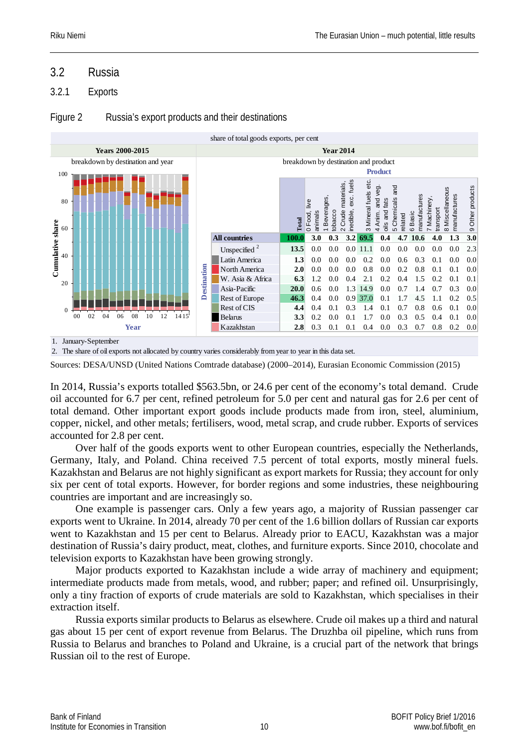## 3.2 Russia

### 3.2.1 Exports

Figure 2 Russia's export products and their destinations

share of total goods exports, per cent

**Years 2000-2015** — breakdown by destination and year

**Year 2014** — breakdown by destination and product

| Destination | Total | 0 Food, live animals | 1 Beverages, tobacco | 2 Crude materials, inedible, exc. fuels | 3 Mineral fuels etc. | 4 Anim. and veg. oils and fats | 5 Chemicals and related | 6 Basic manufactures | 7 Machinery, transport | 8 Miscellaneous manufactures | 9 Other products |
|---|---|---|---|---|---|---|---|---|---|---|---|
| **All countries** | **100.0** | **3.0** | **0.3** | **3.2** | **69.5** | **0.4** | **4.7** | **10.6** | **4.0** | **1.3** | **3.0** |
| Unspecified [2] | **13.5** | 0.0 | 0.0 | 0.0 | 11.1 | 0.0 | 0.0 | 0.0 | 0.0 | 0.0 | 2.3 |
| Latin America | **1.3** | 0.0 | 0.0 | 0.0 | 0.2 | 0.0 | 0.6 | 0.3 | 0.1 | 0.0 | 0.0 |
| North America | **2.0** | 0.0 | 0.0 | 0.0 | 0.8 | 0.0 | 0.2 | 0.8 | 0.1 | 0.1 | 0.0 |
| W. Asia & Africa | **6.3** | 1.2 | 0.0 | 0.4 | 2.1 | 0.2 | 0.4 | 1.5 | 0.2 | 0.1 | 0.1 |
| Asia-Pacific | **20.0** | 0.6 | 0.0 | 1.3 | 14.9 | 0.0 | 0.7 | 1.4 | 0.7 | 0.3 | 0.0 |
| Rest of Europe | **46.3** | 0.4 | 0.0 | 0.9 | 37.0 | 0.1 | 1.7 | 4.5 | 1.1 | 0.2 | 0.5 |
| Rest of CIS | **4.4** | 0.4 | 0.1 | 0.3 | 1.4 | 0.1 | 0.7 | 0.8 | 0.6 | 0.1 | 0.0 |
| Belarus | **3.3** | 0.2 | 0.0 | 0.1 | 1.7 | 0.0 | 0.3 | 0.5 | 0.4 | 0.1 | 0.0 |
| Kazakhstan | **2.8** | 0.3 | 0.1 | 0.1 | 0.4 | 0.0 | 0.3 | 0.7 | 0.8 | 0.2 | 0.0 |

1. January-September
2. The share of oil exports not allocated by country varies considerably from year to year in this data set.

Sources: DESA/UNSD (United Nations Comtrade database) (2000–2014), Eurasian Economic Commission (2015)

In 2014, Russia's exports totalled $563.5bn, or 24.6 per cent of the economy's total demand. Crude oil accounted for 6.7 per cent, refined petroleum for 5.0 per cent and natural gas for 2.6 per cent of total demand. Other important export goods include products made from iron, steel, aluminium, copper, nickel, and other metals; fertilisers, wood, metal scrap, and crude rubber. Exports of services accounted for 2.8 per cent.

Over half of the goods exports went to other European countries, especially the Netherlands, Germany, Italy, and Poland. China received 7.5 percent of total exports, mostly mineral fuels. Kazakhstan and Belarus are not highly significant as export markets for Russia; they account for only six per cent of total exports. However, for border regions and some industries, these neighbouring countries are important and are increasingly so.

One example is passenger cars. Only a few years ago, a majority of Russian passenger car exports went to Ukraine. In 2014, already 70 per cent of the 1.6 billion dollars of Russian car exports went to Kazakhstan and 15 per cent to Belarus. Already prior to EACU, Kazakhstan was a major destination of Russia's dairy product, meat, clothes, and furniture exports. Since 2010, chocolate and television exports to Kazakhstan have been growing strongly.

Major products exported to Kazakhstan include a wide array of machinery and equipment; intermediate products made from metals, wood, and rubber; paper; and refined oil. Unsurprisingly, only a tiny fraction of exports of crude materials are sold to Kazakhstan, which specialises in their extraction itself.

Russia exports similar products to Belarus as elsewhere. Crude oil makes up a third and natural gas about 15 per cent of export revenue from Belarus. The Druzhba oil pipeline, which runs from Russia to Belarus and branches to Poland and Ukraine, is a crucial part of the network that brings Russian oil to the rest of Europe.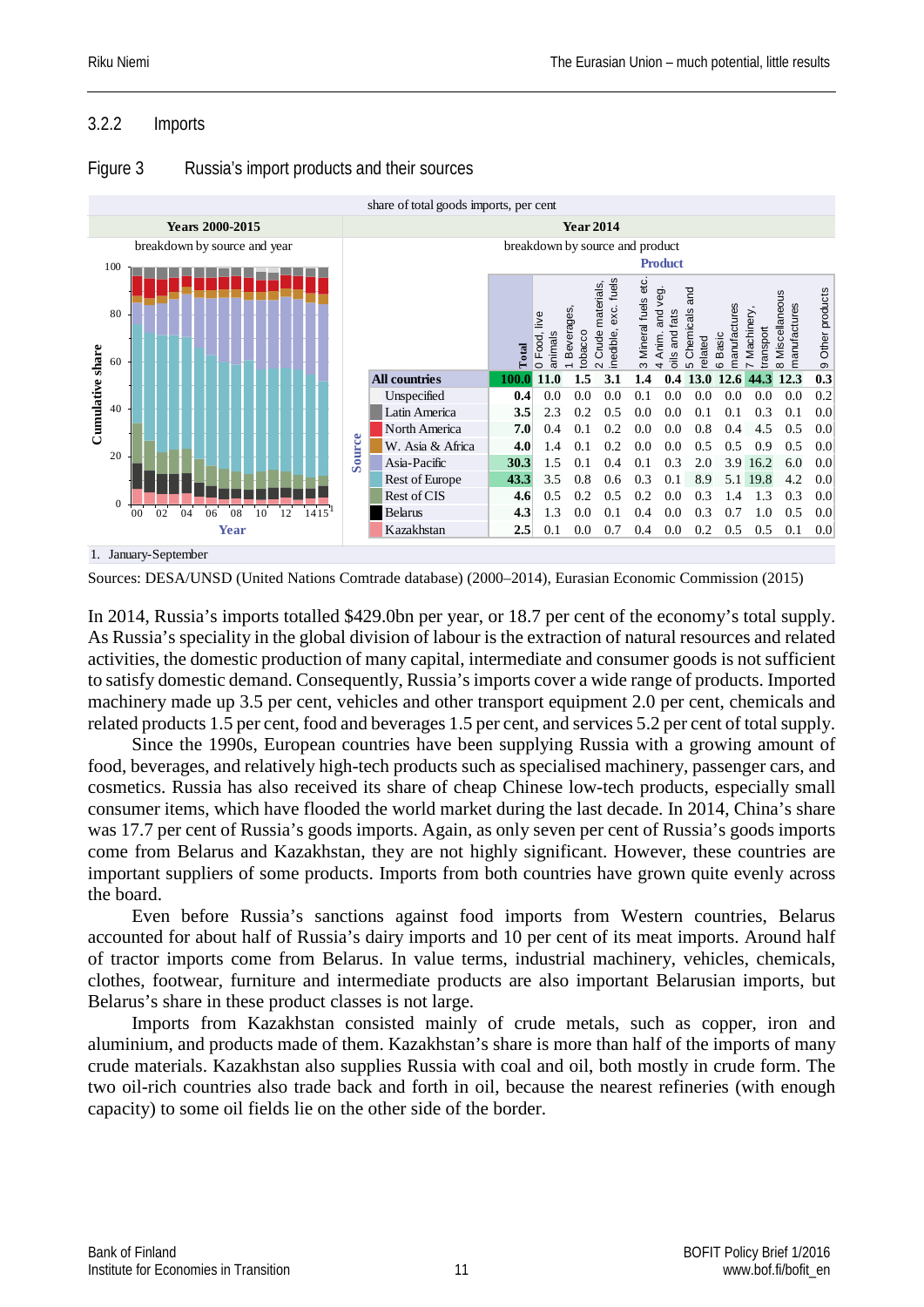### 3.2.2 Imports

Figure 3 Russia's import products and their sources

share of total goods imports, per cent

**Years 2000-2015** — breakdown by source and year

**Year 2014** — breakdown by source and product

| Source | Total | 0 Food, live animals | 1 Beverages, tobacco | 2 Crude materials, inedible, exc. fuels | 3 Mineral fuels etc. | 4 Anim. and veg. oils and fats | 5 Chemicals and related | 6 Basic manufactures | 7 Machinery, transport | 8 Miscellaneous manufactures | 9 Other products |
|---|---|---|---|---|---|---|---|---|---|---|---|
| **All countries** | **100.0** | **11.0** | **1.5** | **3.1** | **1.4** | **0.4** | **13.0** | **12.6** | **44.3** | **12.3** | **0.3** |
| Unspecified | 0.4 | 0.0 | 0.0 | 0.0 | 0.1 | 0.0 | 0.0 | 0.0 | 0.0 | 0.0 | 0.2 |
| Latin America | 3.5 | 2.3 | 0.2 | 0.5 | 0.0 | 0.0 | 0.1 | 0.1 | 0.3 | 0.1 | 0.0 |
| North America | 7.0 | 0.4 | 0.1 | 0.2 | 0.0 | 0.0 | 0.8 | 0.4 | 4.5 | 0.5 | 0.0 |
| W. Asia & Africa | 4.0 | 1.4 | 0.1 | 0.2 | 0.0 | 0.0 | 0.5 | 0.5 | 0.9 | 0.5 | 0.0 |
| Asia-Pacific | 30.3 | 1.5 | 0.1 | 0.4 | 0.1 | 0.3 | 2.0 | 3.9 | 16.2 | 6.0 | 0.0 |
| Rest of Europe | 43.3 | 3.5 | 0.8 | 0.6 | 0.3 | 0.1 | 8.9 | 5.1 | 19.8 | 4.2 | 0.0 |
| Rest of CIS | 4.6 | 0.5 | 0.2 | 0.5 | 0.2 | 0.0 | 0.3 | 1.4 | 1.3 | 0.3 | 0.0 |
| Belarus | 4.3 | 1.3 | 0.0 | 0.1 | 0.4 | 0.0 | 0.3 | 0.7 | 1.0 | 0.5 | 0.0 |
| Kazakhstan | 2.5 | 0.1 | 0.0 | 0.7 | 0.4 | 0.0 | 0.2 | 0.5 | 0.5 | 0.1 | 0.0 |

1. January-September

Sources: DESA/UNSD (United Nations Comtrade database) (2000–2014), Eurasian Economic Commission (2015)

In 2014, Russia's imports totalled $429.0bn per year, or 18.7 per cent of the economy's total supply. As Russia's speciality in the global division of labour is the extraction of natural resources and related activities, the domestic production of many capital, intermediate and consumer goods is not sufficient to satisfy domestic demand. Consequently, Russia's imports cover a wide range of products. Imported machinery made up 3.5 per cent, vehicles and other transport equipment 2.0 per cent, chemicals and related products 1.5 per cent, food and beverages 1.5 per cent, and services 5.2 per cent of total supply.

Since the 1990s, European countries have been supplying Russia with a growing amount of food, beverages, and relatively high-tech products such as specialised machinery, passenger cars, and cosmetics. Russia has also received its share of cheap Chinese low-tech products, especially small consumer items, which have flooded the world market during the last decade. In 2014, China's share was 17.7 per cent of Russia's goods imports. Again, as only seven per cent of Russia's goods imports come from Belarus and Kazakhstan, they are not highly significant. However, these countries are important suppliers of some products. Imports from both countries have grown quite evenly across the board.

Even before Russia's sanctions against food imports from Western countries, Belarus accounted for about half of Russia's dairy imports and 10 per cent of its meat imports. Around half of tractor imports come from Belarus. In value terms, industrial machinery, vehicles, chemicals, clothes, footwear, furniture and intermediate products are also important Belarusian imports, but Belarus's share in these product classes is not large.

Imports from Kazakhstan consisted mainly of crude metals, such as copper, iron and aluminium, and products made of them. Kazakhstan's share is more than half of the imports of many crude materials. Kazakhstan also supplies Russia with coal and oil, both mostly in crude form. The two oil-rich countries also trade back and forth in oil, because the nearest refineries (with enough capacity) to some oil fields lie on the other side of the border.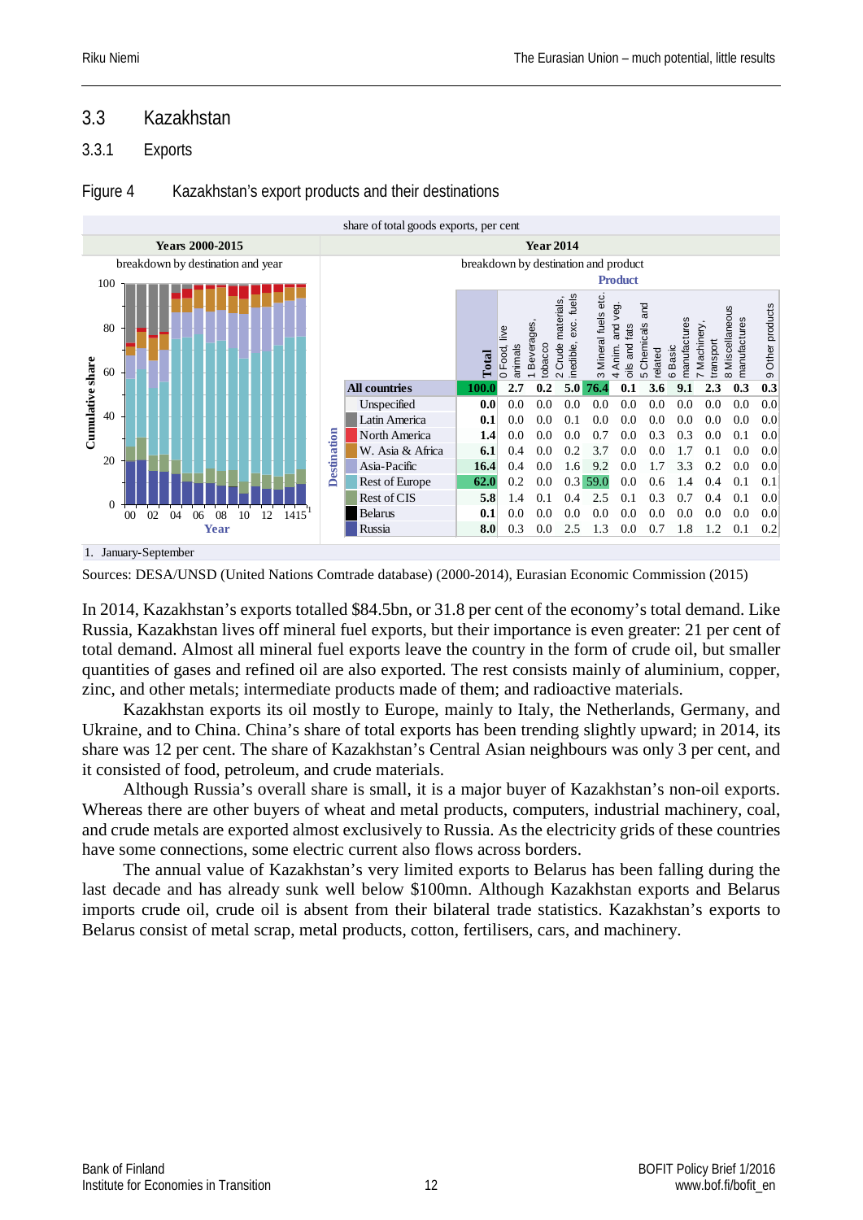## 3.3 Kazakhstan

### 3.3.1 Exports

Figure 4 Kazakhstan's export products and their destinations

share of total goods exports, per cent

**Years 2000-2015** — breakdown by destination and year

**Year 2014** — breakdown by destination and product

| Destination | Total | 0 Food, live animals | 1 Beverages, tobacco | 2 Crude materials, inedible, exc. fuels | 3 Mineral fuels etc. | 4 Anim. and veg. oils and fats | 5 Chemicals and related | 6 Basic manufactures | 7 Machinery, transport | 8 Miscellaneous manufactures | 9 Other products |
|---|---|---|---|---|---|---|---|---|---|---|---|
| All countries | 100.0 | 2.7 | 0.2 | 5.0 | 76.4 | 0.1 | 3.6 | 9.1 | 2.3 | 0.3 | 0.3 |
| Unspecified | 0.0 | 0.0 | 0.0 | 0.0 | 0.0 | 0.0 | 0.0 | 0.0 | 0.0 | 0.0 | 0.0 |
| Latin America | 0.1 | 0.0 | 0.0 | 0.1 | 0.0 | 0.0 | 0.0 | 0.0 | 0.0 | 0.0 | 0.0 |
| North America | 1.4 | 0.0 | 0.0 | 0.0 | 0.7 | 0.0 | 0.3 | 0.3 | 0.0 | 0.1 | 0.0 |
| W. Asia & Africa | 6.1 | 0.4 | 0.0 | 0.2 | 3.7 | 0.0 | 0.0 | 1.7 | 0.1 | 0.0 | 0.0 |
| Asia-Pacific | 16.4 | 0.4 | 0.0 | 1.6 | 9.2 | 0.0 | 1.7 | 3.3 | 0.2 | 0.0 | 0.0 |
| Rest of Europe | 62.0 | 0.2 | 0.0 | 0.3 | 59.0 | 0.0 | 0.6 | 1.4 | 0.4 | 0.1 | 0.1 |
| Rest of CIS | 5.8 | 1.4 | 0.1 | 0.4 | 2.5 | 0.1 | 0.3 | 0.7 | 0.4 | 0.1 | 0.0 |
| Belarus | 0.1 | 0.0 | 0.0 | 0.0 | 0.0 | 0.0 | 0.0 | 0.0 | 0.0 | 0.0 | 0.0 |
| Russia | 8.0 | 0.3 | 0.0 | 2.5 | 1.3 | 0.0 | 0.7 | 1.8 | 1.2 | 0.1 | 0.2 |

1. January-September

Sources: DESA/UNSD (United Nations Comtrade database) (2000-2014), Eurasian Economic Commission (2015)

In 2014, Kazakhstan's exports totalled $84.5bn, or 31.8 per cent of the economy's total demand. Like Russia, Kazakhstan lives off mineral fuel exports, but their importance is even greater: 21 per cent of total demand. Almost all mineral fuel exports leave the country in the form of crude oil, but smaller quantities of gases and refined oil are also exported. The rest consists mainly of aluminium, copper, zinc, and other metals; intermediate products made of them; and radioactive materials.

Kazakhstan exports its oil mostly to Europe, mainly to Italy, the Netherlands, Germany, and Ukraine, and to China. China's share of total exports has been trending slightly upward; in 2014, its share was 12 per cent. The share of Kazakhstan's Central Asian neighbours was only 3 per cent, and it consisted of food, petroleum, and crude materials.

Although Russia's overall share is small, it is a major buyer of Kazakhstan's non-oil exports. Whereas there are other buyers of wheat and metal products, computers, industrial machinery, coal, and crude metals are exported almost exclusively to Russia. As the electricity grids of these countries have some connections, some electric current also flows across borders.

The annual value of Kazakhstan's very limited exports to Belarus has been falling during the last decade and has already sunk well below $100mn. Although Kazakhstan exports and Belarus imports crude oil, crude oil is absent from their bilateral trade statistics. Kazakhstan's exports to Belarus consist of metal scrap, metal products, cotton, fertilisers, cars, and machinery.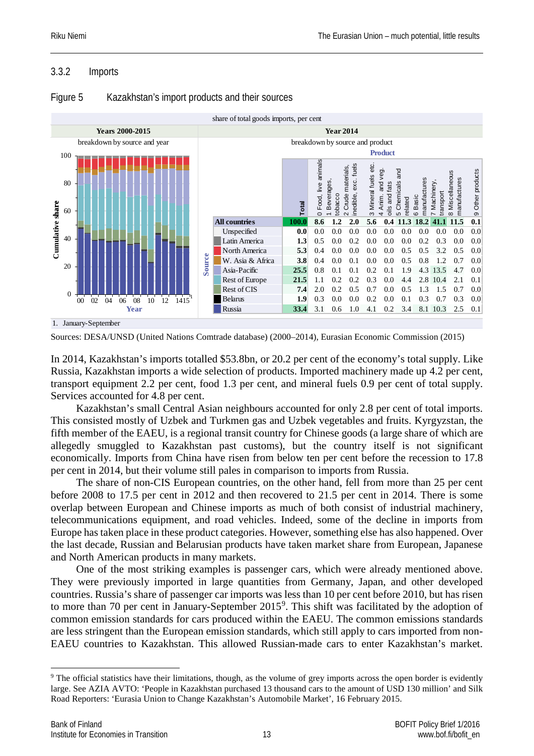### 3.3.2 Imports

Figure 5 Kazakhstan's import products and their sources

share of total goods imports, per cent

**Year 2014** — breakdown by source and product

| Source | Total | 0 Food, live animals | 1 Beverages, tobacco | 2 Crude materials, inedible, exc. fuels | 3 Mineral fuels etc. | 4 Anim. and veg. oils and fats | 5 Chemicals and related | 6 Basic manufactures | 7 Machinery, transport | 8 Miscellaneous manufactures | 9 Other products |
|---|---|---|---|---|---|---|---|---|---|---|---|
| **All countries** | **100.0** | **8.6** | **1.2** | **2.0** | **5.6** | **0.4** | **11.3** | **18.2** | **41.1** | **11.5** | **0.1** |
| Unspecified | **0.0** | 0.0 | 0.0 | 0.0 | 0.0 | 0.0 | 0.0 | 0.0 | 0.0 | 0.0 | 0.0 |
| Latin America | **1.3** | 0.5 | 0.0 | 0.2 | 0.0 | 0.0 | 0.0 | 0.2 | 0.3 | 0.0 | 0.0 |
| North America | **5.3** | 0.4 | 0.0 | 0.0 | 0.0 | 0.0 | 0.5 | 0.5 | 3.2 | 0.5 | 0.0 |
| W. Asia & Africa | **3.8** | 0.4 | 0.0 | 0.1 | 0.0 | 0.0 | 0.5 | 0.8 | 1.2 | 0.7 | 0.0 |
| Asia-Pacific | **25.5** | 0.8 | 0.1 | 0.1 | 0.2 | 0.1 | 1.9 | 4.3 | 13.5 | 4.7 | 0.0 |
| Rest of Europe | **21.5** | 1.1 | 0.2 | 0.2 | 0.3 | 0.0 | 4.4 | 2.8 | 10.4 | 2.1 | 0.1 |
| Rest of CIS | **7.4** | 2.0 | 0.2 | 0.5 | 0.7 | 0.0 | 0.5 | 1.3 | 1.5 | 0.7 | 0.0 |
| Belarus | **1.9** | 0.3 | 0.0 | 0.0 | 0.2 | 0.0 | 0.1 | 0.3 | 0.7 | 0.3 | 0.0 |
| Russia | **33.4** | 3.1 | 0.6 | 1.0 | 4.1 | 0.2 | 3.4 | 8.1 | 10.3 | 2.5 | 0.1 |

1. January-September

Sources: DESA/UNSD (United Nations Comtrade database) (2000–2014), Eurasian Economic Commission (2015)

In 2014, Kazakhstan's imports totalled $53.8bn, or 20.2 per cent of the economy's total supply. Like Russia, Kazakhstan imports a wide selection of products. Imported machinery made up 4.2 per cent, transport equipment 2.2 per cent, food 1.3 per cent, and mineral fuels 0.9 per cent of total supply. Services accounted for 4.8 per cent.

Kazakhstan's small Central Asian neighbours accounted for only 2.8 per cent of total imports. This consisted mostly of Uzbek and Turkmen gas and Uzbek vegetables and fruits. Kyrgyzstan, the fifth member of the EAEU, is a regional transit country for Chinese goods (a large share of which are allegedly smuggled to Kazakhstan past customs), but the country itself is not significant economically. Imports from China have risen from below ten per cent before the recession to 17.8 per cent in 2014, but their volume still pales in comparison to imports from Russia.

The share of non-CIS European countries, on the other hand, fell from more than 25 per cent before 2008 to 17.5 per cent in 2012 and then recovered to 21.5 per cent in 2014. There is some overlap between European and Chinese imports as much of both consist of industrial machinery, telecommunications equipment, and road vehicles. Indeed, some of the decline in imports from Europe has taken place in these product categories. However, something else has also happened. Over the last decade, Russian and Belarusian products have taken market share from European, Japanese and North American products in many markets.

One of the most striking examples is passenger cars, which were already mentioned above. They were previously imported in large quantities from Germany, Japan, and other developed countries. Russia's share of passenger car imports was less than 10 per cent before 2010, but has risen to more than 70 per cent in January-September 2015[9]. This shift was facilitated by the adoption of common emission standards for cars produced within the EAEU. The common emissions standards are less stringent than the European emission standards, which still apply to cars imported from non-EAEU countries to Kazakhstan. This allowed Russian-made cars to enter Kazakhstan's market.

[9] The official statistics have their limitations, though, as the volume of grey imports across the open border is evidently large. See AZIA AVTO: 'People in Kazakhstan purchased 13 thousand cars to the amount of USD 130 million' and Silk Road Reporters: 'Eurasia Union to Change Kazakhstan's Automobile Market', 16 February 2015.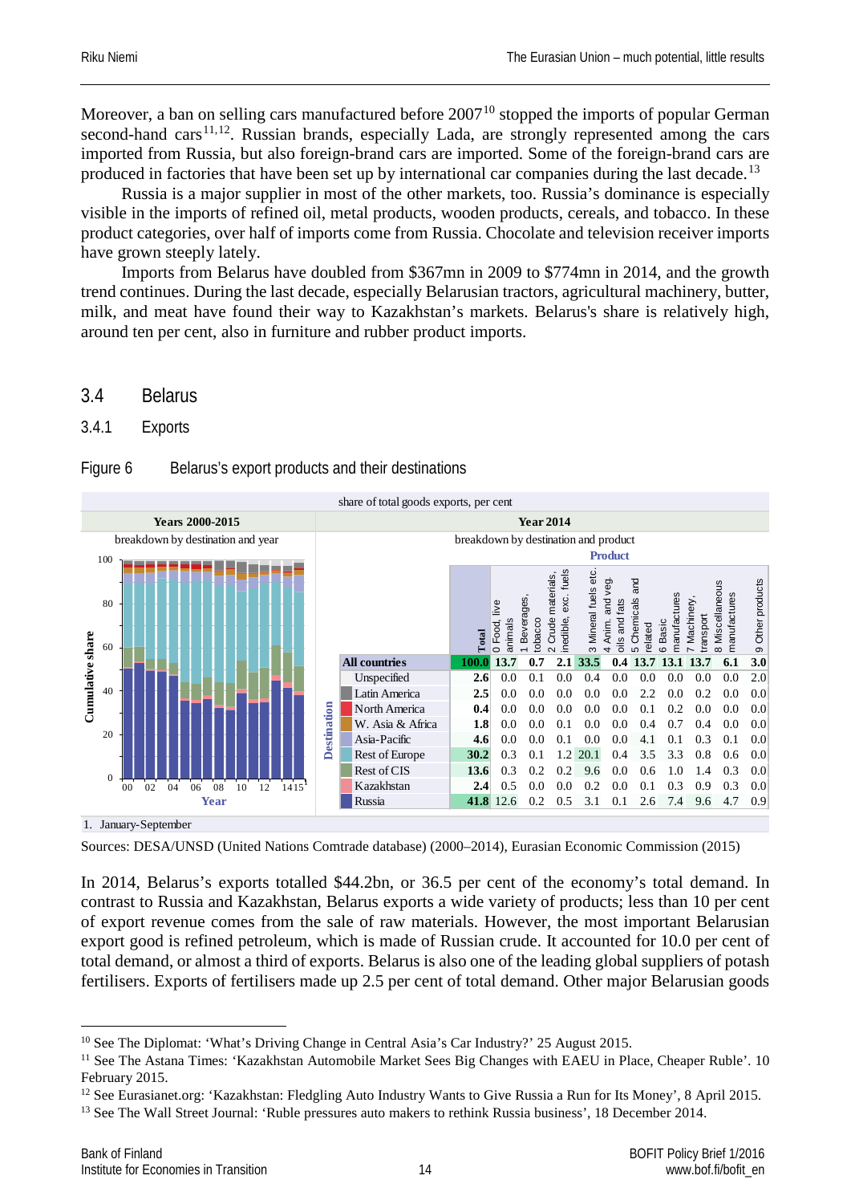Moreover, a ban on selling cars manufactured before 2007[10] stopped the imports of popular German second-hand cars[11,12]. Russian brands, especially Lada, are strongly represented among the cars imported from Russia, but also foreign-brand cars are imported. Some of the foreign-brand cars are produced in factories that have been set up by international car companies during the last decade.[13]

Russia is a major supplier in most of the other markets, too. Russia's dominance is especially visible in the imports of refined oil, metal products, wooden products, cereals, and tobacco. In these product categories, over half of imports come from Russia. Chocolate and television receiver imports have grown steeply lately.

Imports from Belarus have doubled from $367mn in 2009 to $774mn in 2014, and the growth trend continues. During the last decade, especially Belarusian tractors, agricultural machinery, butter, milk, and meat have found their way to Kazakhstan's markets. Belarus's share is relatively high, around ten per cent, also in furniture and rubber product imports.

## 3.4 Belarus

### 3.4.1 Exports

Figure 6 Belarus's export products and their destinations

share of total goods exports, per cent

Years 2000-2015: breakdown by destination and year (Cumulative share by Year: 00, 02, 04, 06, 08, 10, 12, 14, 15[1])

Year 2014: breakdown by destination and product

| Destination | Total | 0 Food, live animals | 1 Beverages, tobacco | 2 Crude materials, inedible, exc. fuels | 3 Mineral fuels etc. | 4 Anim. and veg. oils and fats | 5 Chemicals and related | 6 Basic manufactures | 7 Machinery, transport | 8 Miscellaneous manufactures | 9 Other products |
|---|---|---|---|---|---|---|---|---|---|---|---|
| **All countries** | **100.0** | **13.7** | **0.7** | **2.1** | **33.5** | **0.4** | **13.7** | **13.1** | **13.7** | **6.1** | **3.0** |
| Unspecified | 2.6 | 0.0 | 0.1 | 0.0 | 0.4 | 0.0 | 0.0 | 0.0 | 0.0 | 0.0 | 2.0 |
| Latin America | 2.5 | 0.0 | 0.0 | 0.0 | 0.0 | 0.0 | 2.2 | 0.0 | 0.2 | 0.0 | 0.0 |
| North America | 0.4 | 0.0 | 0.0 | 0.0 | 0.0 | 0.0 | 0.1 | 0.2 | 0.0 | 0.0 | 0.0 |
| W. Asia & Africa | 1.8 | 0.0 | 0.0 | 0.1 | 0.0 | 0.0 | 0.4 | 0.7 | 0.4 | 0.0 | 0.0 |
| Asia-Pacific | 4.6 | 0.0 | 0.0 | 0.1 | 0.0 | 0.0 | 4.1 | 0.1 | 0.3 | 0.1 | 0.0 |
| Rest of Europe | 30.2 | 0.3 | 0.1 | 1.2 | 20.1 | 0.4 | 3.5 | 3.3 | 0.8 | 0.6 | 0.0 |
| Rest of CIS | 13.6 | 0.3 | 0.2 | 0.2 | 9.6 | 0.0 | 0.6 | 1.0 | 1.4 | 0.3 | 0.0 |
| Kazakhstan | 2.4 | 0.5 | 0.0 | 0.0 | 0.2 | 0.0 | 0.1 | 0.3 | 0.9 | 0.3 | 0.0 |
| Russia | 41.8 | 12.6 | 0.2 | 0.5 | 3.1 | 0.1 | 2.6 | 7.4 | 9.6 | 4.7 | 0.9 |

1. January-September

Sources: DESA/UNSD (United Nations Comtrade database) (2000–2014), Eurasian Economic Commission (2015)

In 2014, Belarus's exports totalled $44.2bn, or 36.5 per cent of the economy's total demand. In contrast to Russia and Kazakhstan, Belarus exports a wide variety of products; less than 10 per cent of export revenue comes from the sale of raw materials. However, the most important Belarusian export good is refined petroleum, which is made of Russian crude. It accounted for 10.0 per cent of total demand, or almost a third of exports. Belarus is also one of the leading global suppliers of potash fertilisers. Exports of fertilisers made up 2.5 per cent of total demand. Other major Belarusian goods

---

[10] See The Diplomat: 'What's Driving Change in Central Asia's Car Industry?' 25 August 2015.

[11] See The Astana Times: 'Kazakhstan Automobile Market Sees Big Changes with EAEU in Place, Cheaper Ruble'. 10 February 2015.

[12] See Eurasianet.org: 'Kazakhstan: Fledgling Auto Industry Wants to Give Russia a Run for Its Money', 8 April 2015.

[13] See The Wall Street Journal: 'Ruble pressures auto makers to rethink Russia business', 18 December 2014.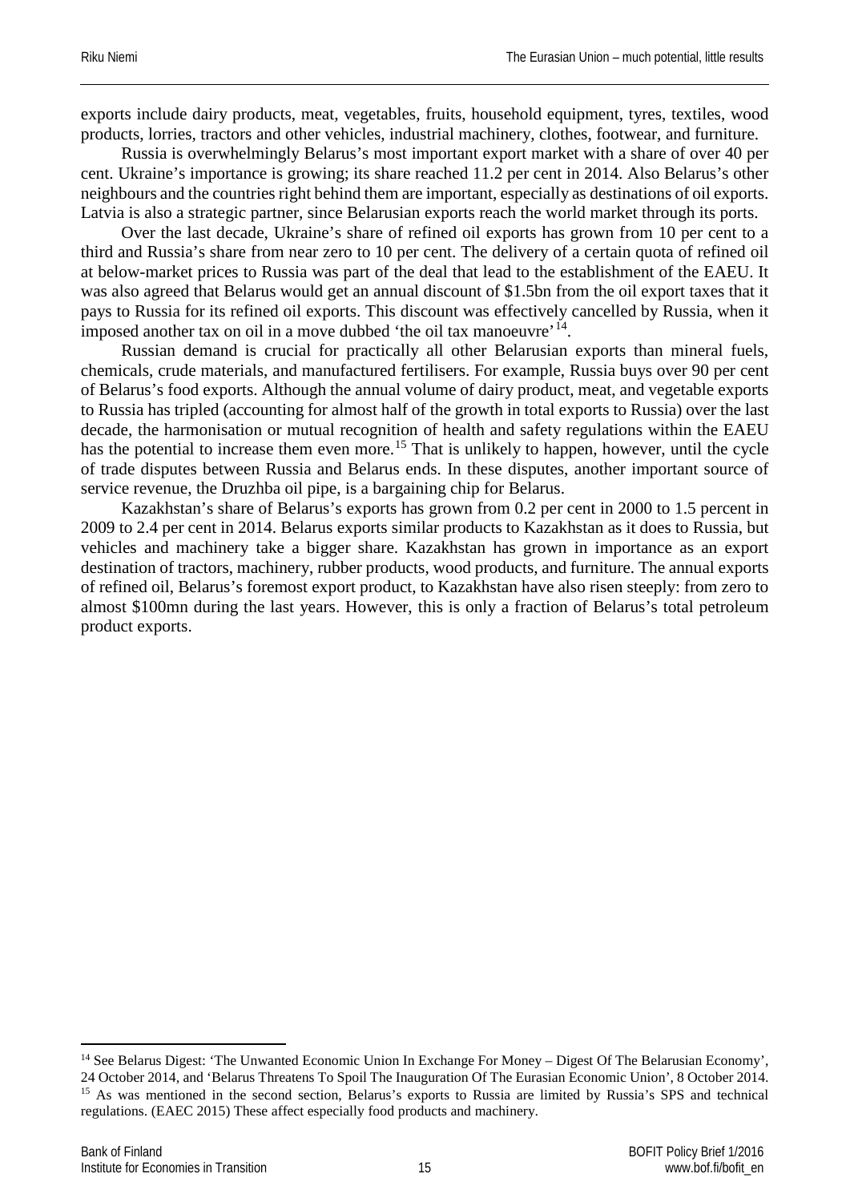exports include dairy products, meat, vegetables, fruits, household equipment, tyres, textiles, wood products, lorries, tractors and other vehicles, industrial machinery, clothes, footwear, and furniture.

Russia is overwhelmingly Belarus's most important export market with a share of over 40 per cent. Ukraine's importance is growing; its share reached 11.2 per cent in 2014. Also Belarus's other neighbours and the countries right behind them are important, especially as destinations of oil exports. Latvia is also a strategic partner, since Belarusian exports reach the world market through its ports.

Over the last decade, Ukraine's share of refined oil exports has grown from 10 per cent to a third and Russia's share from near zero to 10 per cent. The delivery of a certain quota of refined oil at below-market prices to Russia was part of the deal that lead to the establishment of the EAEU. It was also agreed that Belarus would get an annual discount of $1.5bn from the oil export taxes that it pays to Russia for its refined oil exports. This discount was effectively cancelled by Russia, when it imposed another tax on oil in a move dubbed 'the oil tax manoeuvre'[14].

Russian demand is crucial for practically all other Belarusian exports than mineral fuels, chemicals, crude materials, and manufactured fertilisers. For example, Russia buys over 90 per cent of Belarus's food exports. Although the annual volume of dairy product, meat, and vegetable exports to Russia has tripled (accounting for almost half of the growth in total exports to Russia) over the last decade, the harmonisation or mutual recognition of health and safety regulations within the EAEU has the potential to increase them even more.[15] That is unlikely to happen, however, until the cycle of trade disputes between Russia and Belarus ends. In these disputes, another important source of service revenue, the Druzhba oil pipe, is a bargaining chip for Belarus.

Kazakhstan's share of Belarus's exports has grown from 0.2 per cent in 2000 to 1.5 percent in 2009 to 2.4 per cent in 2014. Belarus exports similar products to Kazakhstan as it does to Russia, but vehicles and machinery take a bigger share. Kazakhstan has grown in importance as an export destination of tractors, machinery, rubber products, wood products, and furniture. The annual exports of refined oil, Belarus's foremost export product, to Kazakhstan have also risen steeply: from zero to almost $100mn during the last years. However, this is only a fraction of Belarus's total petroleum product exports.

---

[14] See Belarus Digest: 'The Unwanted Economic Union In Exchange For Money – Digest Of The Belarusian Economy', 24 October 2014, and 'Belarus Threatens To Spoil The Inauguration Of The Eurasian Economic Union', 8 October 2014.

[15] As was mentioned in the second section, Belarus's exports to Russia are limited by Russia's SPS and technical regulations. (EAEC 2015) These affect especially food products and machinery.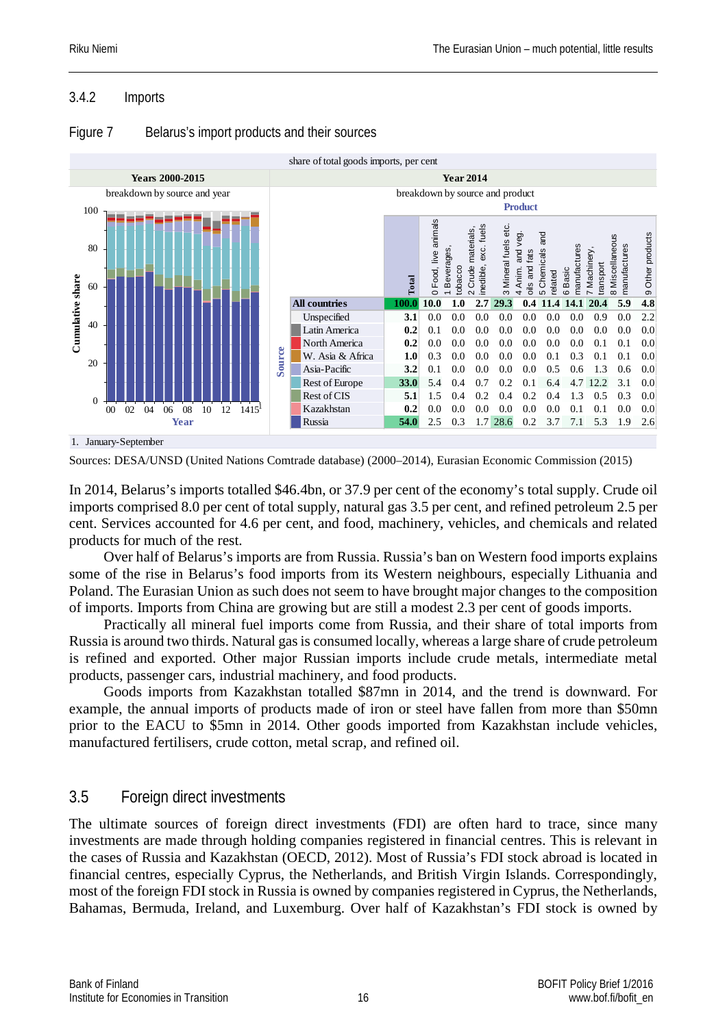### 3.4.2 Imports

Figure 7 Belarus's import products and their sources

share of total goods imports, per cent

**Years 2000-2015** — breakdown by source and year

**Year 2014** — breakdown by source and product

| Source | Total | 0 Food, live animals | 1 Beverages, tobacco | 2 Crude materials, inedible, exc. fuels | 3 Mineral fuels etc. | 4 Anim. and veg. oils and fats | 5 Chemicals and related | 6 Basic manufactures | 7 Machinery, transport | 8 Miscellaneous manufactures | 9 Other products |
|---|---|---|---|---|---|---|---|---|---|---|---|
| **All countries** | **100.0** | **10.0** | **1.0** | **2.7** | **29.3** | **0.4** | **11.4** | **14.1** | **20.4** | **5.9** | **4.8** |
| Unspecified | 3.1 | 0.0 | 0.0 | 0.0 | 0.0 | 0.0 | 0.0 | 0.0 | 0.9 | 0.0 | 2.2 |
| Latin America | 0.2 | 0.1 | 0.0 | 0.0 | 0.0 | 0.0 | 0.0 | 0.0 | 0.0 | 0.0 | 0.0 |
| North America | 0.2 | 0.0 | 0.0 | 0.0 | 0.0 | 0.0 | 0.0 | 0.0 | 0.1 | 0.1 | 0.0 |
| W. Asia & Africa | 1.0 | 0.3 | 0.0 | 0.0 | 0.0 | 0.0 | 0.1 | 0.3 | 0.1 | 0.1 | 0.0 |
| Asia-Pacific | 3.2 | 0.1 | 0.0 | 0.0 | 0.0 | 0.0 | 0.5 | 0.6 | 1.3 | 0.6 | 0.0 |
| Rest of Europe | 33.0 | 5.4 | 0.4 | 0.7 | 0.2 | 0.1 | 6.4 | 4.7 | 12.2 | 3.1 | 0.0 |
| Rest of CIS | 5.1 | 1.5 | 0.4 | 0.2 | 0.4 | 0.2 | 0.4 | 1.3 | 0.5 | 0.3 | 0.0 |
| Kazakhstan | 0.2 | 0.0 | 0.0 | 0.0 | 0.0 | 0.0 | 0.0 | 0.1 | 0.1 | 0.0 | 0.0 |
| Russia | 54.0 | 2.5 | 0.3 | 1.7 | 28.6 | 0.2 | 3.7 | 7.1 | 5.3 | 1.9 | 2.6 |

1. January-September

Sources: DESA/UNSD (United Nations Comtrade database) (2000–2014), Eurasian Economic Commission (2015)

In 2014, Belarus's imports totalled $46.4bn, or 37.9 per cent of the economy's total supply. Crude oil imports comprised 8.0 per cent of total supply, natural gas 3.5 per cent, and refined petroleum 2.5 per cent. Services accounted for 4.6 per cent, and food, machinery, vehicles, and chemicals and related products for much of the rest.

Over half of Belarus's imports are from Russia. Russia's ban on Western food imports explains some of the rise in Belarus's food imports from its Western neighbours, especially Lithuania and Poland. The Eurasian Union as such does not seem to have brought major changes to the composition of imports. Imports from China are growing but are still a modest 2.3 per cent of goods imports.

Practically all mineral fuel imports come from Russia, and their share of total imports from Russia is around two thirds. Natural gas is consumed locally, whereas a large share of crude petroleum is refined and exported. Other major Russian imports include crude metals, intermediate metal products, passenger cars, industrial machinery, and food products.

Goods imports from Kazakhstan totalled $87mn in 2014, and the trend is downward. For example, the annual imports of products made of iron or steel have fallen from more than $50mn prior to the EACU to $5mn in 2014. Other goods imported from Kazakhstan include vehicles, manufactured fertilisers, crude cotton, metal scrap, and refined oil.

## 3.5 Foreign direct investments

The ultimate sources of foreign direct investments (FDI) are often hard to trace, since many investments are made through holding companies registered in financial centres. This is relevant in the cases of Russia and Kazakhstan (OECD, 2012). Most of Russia's FDI stock abroad is located in financial centres, especially Cyprus, the Netherlands, and British Virgin Islands. Correspondingly, most of the foreign FDI stock in Russia is owned by companies registered in Cyprus, the Netherlands, Bahamas, Bermuda, Ireland, and Luxemburg. Over half of Kazakhstan's FDI stock is owned by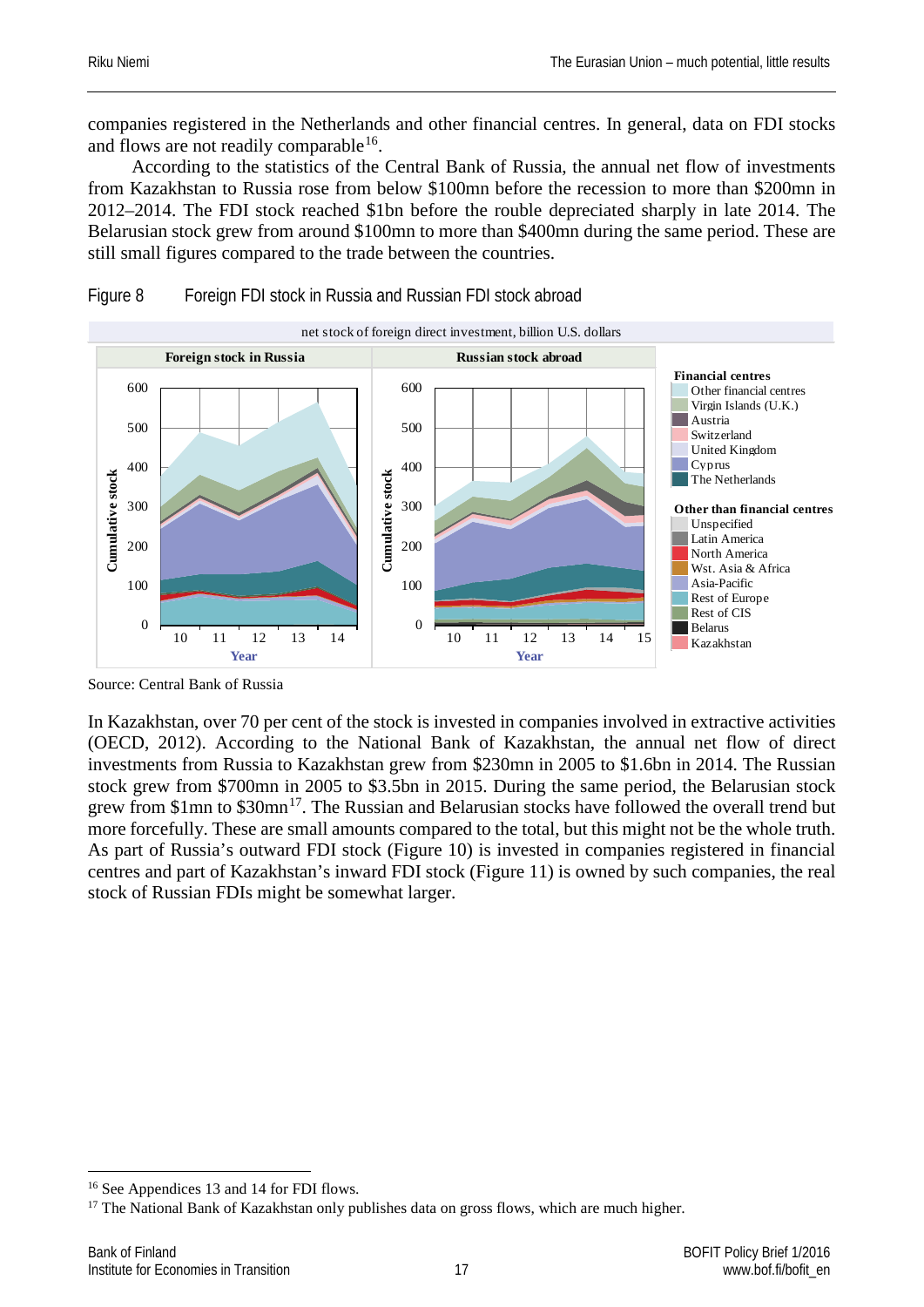companies registered in the Netherlands and other financial centres. In general, data on FDI stocks and flows are not readily comparable[16].

According to the statistics of the Central Bank of Russia, the annual net flow of investments from Kazakhstan to Russia rose from below \$100mn before the recession to more than \$200mn in 2012–2014. The FDI stock reached \$1bn before the rouble depreciated sharply in late 2014. The Belarusian stock grew from around \$100mn to more than \$400mn during the same period. These are still small figures compared to the trade between the countries.

Figure 8 Foreign FDI stock in Russia and Russian FDI stock abroad

Source: Central Bank of Russia

In Kazakhstan, over 70 per cent of the stock is invested in companies involved in extractive activities (OECD, 2012). According to the National Bank of Kazakhstan, the annual net flow of direct investments from Russia to Kazakhstan grew from \$230mn in 2005 to \$1.6bn in 2014. The Russian stock grew from \$700mn in 2005 to \$3.5bn in 2015. During the same period, the Belarusian stock grew from \$1mn to \$30mn[17]. The Russian and Belarusian stocks have followed the overall trend but more forcefully. These are small amounts compared to the total, but this might not be the whole truth. As part of Russia's outward FDI stock (Figure 10) is invested in companies registered in financial centres and part of Kazakhstan's inward FDI stock (Figure 11) is owned by such companies, the real stock of Russian FDIs might be somewhat larger.

[16] See Appendices 13 and 14 for FDI flows.

[17] The National Bank of Kazakhstan only publishes data on gross flows, which are much higher.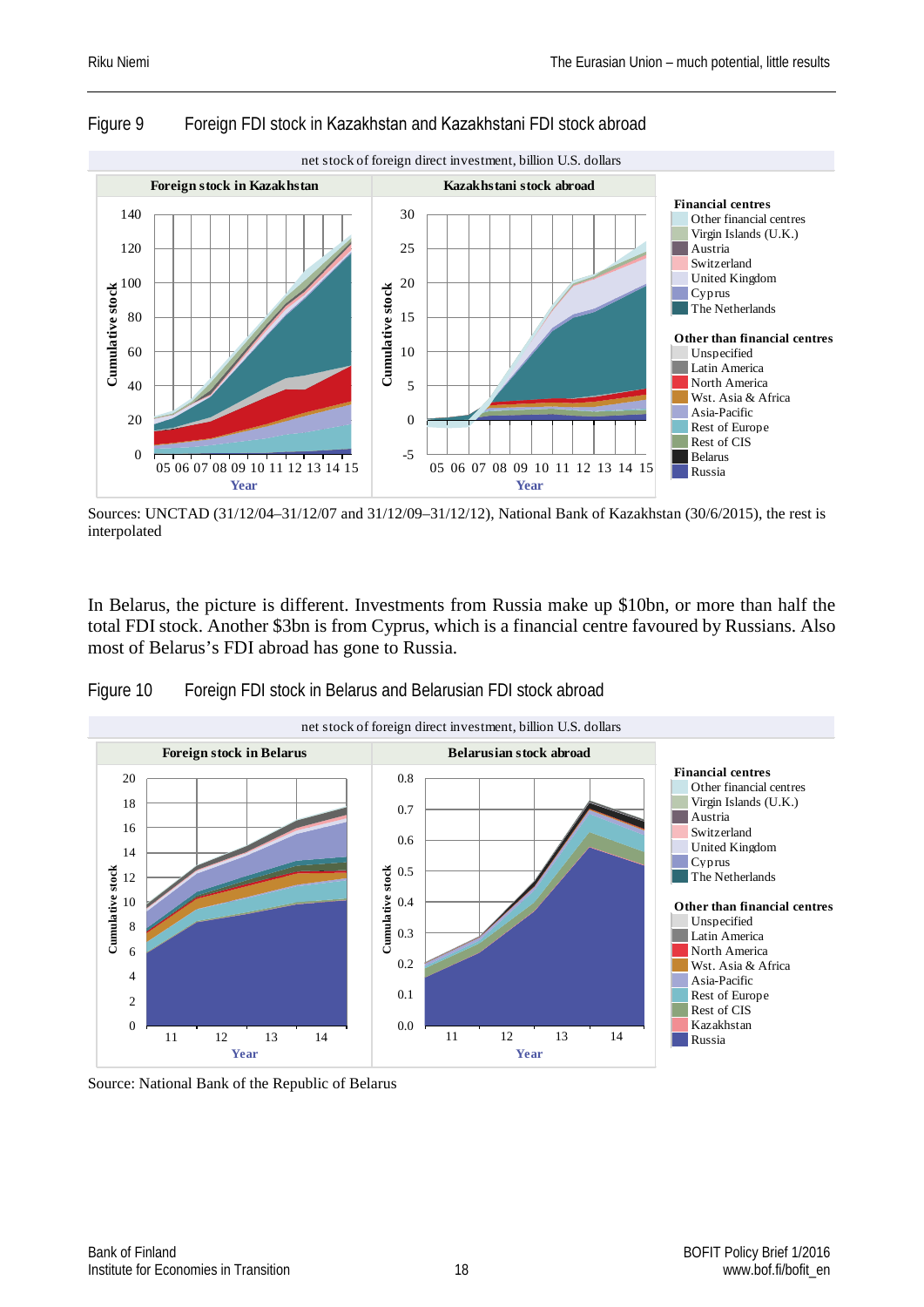Figure 9 Foreign FDI stock in Kazakhstan and Kazakhstani FDI stock abroad

Sources: UNCTAD (31/12/04–31/12/07 and 31/12/09–31/12/12), National Bank of Kazakhstan (30/6/2015), the rest is interpolated

In Belarus, the picture is different. Investments from Russia make up $10bn, or more than half the total FDI stock. Another $3bn is from Cyprus, which is a financial centre favoured by Russians. Also most of Belarus's FDI abroad has gone to Russia.

Figure 10 Foreign FDI stock in Belarus and Belarusian FDI stock abroad

Source: National Bank of the Republic of Belarus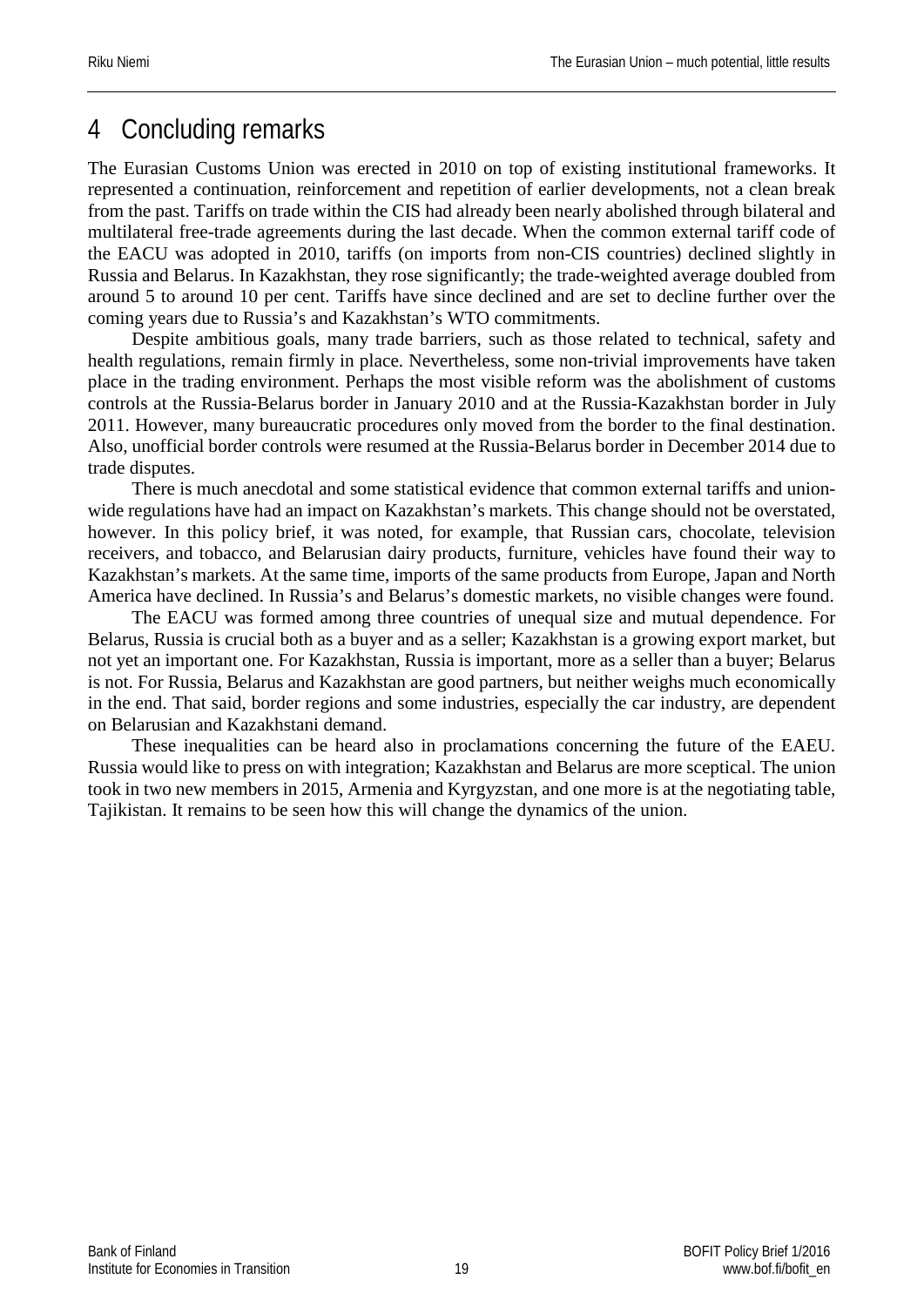# 4 Concluding remarks

The Eurasian Customs Union was erected in 2010 on top of existing institutional frameworks. It represented a continuation, reinforcement and repetition of earlier developments, not a clean break from the past. Tariffs on trade within the CIS had already been nearly abolished through bilateral and multilateral free-trade agreements during the last decade. When the common external tariff code of the EACU was adopted in 2010, tariffs (on imports from non-CIS countries) declined slightly in Russia and Belarus. In Kazakhstan, they rose significantly; the trade-weighted average doubled from around 5 to around 10 per cent. Tariffs have since declined and are set to decline further over the coming years due to Russia's and Kazakhstan's WTO commitments.

Despite ambitious goals, many trade barriers, such as those related to technical, safety and health regulations, remain firmly in place. Nevertheless, some non-trivial improvements have taken place in the trading environment. Perhaps the most visible reform was the abolishment of customs controls at the Russia-Belarus border in January 2010 and at the Russia-Kazakhstan border in July 2011. However, many bureaucratic procedures only moved from the border to the final destination. Also, unofficial border controls were resumed at the Russia-Belarus border in December 2014 due to trade disputes.

There is much anecdotal and some statistical evidence that common external tariffs and union-wide regulations have had an impact on Kazakhstan's markets. This change should not be overstated, however. In this policy brief, it was noted, for example, that Russian cars, chocolate, television receivers, and tobacco, and Belarusian dairy products, furniture, vehicles have found their way to Kazakhstan's markets. At the same time, imports of the same products from Europe, Japan and North America have declined. In Russia's and Belarus's domestic markets, no visible changes were found.

The EACU was formed among three countries of unequal size and mutual dependence. For Belarus, Russia is crucial both as a buyer and as a seller; Kazakhstan is a growing export market, but not yet an important one. For Kazakhstan, Russia is important, more as a seller than a buyer; Belarus is not. For Russia, Belarus and Kazakhstan are good partners, but neither weighs much economically in the end. That said, border regions and some industries, especially the car industry, are dependent on Belarusian and Kazakhstani demand.

These inequalities can be heard also in proclamations concerning the future of the EAEU. Russia would like to press on with integration; Kazakhstan and Belarus are more sceptical. The union took in two new members in 2015, Armenia and Kyrgyzstan, and one more is at the negotiating table, Tajikistan. It remains to be seen how this will change the dynamics of the union.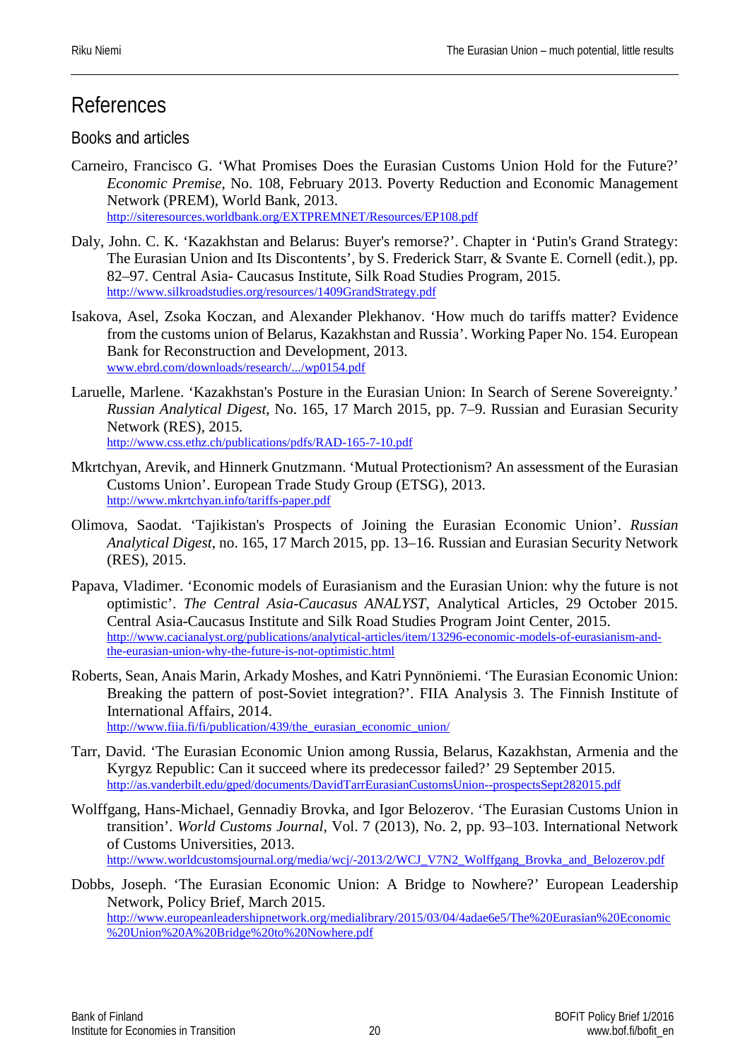# References

## Books and articles

Carneiro, Francisco G. 'What Promises Does the Eurasian Customs Union Hold for the Future?' *Economic Premise*, No. 108, February 2013. Poverty Reduction and Economic Management Network (PREM), World Bank, 2013.
http://siteresources.worldbank.org/EXTPREMNET/Resources/EP108.pdf

Daly, John. C. K. 'Kazakhstan and Belarus: Buyer's remorse?'. Chapter in 'Putin's Grand Strategy: The Eurasian Union and Its Discontents', by S. Frederick Starr, & Svante E. Cornell (edit.), pp. 82–97. Central Asia- Caucasus Institute, Silk Road Studies Program, 2015.
http://www.silkroadstudies.org/resources/1409GrandStrategy.pdf

Isakova, Asel, Zsoka Koczan, and Alexander Plekhanov. 'How much do tariffs matter? Evidence from the customs union of Belarus, Kazakhstan and Russia'. Working Paper No. 154. European Bank for Reconstruction and Development, 2013.
www.ebrd.com/downloads/research/.../wp0154.pdf

Laruelle, Marlene. 'Kazakhstan's Posture in the Eurasian Union: In Search of Serene Sovereignty.' *Russian Analytical Digest*, No. 165, 17 March 2015, pp. 7–9. Russian and Eurasian Security Network (RES), 2015.
http://www.css.ethz.ch/publications/pdfs/RAD-165-7-10.pdf

Mkrtchyan, Arevik, and Hinnerk Gnutzmann. 'Mutual Protectionism? An assessment of the Eurasian Customs Union'. European Trade Study Group (ETSG), 2013.
http://www.mkrtchyan.info/tariffs-paper.pdf

Olimova, Saodat. 'Tajikistan's Prospects of Joining the Eurasian Economic Union'. *Russian Analytical Digest*, no. 165, 17 March 2015, pp. 13–16. Russian and Eurasian Security Network (RES), 2015.

Papava, Vladimer. 'Economic models of Eurasianism and the Eurasian Union: why the future is not optimistic'. *The Central Asia-Caucasus ANALYST*, Analytical Articles, 29 October 2015. Central Asia-Caucasus Institute and Silk Road Studies Program Joint Center, 2015.
http://www.cacianalyst.org/publications/analytical-articles/item/13296-economic-models-of-eurasianism-and-the-eurasian-union-why-the-future-is-not-optimistic.html

Roberts, Sean, Anais Marin, Arkady Moshes, and Katri Pynnöniemi. 'The Eurasian Economic Union: Breaking the pattern of post-Soviet integration?'. FIIA Analysis 3. The Finnish Institute of International Affairs, 2014.
http://www.fiia.fi/fi/publication/439/the_eurasian_economic_union/

Tarr, David. 'The Eurasian Economic Union among Russia, Belarus, Kazakhstan, Armenia and the Kyrgyz Republic: Can it succeed where its predecessor failed?' 29 September 2015.
http://as.vanderbilt.edu/gped/documents/DavidTarrEurasianCustomsUnion--prospectsSept282015.pdf

Wolffgang, Hans-Michael, Gennadiy Brovka, and Igor Belozerov. 'The Eurasian Customs Union in transition'. *World Customs Journal*, Vol. 7 (2013), No. 2, pp. 93–103. International Network of Customs Universities, 2013.
http://www.worldcustomsjournal.org/media/wcj/-2013/2/WCJ_V7N2_Wolffgang_Brovka_and_Belozerov.pdf

Dobbs, Joseph. 'The Eurasian Economic Union: A Bridge to Nowhere?' European Leadership Network, Policy Brief, March 2015.
http://www.europeanleadershipnetwork.org/medialibrary/2015/03/04/4adae6e5/The%20Eurasian%20Economic%20Union%20A%20Bridge%20to%20Nowhere.pdf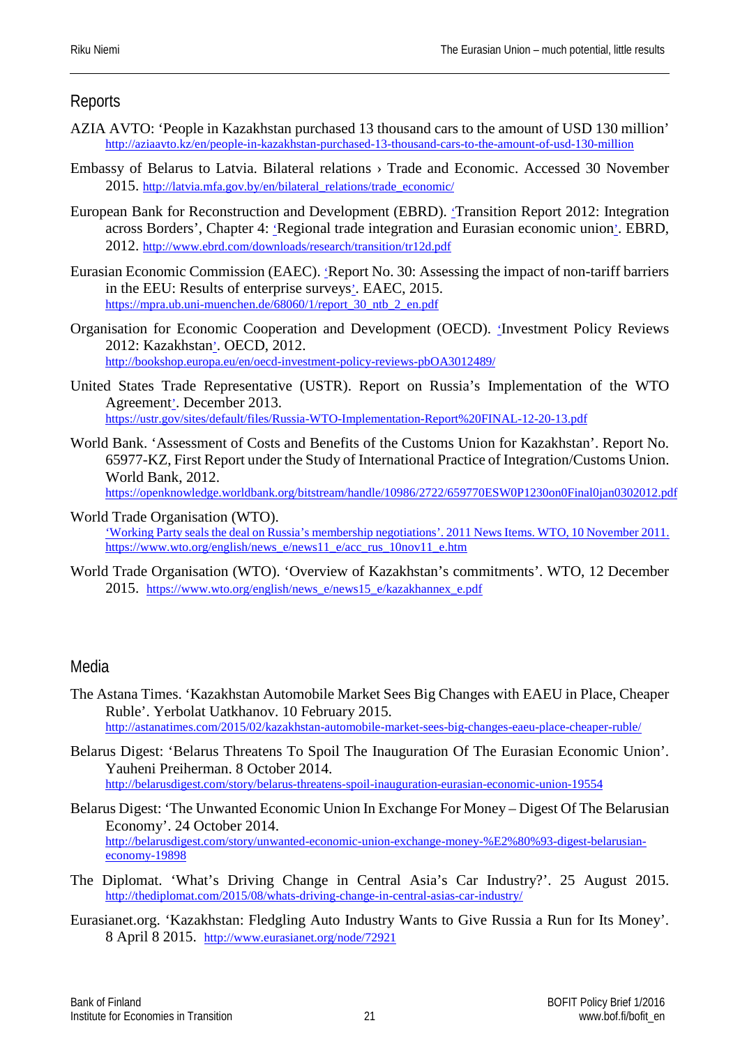## Reports

AZIA AVTO: 'People in Kazakhstan purchased 13 thousand cars to the amount of USD 130 million' http://aziaavto.kz/en/people-in-kazakhstan-purchased-13-thousand-cars-to-the-amount-of-usd-130-million

Embassy of Belarus to Latvia. Bilateral relations › Trade and Economic. Accessed 30 November 2015. http://latvia.mfa.gov.by/en/bilateral_relations/trade_economic/

European Bank for Reconstruction and Development (EBRD). 'Transition Report 2012: Integration across Borders', Chapter 4: 'Regional trade integration and Eurasian economic union'. EBRD, 2012. http://www.ebrd.com/downloads/research/transition/tr12d.pdf

Eurasian Economic Commission (EAEC). 'Report No. 30: Assessing the impact of non-tariff barriers in the EEU: Results of enterprise surveys'. EAEC, 2015. https://mpra.ub.uni-muenchen.de/68060/1/report_30_ntb_2_en.pdf

Organisation for Economic Cooperation and Development (OECD). 'Investment Policy Reviews 2012: Kazakhstan'. OECD, 2012. http://bookshop.europa.eu/en/oecd-investment-policy-reviews-pbOA3012489/

United States Trade Representative (USTR). Report on Russia's Implementation of the WTO Agreement'. December 2013. https://ustr.gov/sites/default/files/Russia-WTO-Implementation-Report%20FINAL-12-20-13.pdf

World Bank. 'Assessment of Costs and Benefits of the Customs Union for Kazakhstan'. Report No. 65977-KZ, First Report under the Study of International Practice of Integration/Customs Union. World Bank, 2012. https://openknowledge.worldbank.org/bitstream/handle/10986/2722/659770ESW0P1230on0Final0jan0302012.pdf

World Trade Organisation (WTO). 'Working Party seals the deal on Russia's membership negotiations'. 2011 News Items. WTO, 10 November 2011. https://www.wto.org/english/news_e/news11_e/acc_rus_10nov11_e.htm

World Trade Organisation (WTO). 'Overview of Kazakhstan's commitments'. WTO, 12 December 2015. https://www.wto.org/english/news_e/news15_e/kazakhannex_e.pdf

## Media

The Astana Times. 'Kazakhstan Automobile Market Sees Big Changes with EAEU in Place, Cheaper Ruble'. Yerbolat Uatkhanov. 10 February 2015. http://astanatimes.com/2015/02/kazakhstan-automobile-market-sees-big-changes-eaeu-place-cheaper-ruble/

Belarus Digest: 'Belarus Threatens To Spoil The Inauguration Of The Eurasian Economic Union'. Yauheni Preiherman. 8 October 2014. http://belarusdigest.com/story/belarus-threatens-spoil-inauguration-eurasian-economic-union-19554

Belarus Digest: 'The Unwanted Economic Union In Exchange For Money – Digest Of The Belarusian Economy'. 24 October 2014. http://belarusdigest.com/story/unwanted-economic-union-exchange-money-%E2%80%93-digest-belarusian-economy-19898

The Diplomat. 'What's Driving Change in Central Asia's Car Industry?'. 25 August 2015. http://thediplomat.com/2015/08/whats-driving-change-in-central-asias-car-industry/

Eurasianet.org. 'Kazakhstan: Fledgling Auto Industry Wants to Give Russia a Run for Its Money'. 8 April 8 2015. http://www.eurasianet.org/node/72921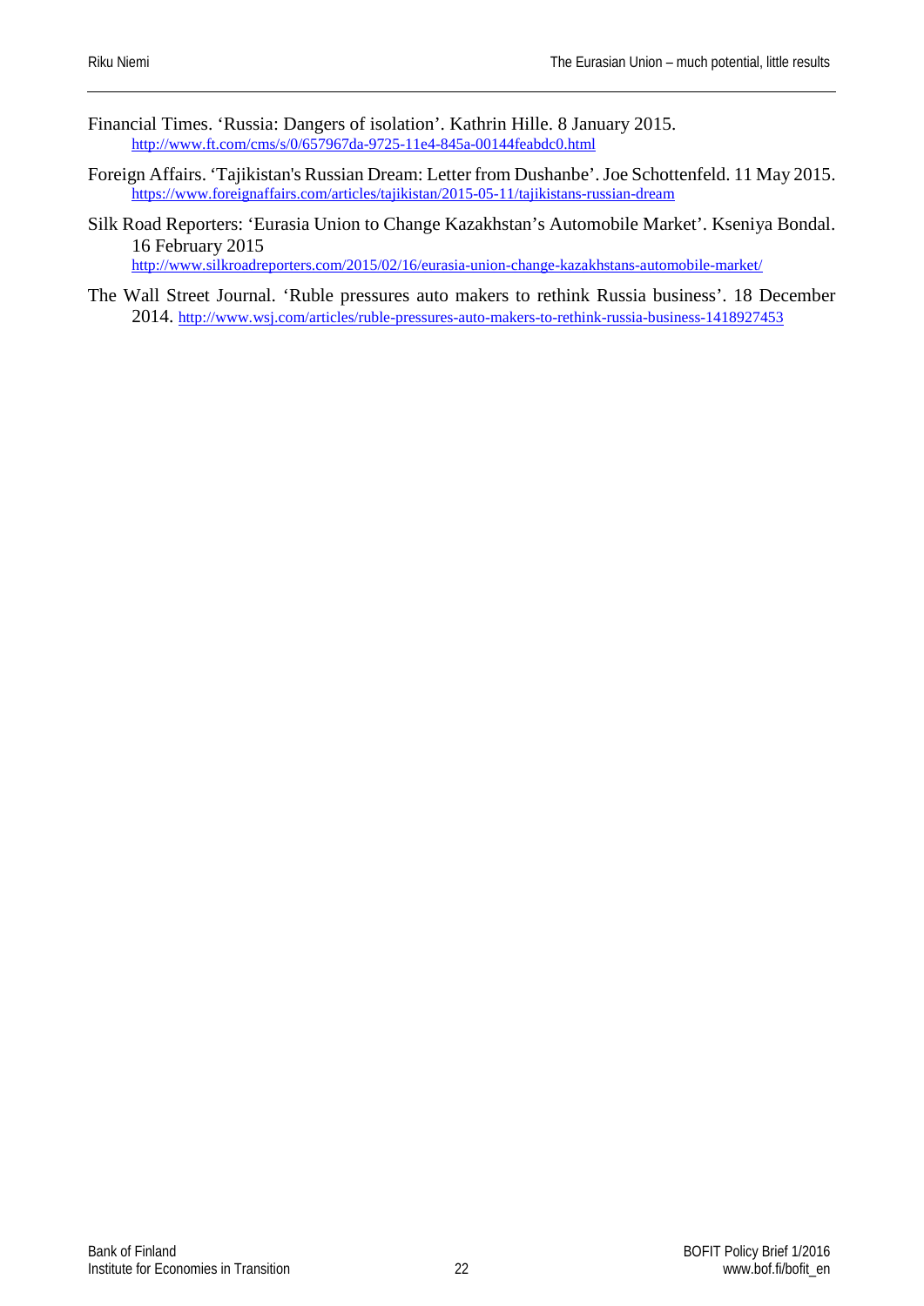Financial Times. 'Russia: Dangers of isolation'. Kathrin Hille. 8 January 2015. http://www.ft.com/cms/s/0/657967da-9725-11e4-845a-00144feabdc0.html

Foreign Affairs. 'Tajikistan's Russian Dream: Letter from Dushanbe'. Joe Schottenfeld. 11 May 2015. https://www.foreignaffairs.com/articles/tajikistan/2015-05-11/tajikistans-russian-dream

Silk Road Reporters: 'Eurasia Union to Change Kazakhstan's Automobile Market'. Kseniya Bondal. 16 February 2015 http://www.silkroadreporters.com/2015/02/16/eurasia-union-change-kazakhstans-automobile-market/

The Wall Street Journal. 'Ruble pressures auto makers to rethink Russia business'. 18 December 2014. http://www.wsj.com/articles/ruble-pressures-auto-makers-to-rethink-russia-business-1418927453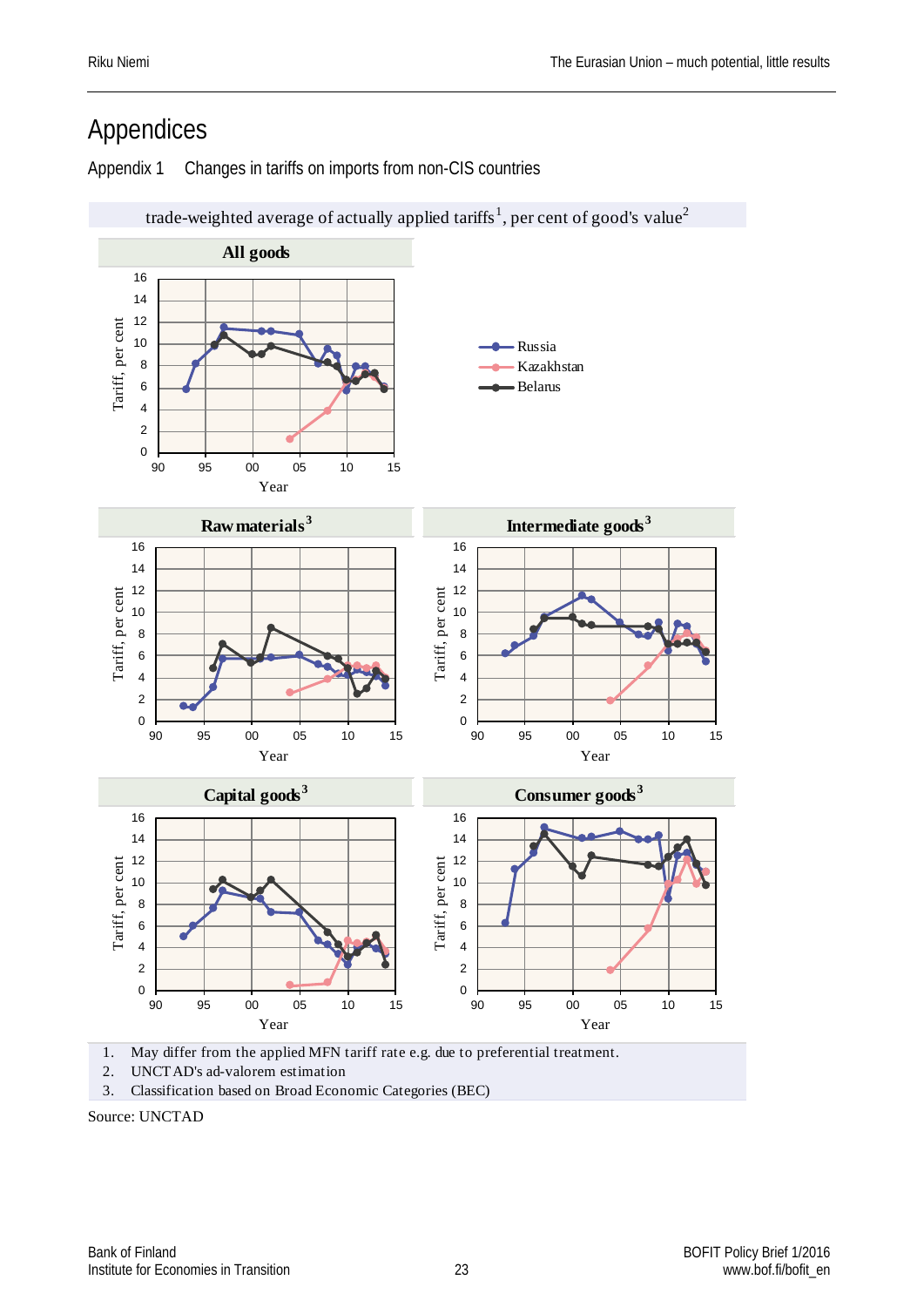# Appendices

Appendix 1 Changes in tariffs on imports from non-CIS countries

trade-weighted average of actually applied tariffs[1], per cent of good's value[2]

**All goods**

**Raw materials**[3]

**Intermediate goods**[3]

**Capital goods**[3]

**Consumer goods**[3]

Legend: Russia, Kazakhstan, Belarus

1. May differ from the applied MFN tariff rate e.g. due to preferential treatment.
2. UNCTAD's ad-valorem estimation
3. Classification based on Broad Economic Categories (BEC)

Source: UNCTAD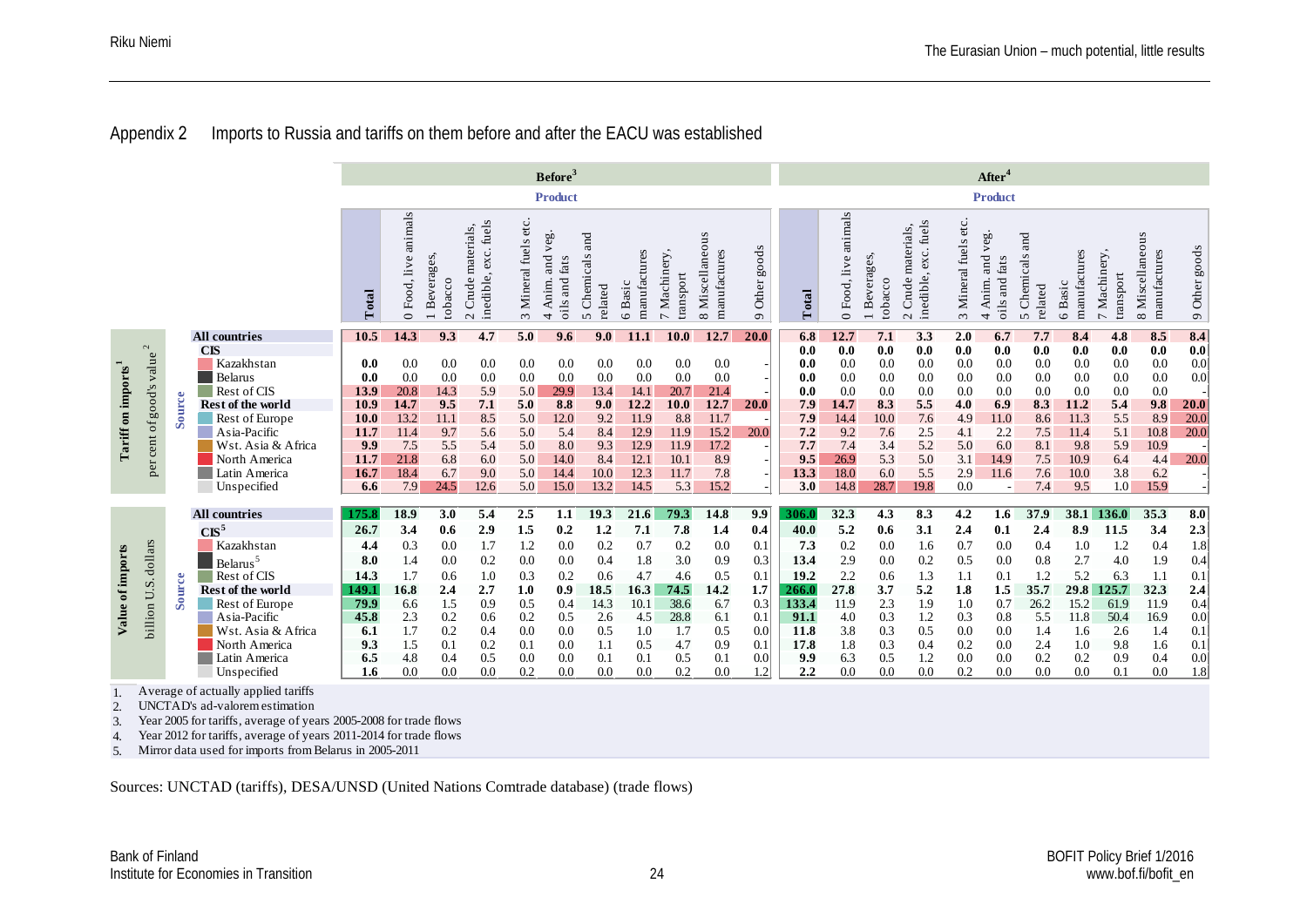## Appendix 2 Imports to Russia and tariffs on them before and after the EACU was established

| | | | Before[3] | | | | | | | | | | | After[4] | | | | | | | | | | |
|---|---|---|---|---|---|---|---|---|---|---|---|---|---|---|---|---|---|---|---|---|---|---|---|---|
| | | | Product | | | | | | | | | | | Product | | | | | | | | | | |
| | | | Total | 0 Food, live animals | 1 Beverages, tobacco | 2 Crude materials, inedible, exc. fuels | 3 Mineral fuels etc. | 4 Anim. and veg. oils and fats | 5 Chemicals and related | 6 Basic manufactures | 7 Machinery, transport | 8 Miscellaneous manufactures | 9 Other goods | Total | 0 Food, live animals | 1 Beverages, tobacco | 2 Crude materials, inedible, exc. fuels | 3 Mineral fuels etc. | 4 Anim. and veg. oils and fats | 5 Chemicals and related | 6 Basic manufactures | 7 Machinery, transport | 8 Miscellaneous manufactures | 9 Other goods |
| **Tariff on imports[1]** per cent of good's value[2] | Source | **All countries** | **10.5** | **14.3** | **9.3** | **4.7** | **5.0** | **9.6** | **9.0** | **11.1** | **10.0** | **12.7** | **20.0** | **6.8** | **12.7** | **7.1** | **3.3** | **2.0** | **6.7** | **7.7** | **8.4** | **4.8** | **8.5** | **8.4** |
| | | **CIS** | | | | | | | | | | | | **0.0** | **0.0** | **0.0** | **0.0** | **0.0** | **0.0** | **0.0** | **0.0** | **0.0** | **0.0** | **0.0** |
| | | Kazakhstan | 0.0 | 0.0 | 0.0 | 0.0 | 0.0 | 0.0 | 0.0 | 0.0 | 0.0 | 0.0 | - | 0.0 | 0.0 | 0.0 | 0.0 | 0.0 | 0.0 | 0.0 | 0.0 | 0.0 | 0.0 | 0.0 |
| | | Belarus | 0.0 | 0.0 | 0.0 | 0.0 | 0.0 | 0.0 | 0.0 | 0.0 | 0.0 | 0.0 | - | 0.0 | 0.0 | 0.0 | 0.0 | 0.0 | 0.0 | 0.0 | 0.0 | 0.0 | 0.0 | 0.0 |
| | | Rest of CIS | 13.9 | 20.8 | 14.3 | 5.9 | 5.0 | 29.9 | 13.4 | 14.1 | 20.7 | 21.4 | - | 0.0 | 0.0 | 0.0 | 0.0 | 0.0 | 0.0 | 0.0 | 0.0 | 0.0 | 0.0 | - |
| | | **Rest of the world** | **10.9** | **14.7** | **9.5** | **7.1** | **5.0** | **8.8** | **9.0** | **12.2** | **10.0** | **12.7** | **20.0** | **7.9** | **14.7** | **8.3** | **5.5** | **4.0** | **6.9** | **8.3** | **11.2** | **5.4** | **9.8** | **20.0** |
| | | Rest of Europe | 10.0 | 13.2 | 11.1 | 8.5 | 5.0 | 12.0 | 9.2 | 11.9 | 8.8 | 11.7 | - | 7.9 | 14.4 | 10.0 | 7.6 | 4.9 | 11.0 | 8.6 | 11.3 | 5.5 | 8.9 | 20.0 |
| | | Asia-Pacific | 11.7 | 11.4 | 9.7 | 5.6 | 5.0 | 5.4 | 8.4 | 12.9 | 11.9 | 15.2 | 20.0 | 7.2 | 9.2 | 7.6 | 2.5 | 4.1 | 2.2 | 7.5 | 11.4 | 5.1 | 10.8 | 20.0 |
| | | Wst. Asia & Africa | 9.9 | 7.5 | 5.5 | 5.4 | 5.0 | 8.0 | 9.3 | 12.9 | 11.9 | 17.2 | - | 7.7 | 7.4 | 3.4 | 5.2 | 5.0 | 6.0 | 8.1 | 9.8 | 5.9 | 10.9 | - |
| | | North America | 11.7 | 21.8 | 6.8 | 6.0 | 5.0 | 14.0 | 8.4 | 12.1 | 10.1 | 8.9 | - | 9.5 | 26.9 | 5.3 | 5.0 | 3.1 | 14.9 | 7.5 | 10.9 | 6.4 | 4.4 | 20.0 |
| | | Latin America | 16.7 | 18.4 | 6.7 | 9.0 | 5.0 | 14.4 | 10.0 | 12.3 | 11.7 | 7.8 | - | 13.3 | 18.0 | 6.0 | 5.5 | 2.9 | 11.6 | 7.6 | 10.0 | 3.8 | 6.2 | - |
| | | Unspecified | 6.6 | 7.9 | 24.5 | 12.6 | 5.0 | 15.0 | 13.2 | 14.5 | 5.3 | 15.2 | - | 3.0 | 14.8 | 28.7 | 19.8 | 0.0 | - | 7.4 | 9.5 | 1.0 | 15.9 | - |
| **Value of imports** billion U.S. dollars | Source | **All countries** | **175.8** | **18.9** | **3.0** | **5.4** | **2.5** | **1.1** | **19.3** | **21.6** | **79.3** | **14.8** | **9.9** | **306.0** | **32.3** | **4.3** | **8.3** | **4.2** | **1.6** | **37.9** | **38.1** | **136.0** | **35.3** | **8.0** |
| | | **CIS[5]** | **26.7** | **3.4** | **0.6** | **2.9** | **1.5** | **0.2** | **1.2** | **7.1** | **7.8** | **1.4** | **0.4** | **40.0** | **5.2** | **0.6** | **3.1** | **2.4** | **0.1** | **2.4** | **8.9** | **11.5** | **3.4** | **2.3** |
| | | Kazakhstan | 4.4 | 0.3 | 0.0 | 1.7 | 1.2 | 0.0 | 0.2 | 0.7 | 0.2 | 0.0 | 0.1 | 7.3 | 0.2 | 0.0 | 1.6 | 0.7 | 0.0 | 0.4 | 1.0 | 1.2 | 0.4 | 1.8 |
| | | Belarus[5] | 8.0 | 1.4 | 0.0 | 0.2 | 0.0 | 0.0 | 0.4 | 1.8 | 3.0 | 0.9 | 0.3 | 13.4 | 2.9 | 0.0 | 0.2 | 0.5 | 0.0 | 0.8 | 2.7 | 4.0 | 1.9 | 0.4 |
| | | Rest of CIS | 14.3 | 1.7 | 0.6 | 1.0 | 0.3 | 0.2 | 0.6 | 4.7 | 4.6 | 0.5 | 0.1 | 19.2 | 2.2 | 0.6 | 1.3 | 1.1 | 0.1 | 1.2 | 5.2 | 6.3 | 1.1 | 0.1 |
| | | **Rest of the world** | **149.1** | **16.8** | **2.4** | **2.7** | **1.0** | **0.9** | **18.5** | **16.3** | **74.5** | **14.2** | **1.7** | **266.0** | **27.8** | **3.7** | **5.2** | **1.8** | **1.5** | **35.7** | **29.8** | **125.7** | **32.3** | **2.4** |
| | | Rest of Europe | 79.9 | 6.6 | 1.5 | 0.9 | 0.5 | 0.4 | 14.3 | 10.1 | 38.6 | 6.7 | 0.3 | 133.4 | 11.9 | 2.3 | 1.9 | 1.0 | 0.7 | 26.2 | 15.2 | 61.9 | 11.9 | 0.4 |
| | | Asia-Pacific | 45.8 | 2.3 | 0.2 | 0.6 | 0.2 | 0.5 | 2.6 | 4.5 | 28.8 | 6.1 | 0.1 | 91.1 | 4.0 | 0.3 | 1.2 | 0.3 | 0.8 | 5.5 | 11.8 | 50.4 | 16.9 | 0.0 |
| | | Wst. Asia & Africa | 6.1 | 1.7 | 0.2 | 0.4 | 0.0 | 0.0 | 0.5 | 1.0 | 1.7 | 0.5 | 0.0 | 11.8 | 3.8 | 0.3 | 0.5 | 0.0 | 0.0 | 1.4 | 1.6 | 2.6 | 1.4 | 0.1 |
| | | North America | 9.3 | 1.5 | 0.1 | 0.2 | 0.1 | 0.0 | 1.1 | 0.5 | 4.7 | 0.9 | 0.1 | 17.8 | 1.8 | 0.3 | 0.4 | 0.2 | 0.0 | 2.4 | 1.0 | 9.8 | 1.6 | 0.1 |
| | | Latin America | 6.5 | 4.8 | 0.4 | 0.5 | 0.0 | 0.0 | 0.1 | 0.1 | 0.5 | 0.1 | 0.0 | 9.9 | 6.3 | 0.5 | 1.2 | 0.0 | 0.0 | 0.2 | 0.2 | 0.9 | 0.4 | 0.0 |
| | | Unspecified | 1.6 | 0.0 | 0.0 | 0.0 | 0.2 | 0.0 | 0.0 | 0.0 | 0.2 | 0.0 | 1.2 | 2.2 | 0.0 | 0.0 | 0.0 | 0.2 | 0.0 | 0.0 | 0.0 | 0.1 | 0.0 | 1.8 |

1. Average of actually applied tariffs
2. UNCTAD's ad-valorem estimation
3. Year 2005 for tariffs, average of years 2005-2008 for trade flows
4. Year 2012 for tariffs, average of years 2011-2014 for trade flows
5. Mirror data used for imports from Belarus in 2005-2011

Sources: UNCTAD (tariffs), DESA/UNSD (United Nations Comtrade database) (trade flows)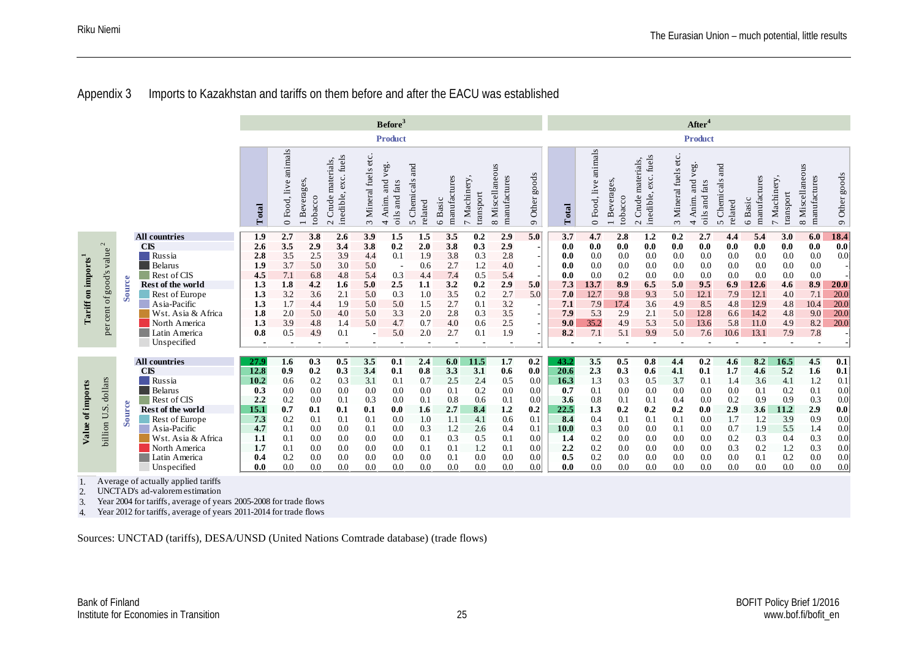## Appendix 3 Imports to Kazakhstan and tariffs on them before and after the EACU was established

| | | Before[3] | | | | | | | | | | | After[4] | | | | | | | | | | |
|---|---|---|---|---|---|---|---|---|---|---|---|---|---|---|---|---|---|---|---|---|---|---|---|
| | | Product | | | | | | | | | | | Product | | | | | | | | | | |
| | | Total | 0 Food, live animals | 1 Beverages, tobacco | 2 Crude materials, inedible, exc. fuels | 3 Mineral fuels etc. | 4 Anim. and veg. oils and fats | 5 Chemicals and related | 6 Basic manufactures | 7 Machinery, transport | 8 Miscellaneous manufactures | 9 Other goods | Total | 0 Food, live animals | 1 Beverages, tobacco | 2 Crude materials, inedible, exc. fuels | 3 Mineral fuels etc. | 4 Anim. and veg. oils and fats | 5 Chemicals and related | 6 Basic manufactures | 7 Machinery, transport | 8 Miscellaneous manufactures | 9 Other goods |
| **Tariff on imports[1]** (per cent of good's value[2]) — Source | **All countries** | **1.9** | **2.7** | **3.8** | **2.6** | **3.9** | **1.5** | **1.5** | **3.5** | **0.2** | **2.9** | **5.0** | **3.7** | **4.7** | **2.8** | **1.2** | **0.2** | **2.7** | **4.4** | **5.4** | **3.0** | **6.0** | **18.4** |
| | **CIS** | **2.6** | **3.5** | **2.9** | **3.4** | **3.8** | **0.2** | **2.0** | **3.8** | **0.3** | **2.9** | - | **0.0** | **0.0** | **0.0** | **0.0** | **0.0** | **0.0** | **0.0** | **0.0** | **0.0** | **0.0** | **0.0** |
| | Russia | 2.8 | 3.5 | 2.5 | 3.9 | 4.4 | 0.1 | 1.9 | 3.8 | 0.3 | 2.8 | - | 0.0 | 0.0 | 0.0 | 0.0 | 0.0 | 0.0 | 0.0 | 0.0 | 0.0 | 0.0 | 0.0 |
| | Belarus | 1.9 | 3.7 | 5.0 | 3.0 | 5.0 | - | 0.6 | 2.7 | 1.2 | 4.0 | - | 0.0 | 0.0 | 0.0 | 0.0 | 0.0 | 0.0 | 0.0 | 0.0 | 0.0 | 0.0 | - |
| | Rest of CIS | 4.5 | 7.1 | 6.8 | 4.8 | 5.4 | 0.3 | 4.4 | 7.4 | 0.5 | 5.4 | - | 0.0 | 0.0 | 0.2 | 0.0 | 0.0 | 0.0 | 0.0 | 0.0 | 0.0 | 0.0 | - |
| | **Rest of the world** | **1.3** | **1.8** | **4.2** | **1.6** | **5.0** | **2.5** | **1.1** | **3.2** | **0.2** | **2.9** | **5.0** | **7.3** | **13.7** | **8.9** | **6.5** | **5.0** | **9.5** | **6.9** | **12.6** | **4.6** | **8.9** | **20.0** |
| | Rest of Europe | 1.3 | 3.2 | 3.6 | 2.1 | 5.0 | 0.3 | 1.0 | 3.5 | 0.2 | 2.7 | 5.0 | 7.0 | 12.7 | 9.8 | 9.3 | 5.0 | 12.1 | 7.9 | 12.1 | 4.0 | 7.1 | 20.0 |
| | Asia-Pacific | 1.3 | 1.7 | 4.4 | 1.9 | 5.0 | 5.0 | 1.5 | 2.7 | 0.1 | 3.2 | - | 7.1 | 7.9 | 17.4 | 3.6 | 4.9 | 8.5 | 4.8 | 12.9 | 4.8 | 10.4 | 20.0 |
| | Wst. Asia & Africa | 1.8 | 2.0 | 5.0 | 4.0 | 5.0 | 3.3 | 2.0 | 2.8 | 0.3 | 3.5 | - | 7.9 | 5.3 | 2.9 | 2.1 | 5.0 | 12.8 | 6.6 | 14.2 | 4.8 | 9.0 | 20.0 |
| | North America | 1.3 | 3.9 | 4.8 | 1.4 | 5.0 | 4.7 | 0.7 | 4.0 | 0.6 | 2.5 | - | 9.0 | 35.2 | 4.9 | 5.3 | 5.0 | 13.6 | 5.8 | 11.0 | 4.9 | 8.2 | 20.0 |
| | Latin America | 0.8 | 0.5 | 4.9 | 0.1 | - | 5.0 | 2.0 | 2.7 | 0.1 | 1.9 | - | 8.2 | 7.1 | 5.1 | 9.9 | 5.0 | 7.6 | 10.6 | 13.1 | 7.9 | 7.8 | - |
| | Unspecified | - | - | - | - | - | - | - | - | - | - | - | - | - | - | - | - | - | - | - | - | - | - |
| **Value of imports** (billion U.S. dollars) — Source | **All countries** | **27.9** | **1.6** | **0.3** | **0.5** | **3.5** | **0.1** | **2.4** | **6.0** | **11.5** | **1.7** | **0.2** | **43.2** | **3.5** | **0.5** | **0.8** | **4.4** | **0.2** | **4.6** | **8.2** | **16.5** | **4.5** | **0.1** |
| | **CIS** | **12.8** | **0.9** | **0.2** | **0.3** | **3.4** | **0.1** | **0.8** | **3.3** | **3.1** | **0.6** | **0.0** | **20.6** | **2.3** | **0.3** | **0.6** | **4.1** | **0.1** | **1.7** | **4.6** | **5.2** | **1.6** | **0.1** |
| | Russia | 10.2 | 0.6 | 0.2 | 0.3 | 3.1 | 0.1 | 0.7 | 2.5 | 2.4 | 0.5 | 0.0 | 16.3 | 1.3 | 0.3 | 0.5 | 3.7 | 0.1 | 1.4 | 3.6 | 4.1 | 1.2 | 0.1 |
| | Belarus | 0.3 | 0.0 | 0.0 | 0.0 | 0.0 | 0.0 | 0.0 | 0.1 | 0.2 | 0.0 | 0.0 | 0.7 | 0.1 | 0.0 | 0.0 | 0.0 | 0.0 | 0.0 | 0.1 | 0.2 | 0.1 | 0.0 |
| | Rest of CIS | 2.2 | 0.2 | 0.0 | 0.1 | 0.3 | 0.0 | 0.1 | 0.8 | 0.6 | 0.1 | 0.0 | 3.6 | 0.8 | 0.1 | 0.1 | 0.4 | 0.0 | 0.2 | 0.9 | 0.9 | 0.3 | 0.0 |
| | **Rest of the world** | **15.1** | **0.7** | **0.1** | **0.1** | **0.1** | **0.0** | **1.6** | **2.7** | **8.4** | **1.2** | **0.2** | **22.5** | **1.3** | **0.2** | **0.2** | **0.2** | **0.0** | **2.9** | **3.6** | **11.2** | **2.9** | **0.0** |
| | Rest of Europe | 7.3 | 0.2 | 0.1 | 0.1 | 0.1 | 0.0 | 1.0 | 1.1 | 4.1 | 0.6 | 0.1 | 8.4 | 0.4 | 0.1 | 0.1 | 0.1 | 0.0 | 1.7 | 1.2 | 3.9 | 0.9 | 0.0 |
| | Asia-Pacific | 4.7 | 0.1 | 0.0 | 0.0 | 0.1 | 0.0 | 0.3 | 1.2 | 2.6 | 0.4 | 0.1 | 10.0 | 0.3 | 0.0 | 0.0 | 0.1 | 0.0 | 0.7 | 1.9 | 5.5 | 1.4 | 0.0 |
| | Wst. Asia & Africa | 1.1 | 0.1 | 0.0 | 0.0 | 0.0 | 0.0 | 0.1 | 0.3 | 0.5 | 0.1 | 0.0 | 1.4 | 0.2 | 0.0 | 0.0 | 0.0 | 0.0 | 0.2 | 0.3 | 0.4 | 0.3 | 0.0 |
| | North America | 1.7 | 0.1 | 0.0 | 0.0 | 0.0 | 0.0 | 0.1 | 0.1 | 1.2 | 0.1 | 0.0 | 2.2 | 0.2 | 0.0 | 0.0 | 0.0 | 0.0 | 0.3 | 0.2 | 1.2 | 0.3 | 0.0 |
| | Latin America | 0.4 | 0.2 | 0.0 | 0.0 | 0.0 | 0.0 | 0.0 | 0.1 | 0.0 | 0.0 | 0.0 | 0.5 | 0.2 | 0.0 | 0.0 | 0.0 | 0.0 | 0.0 | 0.1 | 0.2 | 0.0 | 0.0 |
| | Unspecified | 0.0 | 0.0 | 0.0 | 0.0 | 0.0 | 0.0 | 0.0 | 0.0 | 0.0 | 0.0 | 0.0 | 0.0 | 0.0 | 0.0 | 0.0 | 0.0 | 0.0 | 0.0 | 0.0 | 0.0 | 0.0 | 0.0 |

1. Average of actually applied tariffs
2. UNCTAD's ad-valorem estimation
3. Year 2004 for tariffs, average of years 2005-2008 for trade flows
4. Year 2012 for tariffs, average of years 2011-2014 for trade flows

Sources: UNCTAD (tariffs), DESA/UNSD (United Nations Comtrade database) (trade flows)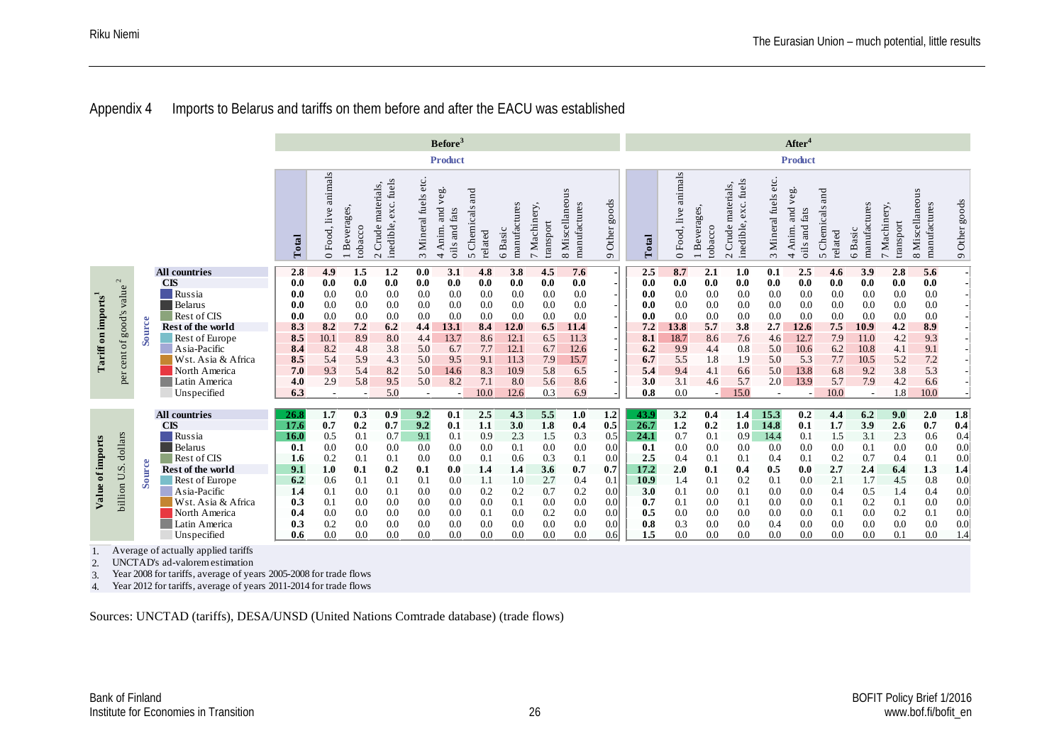## Appendix 4 Imports to Belarus and tariffs on them before and after the EACU was established

**Tariff on imports[1]** (per cent of good's value[2])

| Source | Before[3]: Total | 0 Food, live animals | 1 Beverages, tobacco | 2 Crude materials, inedible, exc. fuels | 3 Mineral fuels etc. | 4 Anim. and veg. oils and fats | 5 Chemicals and related | 6 Basic manufactures | 7 Machinery, transport | 8 Miscellaneous manufactures | 9 Other goods | After[4]: Total | 0 Food, live animals | 1 Beverages, tobacco | 2 Crude materials, inedible, exc. fuels | 3 Mineral fuels etc. | 4 Anim. and veg. oils and fats | 5 Chemicals and related | 6 Basic manufactures | 7 Machinery, transport | 8 Miscellaneous manufactures | 9 Other goods |
|---|---|---|---|---|---|---|---|---|---|---|---|---|---|---|---|---|---|---|---|---|---|---|
| **All countries** | 2.8 | 4.9 | 1.5 | 1.2 | 0.0 | 3.1 | 4.8 | 3.8 | 4.5 | 7.6 | - | 2.5 | 8.7 | 2.1 | 1.0 | 0.1 | 2.5 | 4.6 | 3.9 | 2.8 | 5.6 | - |
| **CIS** | 0.0 | 0.0 | 0.0 | 0.0 | 0.0 | 0.0 | 0.0 | 0.0 | 0.0 | 0.0 | - | 0.0 | 0.0 | 0.0 | 0.0 | 0.0 | 0.0 | 0.0 | 0.0 | 0.0 | 0.0 | - |
| Russia | 0.0 | 0.0 | 0.0 | 0.0 | 0.0 | 0.0 | 0.0 | 0.0 | 0.0 | 0.0 | - | 0.0 | 0.0 | 0.0 | 0.0 | 0.0 | 0.0 | 0.0 | 0.0 | 0.0 | 0.0 | - |
| Belarus | 0.0 | 0.0 | 0.0 | 0.0 | 0.0 | 0.0 | 0.0 | 0.0 | 0.0 | 0.0 | - | 0.0 | 0.0 | 0.0 | 0.0 | 0.0 | 0.0 | 0.0 | 0.0 | 0.0 | 0.0 | - |
| Rest of CIS | 0.0 | 0.0 | 0.0 | 0.0 | 0.0 | 0.0 | 0.0 | 0.0 | 0.0 | 0.0 | - | 0.0 | 0.0 | 0.0 | 0.0 | 0.0 | 0.0 | 0.0 | 0.0 | 0.0 | 0.0 | - |
| **Rest of the world** | 8.3 | 8.2 | 7.2 | 6.2 | 4.4 | 13.1 | 8.4 | 12.0 | 6.5 | 11.4 | - | 7.2 | 13.8 | 5.7 | 3.8 | 2.7 | 12.6 | 7.5 | 10.9 | 4.2 | 8.9 | - |
| Rest of Europe | 8.5 | 10.1 | 8.9 | 8.0 | 4.4 | 13.7 | 8.6 | 12.1 | 6.5 | 11.3 | - | 8.1 | 18.7 | 8.6 | 7.6 | 4.6 | 12.7 | 7.9 | 11.0 | 4.2 | 9.3 | - |
| Asia-Pacific | 8.4 | 8.2 | 4.8 | 3.8 | 5.0 | 6.7 | 7.7 | 12.1 | 6.7 | 12.6 | - | 6.2 | 9.9 | 4.4 | 0.8 | 5.0 | 10.6 | 6.2 | 10.8 | 4.1 | 9.1 | - |
| Wst. Asia & Africa | 8.5 | 5.4 | 5.9 | 4.3 | 5.0 | 9.5 | 9.1 | 11.3 | 7.9 | 15.7 | - | 6.7 | 5.5 | 1.8 | 1.9 | 5.0 | 5.3 | 7.7 | 10.5 | 5.2 | 7.2 | - |
| North America | 7.0 | 9.3 | 5.4 | 8.2 | 5.0 | 14.6 | 8.3 | 10.9 | 5.8 | 6.5 | - | 5.4 | 9.4 | 4.1 | 6.6 | 5.0 | 13.8 | 6.8 | 9.2 | 3.8 | 5.3 | - |
| Latin America | 4.0 | 2.9 | 5.8 | 9.5 | 5.0 | 8.2 | 7.1 | 8.0 | 5.6 | 8.6 | - | 3.0 | 3.1 | 4.6 | 5.7 | 2.0 | 13.9 | 5.7 | 7.9 | 4.2 | 6.6 | - |
| Unspecified | 6.3 | - | - | 5.0 | - | - | 10.0 | 12.6 | 0.3 | 6.9 | - | 0.8 | 0.0 | - | 15.0 | - | - | 10.0 | - | 1.8 | 10.0 | - |

**Value of imports** (billion U.S. dollars)

| Source | Before[3]: Total | 0 Food, live animals | 1 Beverages, tobacco | 2 Crude materials, inedible, exc. fuels | 3 Mineral fuels etc. | 4 Anim. and veg. oils and fats | 5 Chemicals and related | 6 Basic manufactures | 7 Machinery, transport | 8 Miscellaneous manufactures | 9 Other goods | After[4]: Total | 0 Food, live animals | 1 Beverages, tobacco | 2 Crude materials, inedible, exc. fuels | 3 Mineral fuels etc. | 4 Anim. and veg. oils and fats | 5 Chemicals and related | 6 Basic manufactures | 7 Machinery, transport | 8 Miscellaneous manufactures | 9 Other goods |
|---|---|---|---|---|---|---|---|---|---|---|---|---|---|---|---|---|---|---|---|---|---|---|
| **All countries** | 26.8 | 1.7 | 0.3 | 0.9 | 9.2 | 0.1 | 2.5 | 4.3 | 5.5 | 1.0 | 1.2 | 43.9 | 3.2 | 0.4 | 1.4 | 15.3 | 0.2 | 4.4 | 6.2 | 9.0 | 2.0 | 1.8 |
| **CIS** | 17.6 | 0.7 | 0.2 | 0.7 | 9.2 | 0.1 | 1.1 | 3.0 | 1.8 | 0.4 | 0.5 | 26.7 | 1.2 | 0.2 | 1.0 | 14.8 | 0.1 | 1.7 | 3.9 | 2.6 | 0.7 | 0.4 |
| Russia | 16.0 | 0.5 | 0.1 | 0.7 | 9.1 | 0.1 | 0.9 | 2.3 | 1.5 | 0.3 | 0.5 | 24.1 | 0.7 | 0.1 | 0.9 | 14.4 | 0.1 | 1.5 | 3.1 | 2.3 | 0.6 | 0.4 |
| Belarus | 0.1 | 0.0 | 0.0 | 0.0 | 0.0 | 0.0 | 0.0 | 0.1 | 0.0 | 0.0 | 0.0 | 0.1 | 0.0 | 0.0 | 0.0 | 0.0 | 0.0 | 0.0 | 0.1 | 0.0 | 0.0 | 0.0 |
| Rest of CIS | 1.6 | 0.2 | 0.1 | 0.1 | 0.0 | 0.0 | 0.1 | 0.6 | 0.3 | 0.1 | 0.0 | 2.5 | 0.4 | 0.1 | 0.1 | 0.4 | 0.1 | 0.2 | 0.7 | 0.4 | 0.1 | 0.0 |
| **Rest of the world** | 9.1 | 1.0 | 0.1 | 0.2 | 0.1 | 0.0 | 1.4 | 1.4 | 3.6 | 0.7 | 0.7 | 17.2 | 2.0 | 0.1 | 0.4 | 0.5 | 0.0 | 2.7 | 2.4 | 6.4 | 1.3 | 1.4 |
| Rest of Europe | 6.2 | 0.6 | 0.1 | 0.1 | 0.1 | 0.0 | 1.1 | 1.0 | 2.7 | 0.4 | 0.1 | 10.9 | 1.4 | 0.1 | 0.2 | 0.1 | 0.0 | 2.1 | 1.7 | 4.5 | 0.8 | 0.0 |
| Asia-Pacific | 1.4 | 0.1 | 0.0 | 0.1 | 0.0 | 0.0 | 0.2 | 0.2 | 0.7 | 0.2 | 0.0 | 3.0 | 0.1 | 0.0 | 0.1 | 0.0 | 0.0 | 0.4 | 0.5 | 1.4 | 0.4 | 0.0 |
| Wst. Asia & Africa | 0.3 | 0.1 | 0.0 | 0.0 | 0.0 | 0.0 | 0.0 | 0.1 | 0.0 | 0.0 | 0.0 | 0.7 | 0.1 | 0.0 | 0.1 | 0.0 | 0.0 | 0.1 | 0.2 | 0.1 | 0.0 | 0.0 |
| North America | 0.4 | 0.0 | 0.0 | 0.0 | 0.0 | 0.0 | 0.1 | 0.0 | 0.2 | 0.0 | 0.0 | 0.5 | 0.0 | 0.0 | 0.0 | 0.0 | 0.0 | 0.1 | 0.0 | 0.2 | 0.1 | 0.0 |
| Latin America | 0.3 | 0.2 | 0.0 | 0.0 | 0.0 | 0.0 | 0.0 | 0.0 | 0.0 | 0.0 | 0.0 | 0.8 | 0.3 | 0.0 | 0.0 | 0.4 | 0.0 | 0.0 | 0.0 | 0.0 | 0.0 | 0.0 |
| Unspecified | 0.6 | 0.0 | 0.0 | 0.0 | 0.0 | 0.0 | 0.0 | 0.0 | 0.0 | 0.0 | 0.6 | 1.5 | 0.0 | 0.0 | 0.0 | 0.0 | 0.0 | 0.0 | 0.0 | 0.1 | 0.0 | 1.4 |

1. Average of actually applied tariffs
2. UNCTAD's ad-valorem estimation
3. Year 2008 for tariffs, average of years 2005-2008 for trade flows
4. Year 2012 for tariffs, average of years 2011-2014 for trade flows

Sources: UNCTAD (tariffs), DESA/UNSD (United Nations Comtrade database) (trade flows)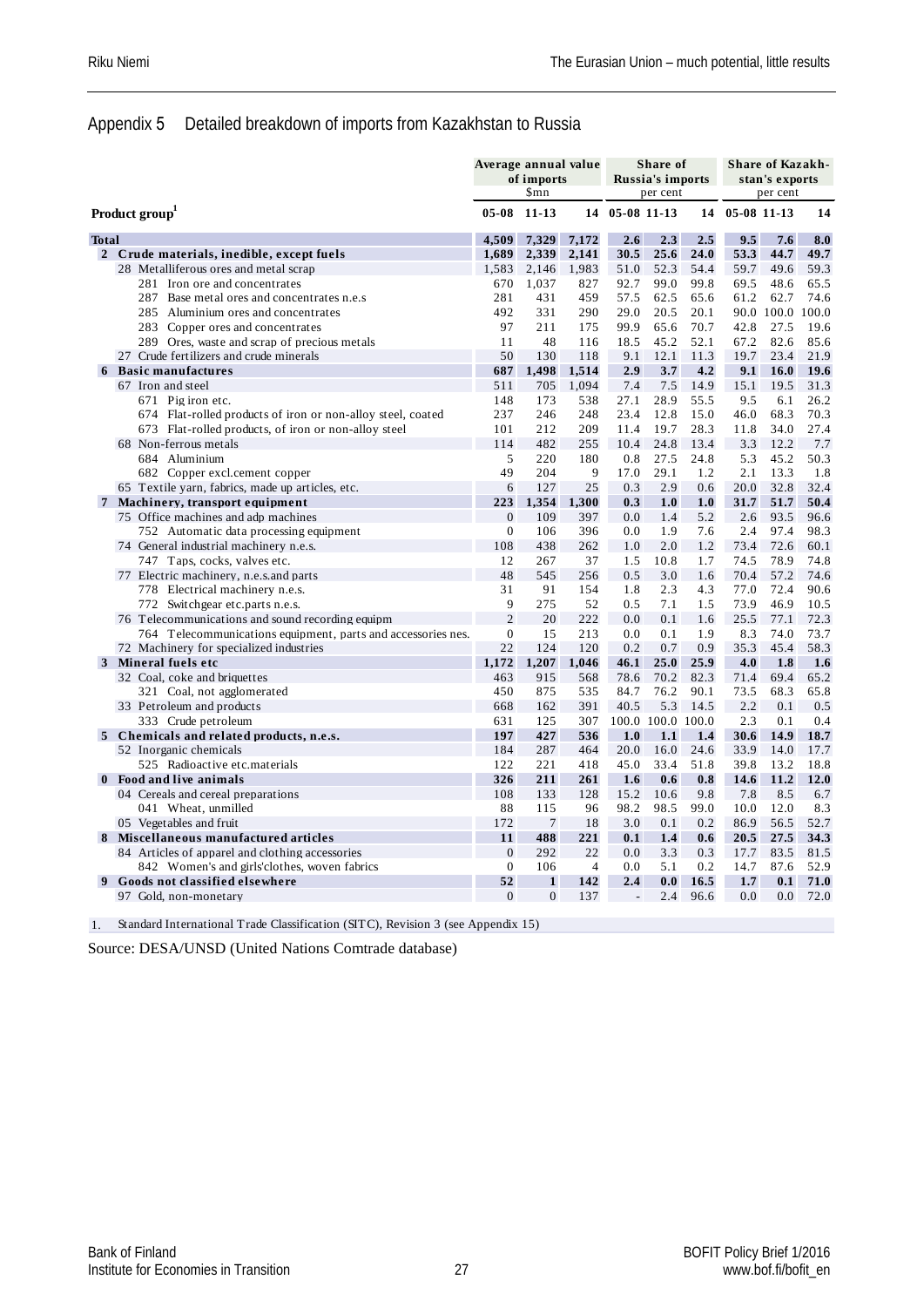## Appendix 5 Detailed breakdown of imports from Kazakhstan to Russia

| Product group[1] | Average annual value of imports $mn | | | Share of Russia's imports per cent | | | Share of Kazakhstan's exports per cent | | |
|---|---|---|---|---|---|---|---|---|---|
| | 05-08 | 11-13 | 14 | 05-08 | 11-13 | 14 | 05-08 | 11-13 | 14 |
| **Total** | **4,509** | **7,329** | **7,172** | **2.6** | **2.3** | **2.5** | **9.5** | **7.6** | **8.0** |
| **2 Crude materials, inedible, except fuels** | **1,689** | **2,339** | **2,141** | **30.5** | **25.6** | **24.0** | **53.3** | **44.7** | **49.7** |
| 28 Metalliferous ores and metal scrap | 1,583 | 2,146 | 1,983 | 51.0 | 52.3 | 54.4 | 59.7 | 49.6 | 59.3 |
| 281 Iron ore and concentrates | 670 | 1,037 | 827 | 92.7 | 99.0 | 99.8 | 69.5 | 48.6 | 65.5 |
| 287 Base metal ores and concentrates n.e.s | 281 | 431 | 459 | 57.5 | 62.5 | 65.6 | 61.2 | 62.7 | 74.6 |
| 285 Aluminium ores and concentrates | 492 | 331 | 290 | 29.0 | 20.5 | 20.1 | 90.0 | 100.0 | 100.0 |
| 283 Copper ores and concentrates | 97 | 211 | 175 | 99.9 | 65.6 | 70.7 | 42.8 | 27.5 | 19.6 |
| 289 Ores, waste and scrap of precious metals | 11 | 48 | 116 | 18.5 | 45.2 | 52.1 | 67.2 | 82.6 | 85.6 |
| 27 Crude fertilizers and crude minerals | 50 | 130 | 118 | 9.1 | 12.1 | 11.3 | 19.7 | 23.4 | 21.9 |
| **6 Basic manufactures** | **687** | **1,498** | **1,514** | **2.9** | **3.7** | **4.2** | **9.1** | **16.0** | **19.6** |
| 67 Iron and steel | 511 | 705 | 1,094 | 7.4 | 7.5 | 14.9 | 15.1 | 19.5 | 31.3 |
| 671 Pig iron etc. | 148 | 173 | 538 | 27.1 | 28.9 | 55.5 | 9.5 | 6.1 | 26.2 |
| 674 Flat-rolled products of iron or non-alloy steel, coated | 237 | 246 | 248 | 23.4 | 12.8 | 15.0 | 46.0 | 68.3 | 70.3 |
| 673 Flat-rolled products, of iron or non-alloy steel | 101 | 212 | 209 | 11.4 | 19.7 | 28.3 | 11.8 | 34.0 | 27.4 |
| 68 Non-ferrous metals | 114 | 482 | 255 | 10.4 | 24.8 | 13.4 | 3.3 | 12.2 | 7.7 |
| 684 Aluminium | 5 | 220 | 180 | 0.8 | 27.5 | 24.8 | 5.3 | 45.2 | 50.3 |
| 682 Copper excl.cement copper | 49 | 204 | 9 | 17.0 | 29.1 | 1.2 | 2.1 | 13.3 | 1.8 |
| 65 Textile yarn, fabrics, made up articles, etc. | 6 | 127 | 25 | 0.3 | 2.9 | 0.6 | 20.0 | 32.8 | 32.4 |
| **7 Machinery, transport equipment** | **223** | **1,354** | **1,300** | **0.3** | **1.0** | **1.0** | **31.7** | **51.7** | **50.4** |
| 75 Office machines and adp machines | 0 | 109 | 397 | 0.0 | 1.4 | 5.2 | 2.6 | 93.5 | 96.6 |
| 752 Automatic data processing equipment | 0 | 106 | 396 | 0.0 | 1.9 | 7.6 | 2.4 | 97.4 | 98.3 |
| 74 General industrial machinery n.e.s. | 108 | 438 | 262 | 1.0 | 2.0 | 1.2 | 73.4 | 72.6 | 60.1 |
| 747 Taps, cocks, valves etc. | 12 | 267 | 37 | 1.5 | 10.8 | 1.7 | 74.5 | 78.9 | 74.8 |
| 77 Electric machinery, n.e.s.and parts | 48 | 545 | 256 | 0.5 | 3.0 | 1.6 | 70.4 | 57.2 | 74.6 |
| 778 Electrical machinery n.e.s. | 31 | 91 | 154 | 1.8 | 2.3 | 4.3 | 77.0 | 72.4 | 90.6 |
| 772 Switchgear etc.parts n.e.s. | 9 | 275 | 52 | 0.5 | 7.1 | 1.5 | 73.9 | 46.9 | 10.5 |
| 76 Telecommunications and sound recording equipm | 2 | 20 | 222 | 0.0 | 0.1 | 1.6 | 25.5 | 77.1 | 72.3 |
| 764 Telecommunications equipment, parts and accessories nes. | 0 | 15 | 213 | 0.0 | 0.1 | 1.9 | 8.3 | 74.0 | 73.7 |
| 72 Machinery for specialized industries | 22 | 124 | 120 | 0.2 | 0.7 | 0.9 | 35.3 | 45.4 | 58.3 |
| **3 Mineral fuels etc** | **1,172** | **1,207** | **1,046** | **46.1** | **25.0** | **25.9** | **4.0** | **1.8** | **1.6** |
| 32 Coal, coke and briquettes | 463 | 915 | 568 | 78.6 | 70.2 | 82.3 | 71.4 | 69.4 | 65.2 |
| 321 Coal, not agglomerated | 450 | 875 | 535 | 84.7 | 76.2 | 90.1 | 73.5 | 68.3 | 65.8 |
| 33 Petroleum and products | 668 | 162 | 391 | 40.5 | 5.3 | 14.5 | 2.2 | 0.1 | 0.5 |
| 333 Crude petroleum | 631 | 125 | 307 | 100.0 | 100.0 | 100.0 | 2.3 | 0.1 | 0.4 |
| **5 Chemicals and related products, n.e.s.** | **197** | **427** | **536** | **1.0** | **1.1** | **1.4** | **30.6** | **14.9** | **18.7** |
| 52 Inorganic chemicals | 184 | 287 | 464 | 20.0 | 16.0 | 24.6 | 33.9 | 14.0 | 17.7 |
| 525 Radioactive etc.materials | 122 | 221 | 418 | 45.0 | 33.4 | 51.8 | 39.8 | 13.2 | 18.8 |
| **0 Food and live animals** | **326** | **211** | **261** | **1.6** | **0.6** | **0.8** | **14.6** | **11.2** | **12.0** |
| 04 Cereals and cereal preparations | 108 | 133 | 128 | 15.2 | 10.6 | 9.8 | 7.8 | 8.5 | 6.7 |
| 041 Wheat, unmilled | 88 | 115 | 96 | 98.2 | 98.5 | 99.0 | 10.0 | 12.0 | 8.3 |
| 05 Vegetables and fruit | 172 | 7 | 18 | 3.0 | 0.1 | 0.2 | 86.9 | 56.5 | 52.7 |
| **8 Miscellaneous manufactured articles** | **11** | **488** | **221** | **0.1** | **1.4** | **0.6** | **20.5** | **27.5** | **34.3** |
| 84 Articles of apparel and clothing accessories | 0 | 292 | 22 | 0.0 | 3.3 | 0.3 | 17.7 | 83.5 | 81.5 |
| 842 Women's and girls'clothes, woven fabrics | 0 | 106 | 4 | 0.0 | 5.1 | 0.2 | 14.7 | 87.6 | 52.9 |
| **9 Goods not classified elsewhere** | **52** | **1** | **142** | **2.4** | **0.0** | **16.5** | **1.7** | **0.1** | **71.0** |
| 97 Gold, non-monetary | 0 | 0 | 137 | - | 2.4 | 96.6 | 0.0 | 0.0 | 72.0 |

1. Standard International Trade Classification (SITC), Revision 3 (see Appendix 15)

Source: DESA/UNSD (United Nations Comtrade database)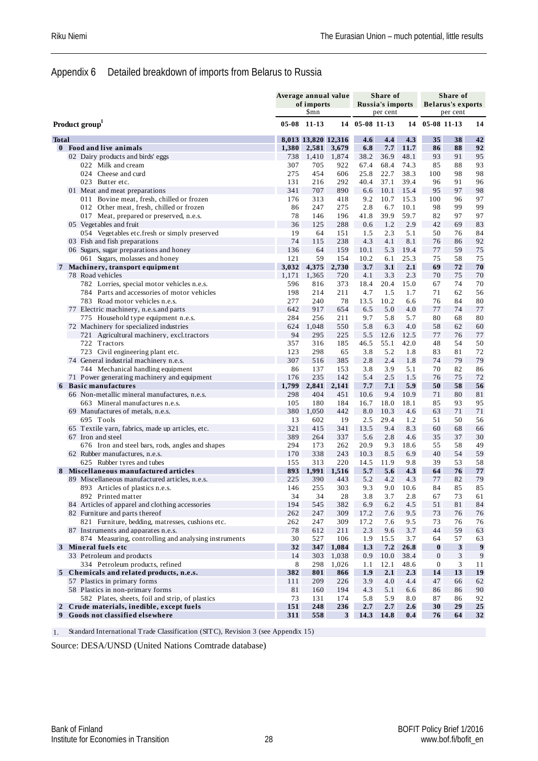## Appendix 6 Detailed breakdown of imports from Belarus to Russia

| Product group[1] | Average annual value of imports $mn | | | Share of Russia's imports per cent | | | Share of Belarus's exports per cent | | |
|---|---|---|---|---|---|---|---|---|---|
| | 05-08 | 11-13 | 14 | 05-08 | 11-13 | 14 | 05-08 | 11-13 | 14 |
| **Total** | **8,013** | **13,820** | **12,316** | **4.6** | **4.4** | **4.3** | **35** | **38** | **42** |
| **0 Food and live animals** | **1,380** | **2,581** | **3,679** | **6.8** | **7.7** | **11.7** | **86** | **88** | **92** |
| 02 Dairy products and birds' eggs | 738 | 1,410 | 1,874 | 38.2 | 36.9 | 48.1 | 93 | 91 | 95 |
| 022 Milk and cream | 307 | 705 | 922 | 67.4 | 68.4 | 74.3 | 85 | 88 | 93 |
| 024 Cheese and curd | 275 | 454 | 606 | 25.8 | 22.7 | 38.3 | 100 | 98 | 98 |
| 023 Butter etc. | 131 | 216 | 292 | 40.4 | 37.1 | 39.4 | 96 | 91 | 96 |
| 01 Meat and meat preparations | 341 | 707 | 890 | 6.6 | 10.1 | 15.4 | 95 | 97 | 98 |
| 011 Bovine meat, fresh, chilled or frozen | 176 | 313 | 418 | 9.2 | 10.7 | 15.3 | 100 | 96 | 97 |
| 012 Other meat, fresh, chilled or frozen | 86 | 247 | 275 | 2.8 | 6.7 | 10.1 | 98 | 99 | 99 |
| 017 Meat, prepared or preserved, n.e.s. | 78 | 146 | 196 | 41.8 | 39.9 | 59.7 | 82 | 97 | 97 |
| 05 Vegetables and fruit | 36 | 125 | 288 | 0.6 | 1.2 | 2.9 | 42 | 69 | 83 |
| 054 Vegetables etc.fresh or simply preserved | 19 | 64 | 151 | 1.5 | 2.3 | 5.1 | 50 | 76 | 84 |
| 03 Fish and fish preparations | 74 | 115 | 238 | 4.3 | 4.1 | 8.1 | 76 | 86 | 92 |
| 06 Sugars, sugar preparations and honey | 136 | 64 | 159 | 10.1 | 5.3 | 19.4 | 77 | 59 | 75 |
| 061 Sugars, molasses and honey | 121 | 59 | 154 | 10.2 | 6.1 | 25.3 | 75 | 58 | 75 |
| **7 Machinery, transport equipment** | **3,032** | **4,375** | **2,730** | **3.7** | **3.1** | **2.1** | **69** | **72** | **70** |
| 78 Road vehicles | 1,171 | 1,365 | 720 | 4.1 | 3.3 | 2.3 | 70 | 75 | 70 |
| 782 Lorries, special motor vehicles n.e.s. | 596 | 816 | 373 | 18.4 | 20.4 | 15.0 | 67 | 74 | 70 |
| 784 Parts and accessories of motor vehicles | 198 | 214 | 211 | 4.7 | 1.5 | 1.7 | 71 | 62 | 56 |
| 783 Road motor vehicles n.e.s. | 277 | 240 | 78 | 13.5 | 10.2 | 6.6 | 76 | 84 | 80 |
| 77 Electric machinery, n.e.s.and parts | 642 | 917 | 654 | 6.5 | 5.0 | 4.0 | 77 | 74 | 77 |
| 775 Household type equipment n.e.s. | 284 | 256 | 211 | 9.7 | 5.8 | 5.7 | 80 | 68 | 80 |
| 72 Machinery for specialized industries | 624 | 1,048 | 550 | 5.8 | 6.3 | 4.0 | 58 | 62 | 60 |
| 721 Agricultural machinery, excl.tractors | 94 | 295 | 225 | 5.5 | 12.6 | 12.5 | 77 | 76 | 77 |
| 722 Tractors | 357 | 316 | 185 | 46.5 | 55.1 | 42.0 | 48 | 54 | 50 |
| 723 Civil engineering plant etc. | 123 | 298 | 65 | 3.8 | 5.2 | 1.8 | 83 | 81 | 72 |
| 74 General industrial machinery n.e.s. | 307 | 516 | 385 | 2.8 | 2.4 | 1.8 | 74 | 79 | 79 |
| 744 Mechanical handling equipment | 86 | 137 | 153 | 3.8 | 3.9 | 5.1 | 70 | 82 | 86 |
| 71 Power generating machinery and equipment | 176 | 235 | 142 | 5.4 | 2.5 | 1.5 | 76 | 75 | 72 |
| **6 Basic manufactures** | **1,799** | **2,841** | **2,141** | **7.7** | **7.1** | **5.9** | **50** | **58** | **56** |
| 66 Non-metallic mineral manufactures, n.e.s. | 298 | 404 | 451 | 10.6 | 9.4 | 10.9 | 71 | 80 | 81 |
| 663 Mineral manufactures n.e.s. | 105 | 180 | 184 | 16.7 | 18.0 | 18.1 | 85 | 93 | 95 |
| 69 Manufactures of metals, n.e.s. | 380 | 1,050 | 442 | 8.0 | 10.3 | 4.6 | 63 | 71 | 71 |
| 695 Tools | 13 | 602 | 19 | 2.5 | 29.4 | 1.2 | 51 | 50 | 56 |
| 65 Textile yarn, fabrics, made up articles, etc. | 321 | 415 | 341 | 13.5 | 9.4 | 8.3 | 60 | 68 | 66 |
| 67 Iron and steel | 389 | 264 | 337 | 5.6 | 2.8 | 4.6 | 35 | 37 | 30 |
| 676 Iron and steel bars, rods, angles and shapes | 294 | 173 | 262 | 20.9 | 9.3 | 18.6 | 55 | 58 | 49 |
| 62 Rubber manufactures, n.e.s. | 170 | 338 | 243 | 10.3 | 8.5 | 6.9 | 40 | 54 | 59 |
| 625 Rubber tyres and tubes | 155 | 313 | 220 | 14.5 | 11.9 | 9.8 | 39 | 53 | 58 |
| **8 Miscellaneous manufactured articles** | **893** | **1,991** | **1,516** | **5.7** | **5.6** | **4.3** | **64** | **76** | **77** |
| 89 Miscellaneous manufactured articles, n.e.s. | 225 | 390 | 443 | 5.2 | 4.2 | 4.3 | 77 | 82 | 79 |
| 893 Articles of plastics n.e.s. | 146 | 255 | 303 | 9.3 | 9.0 | 10.6 | 84 | 85 | 85 |
| 892 Printed matter | 34 | 34 | 28 | 3.8 | 3.7 | 2.8 | 67 | 73 | 61 |
| 84 Articles of apparel and clothing accessories | 194 | 545 | 382 | 6.9 | 6.2 | 4.5 | 51 | 81 | 84 |
| 82 Furniture and parts thereof | 262 | 247 | 309 | 17.2 | 7.6 | 9.5 | 73 | 76 | 76 |
| 821 Furniture, bedding, matresses, cushions etc. | 262 | 247 | 309 | 17.2 | 7.6 | 9.5 | 73 | 76 | 76 |
| 87 Instruments and apparates n.e.s. | 78 | 612 | 211 | 2.3 | 9.6 | 3.7 | 44 | 59 | 63 |
| 874 Measuring, controlling and analysing instruments | 30 | 527 | 106 | 1.9 | 15.5 | 3.7 | 64 | 57 | 63 |
| **3 Mineral fuels etc** | **32** | **347** | **1,084** | **1.3** | **7.2** | **26.8** | **0** | **3** | **9** |
| 33 Petroleum and products | 14 | 303 | 1,038 | 0.9 | 10.0 | 38.4 | 0 | 3 | 9 |
| 334 Petroleum products, refined | 8 | 298 | 1,026 | 1.1 | 12.1 | 48.6 | 0 | 3 | 11 |
| **5 Chemicals and related products, n.e.s.** | **382** | **801** | **866** | **1.9** | **2.1** | **2.3** | **14** | **13** | **19** |
| 57 Plastics in primary forms | 111 | 209 | 226 | 3.9 | 4.0 | 4.4 | 47 | 66 | 62 |
| 58 Plastics in non-primary forms | 81 | 160 | 194 | 4.3 | 5.1 | 6.6 | 86 | 86 | 90 |
| 582 Plates, sheets, foil and strip, of plastics | 73 | 131 | 174 | 5.8 | 5.9 | 8.0 | 87 | 86 | 92 |
| **2 Crude materials, inedible, except fuels** | **151** | **248** | **236** | **2.7** | **2.7** | **2.6** | **30** | **29** | **25** |
| **9 Goods not classified elsewhere** | **311** | **558** | **3** | **14.3** | **14.8** | **0.4** | **76** | **64** | **32** |

1. Standard International Trade Classification (SITC), Revision 3 (see Appendix 15)

Source: DESA/UNSD (United Nations Comtrade database)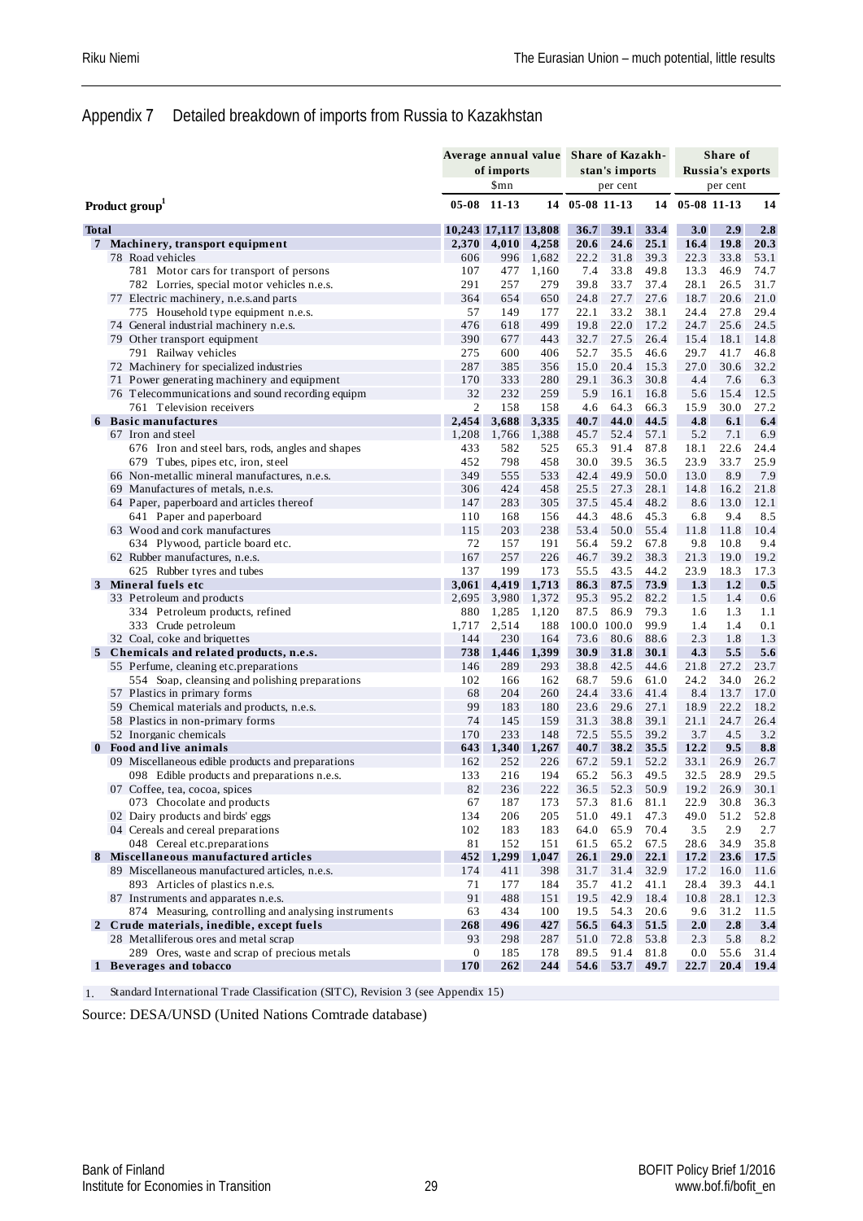## Appendix 7 Detailed breakdown of imports from Russia to Kazakhstan

| Product group[1] | Average annual value of imports | | | Share of Kazakhstan's imports | | | Share of Russia's exports | | |
|---|---|---|---|---|---|---|---|---|---|
| | $mn | | | per cent | | | per cent | | |
| | 05-08 | 11-13 | 14 | 05-08 | 11-13 | 14 | 05-08 | 11-13 | 14 |
| **Total** | **10,243** | **17,117** | **13,808** | **36.7** | **39.1** | **33.4** | **3.0** | **2.9** | **2.8** |
| **7 Machinery, transport equipment** | **2,370** | **4,010** | **4,258** | **20.6** | **24.6** | **25.1** | **16.4** | **19.8** | **20.3** |
| 78 Road vehicles | 606 | 996 | 1,682 | 22.2 | 31.8 | 39.3 | 22.3 | 33.8 | 53.1 |
| 781 Motor cars for transport of persons | 107 | 477 | 1,160 | 7.4 | 33.8 | 49.8 | 13.3 | 46.9 | 74.7 |
| 782 Lorries, special motor vehicles n.e.s. | 291 | 257 | 279 | 39.8 | 33.7 | 37.4 | 28.1 | 26.5 | 31.7 |
| 77 Electric machinery, n.e.s.and parts | 364 | 654 | 650 | 24.8 | 27.7 | 27.6 | 18.7 | 20.6 | 21.0 |
| 775 Household type equipment n.e.s. | 57 | 149 | 177 | 22.1 | 33.2 | 38.1 | 24.4 | 27.8 | 29.4 |
| 74 General industrial machinery n.e.s. | 476 | 618 | 499 | 19.8 | 22.0 | 17.2 | 24.7 | 25.6 | 24.5 |
| 79 Other transport equipment | 390 | 677 | 443 | 32.7 | 27.5 | 26.4 | 15.4 | 18.1 | 14.8 |
| 791 Railway vehicles | 275 | 600 | 406 | 52.7 | 35.5 | 46.6 | 29.7 | 41.7 | 46.8 |
| 72 Machinery for specialized industries | 287 | 385 | 356 | 15.0 | 20.4 | 15.3 | 27.0 | 30.6 | 32.2 |
| 71 Power generating machinery and equipment | 170 | 333 | 280 | 29.1 | 36.3 | 30.8 | 4.4 | 7.6 | 6.3 |
| 76 Telecommunications and sound recording equipm | 32 | 232 | 259 | 5.9 | 16.1 | 16.8 | 5.6 | 15.4 | 12.5 |
| 761 Television receivers | 2 | 158 | 158 | 4.6 | 64.3 | 66.3 | 15.9 | 30.0 | 27.2 |
| **6 Basic manufactures** | **2,454** | **3,688** | **3,335** | **40.7** | **44.0** | **44.5** | **4.8** | **6.1** | **6.4** |
| 67 Iron and steel | 1,208 | 1,766 | 1,388 | 45.7 | 52.4 | 57.1 | 5.2 | 7.1 | 6.9 |
| 676 Iron and steel bars, rods, angles and shapes | 433 | 582 | 525 | 65.3 | 91.4 | 87.8 | 18.1 | 22.6 | 24.4 |
| 679 Tubes, pipes etc, iron, steel | 452 | 798 | 458 | 30.0 | 39.5 | 36.5 | 23.9 | 33.7 | 25.9 |
| 66 Non-metallic mineral manufactures, n.e.s. | 349 | 555 | 533 | 42.4 | 49.9 | 50.0 | 13.0 | 8.9 | 7.9 |
| 69 Manufactures of metals, n.e.s. | 306 | 424 | 458 | 25.5 | 27.3 | 28.1 | 14.8 | 16.2 | 21.8 |
| 64 Paper, paperboard and articles thereof | 147 | 283 | 305 | 37.5 | 45.4 | 48.2 | 8.6 | 13.0 | 12.1 |
| 641 Paper and paperboard | 110 | 168 | 156 | 44.3 | 48.6 | 45.3 | 6.8 | 9.4 | 8.5 |
| 63 Wood and cork manufactures | 115 | 203 | 238 | 53.4 | 50.0 | 55.4 | 11.8 | 11.8 | 10.4 |
| 634 Plywood, particle board etc. | 72 | 157 | 191 | 56.4 | 59.2 | 67.8 | 9.8 | 10.8 | 9.4 |
| 62 Rubber manufactures, n.e.s. | 167 | 257 | 226 | 46.7 | 39.2 | 38.3 | 21.3 | 19.0 | 19.2 |
| 625 Rubber tyres and tubes | 137 | 199 | 173 | 55.5 | 43.5 | 44.2 | 23.9 | 18.3 | 17.3 |
| **3 Mineral fuels etc** | **3,061** | **4,419** | **1,713** | **86.3** | **87.5** | **73.9** | **1.3** | **1.2** | **0.5** |
| 33 Petroleum and products | 2,695 | 3,980 | 1,372 | 95.3 | 95.2 | 82.2 | 1.5 | 1.4 | 0.6 |
| 334 Petroleum products, refined | 880 | 1,285 | 1,120 | 87.5 | 86.9 | 79.3 | 1.6 | 1.3 | 1.1 |
| 333 Crude petroleum | 1,717 | 2,514 | 188 | 100.0 | 100.0 | 99.9 | 1.4 | 1.4 | 0.1 |
| 32 Coal, coke and briquettes | 144 | 230 | 164 | 73.6 | 80.6 | 88.6 | 2.3 | 1.8 | 1.3 |
| **5 Chemicals and related products, n.e.s.** | **738** | **1,446** | **1,399** | **30.9** | **31.8** | **30.1** | **4.3** | **5.5** | **5.6** |
| 55 Perfume, cleaning etc.preparations | 146 | 289 | 293 | 38.8 | 42.5 | 44.6 | 21.8 | 27.2 | 23.7 |
| 554 Soap, cleansing and polishing preparations | 102 | 166 | 162 | 68.7 | 59.6 | 61.0 | 24.2 | 34.0 | 26.2 |
| 57 Plastics in primary forms | 68 | 204 | 260 | 24.4 | 33.6 | 41.4 | 8.4 | 13.7 | 17.0 |
| 59 Chemical materials and products, n.e.s. | 99 | 183 | 180 | 23.6 | 29.6 | 27.1 | 18.9 | 22.2 | 18.2 |
| 58 Plastics in non-primary forms | 74 | 145 | 159 | 31.3 | 38.8 | 39.1 | 21.1 | 24.7 | 26.4 |
| 52 Inorganic chemicals | 170 | 233 | 148 | 72.5 | 55.5 | 39.2 | 3.7 | 4.5 | 3.2 |
| **0 Food and live animals** | **643** | **1,340** | **1,267** | **40.7** | **38.2** | **35.5** | **12.2** | **9.5** | **8.8** |
| 09 Miscellaneous edible products and preparations | 162 | 252 | 226 | 67.2 | 59.1 | 52.2 | 33.1 | 26.9 | 26.7 |
| 098 Edible products and preparations n.e.s. | 133 | 216 | 194 | 65.2 | 56.3 | 49.5 | 32.5 | 28.9 | 29.5 |
| 07 Coffee, tea, cocoa, spices | 82 | 236 | 222 | 36.5 | 52.3 | 50.9 | 19.2 | 26.9 | 30.1 |
| 073 Chocolate and products | 67 | 187 | 173 | 57.3 | 81.6 | 81.1 | 22.9 | 30.8 | 36.3 |
| 02 Dairy products and birds' eggs | 134 | 206 | 205 | 51.0 | 49.1 | 47.3 | 49.0 | 51.2 | 52.8 |
| 04 Cereals and cereal preparations | 102 | 183 | 183 | 64.0 | 65.9 | 70.4 | 3.5 | 2.9 | 2.7 |
| 048 Cereal etc.preparations | 81 | 152 | 151 | 61.5 | 65.2 | 67.5 | 28.6 | 34.9 | 35.8 |
| **8 Miscellaneous manufactured articles** | **452** | **1,299** | **1,047** | **26.1** | **29.0** | **22.1** | **17.2** | **23.6** | **17.5** |
| 89 Miscellaneous manufactured articles, n.e.s. | 174 | 411 | 398 | 31.7 | 31.4 | 32.9 | 17.2 | 16.0 | 11.6 |
| 893 Articles of plastics n.e.s. | 71 | 177 | 184 | 35.7 | 41.2 | 41.1 | 28.4 | 39.3 | 44.1 |
| 87 Instruments and apparates n.e.s. | 91 | 488 | 151 | 19.5 | 42.9 | 18.4 | 10.8 | 28.1 | 12.3 |
| 874 Measuring, controlling and analysing instruments | 63 | 434 | 100 | 19.5 | 54.3 | 20.6 | 9.6 | 31.2 | 11.5 |
| **2 Crude materials, inedible, except fuels** | **268** | **496** | **427** | **56.5** | **64.3** | **51.5** | **2.0** | **2.8** | **3.4** |
| 28 Metalliferous ores and metal scrap | 93 | 298 | 287 | 51.0 | 72.8 | 53.8 | 2.3 | 5.8 | 8.2 |
| 289 Ores, waste and scrap of precious metals | 0 | 185 | 178 | 89.5 | 91.4 | 81.8 | 0.0 | 55.6 | 31.4 |
| **1 Beverages and tobacco** | **170** | **262** | **244** | **54.6** | **53.7** | **49.7** | **22.7** | **20.4** | **19.4** |

1. Standard International Trade Classification (SITC), Revision 3 (see Appendix 15)

Source: DESA/UNSD (United Nations Comtrade database)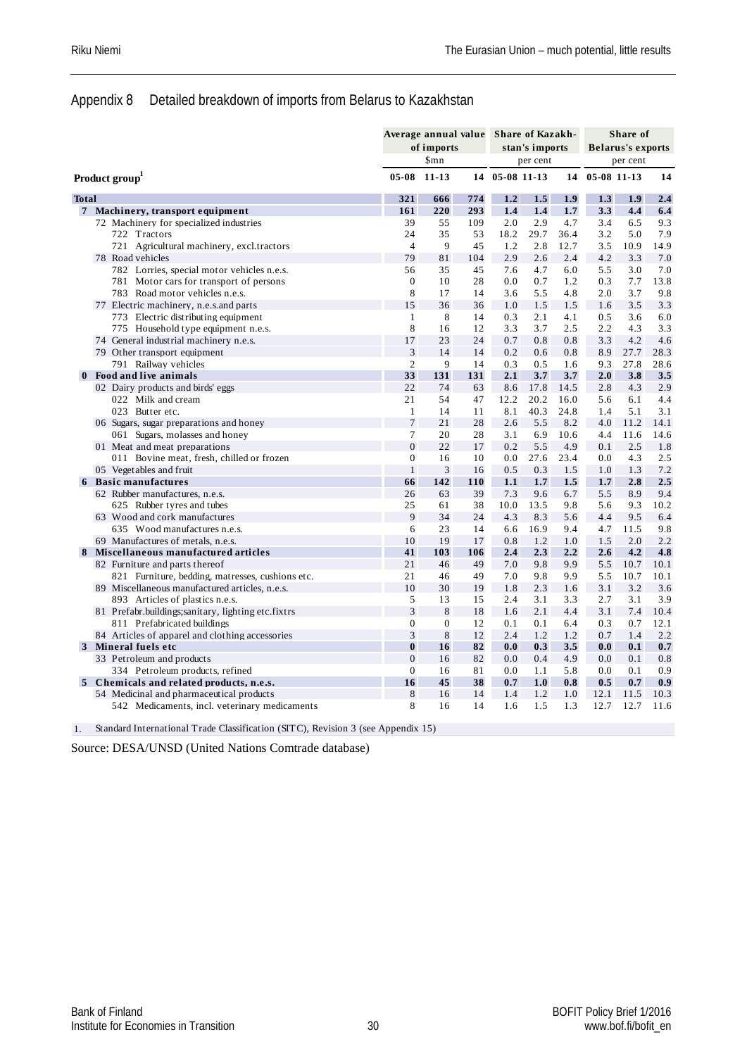## Appendix 8 Detailed breakdown of imports from Belarus to Kazakhstan

| Product group[1] | Average annual value of imports | | | Share of Kazakh-stan's imports | | | Share of Belarus's exports | | |
|---|---|---|---|---|---|---|---|---|---|
| | $mn | | | per cent | | | per cent | | |
| | 05-08 | 11-13 | 14 | 05-08 | 11-13 | 14 | 05-08 | 11-13 | 14 |
| **Total** | **321** | **666** | **774** | **1.2** | **1.5** | **1.9** | **1.3** | **1.9** | **2.4** |
| **7 Machinery, transport equipment** | **161** | **220** | **293** | **1.4** | **1.4** | **1.7** | **3.3** | **4.4** | **6.4** |
| 72 Machinery for specialized industries | 39 | 55 | 109 | 2.0 | 2.9 | 4.7 | 3.4 | 6.5 | 9.3 |
| 722 Tractors | 24 | 35 | 53 | 18.2 | 29.7 | 36.4 | 3.2 | 5.0 | 7.9 |
| 721 Agricultural machinery, excl.tractors | 4 | 9 | 45 | 1.2 | 2.8 | 12.7 | 3.5 | 10.9 | 14.9 |
| 78 Road vehicles | 79 | 81 | 104 | 2.9 | 2.6 | 2.4 | 4.2 | 3.3 | 7.0 |
| 782 Lorries, special motor vehicles n.e.s. | 56 | 35 | 45 | 7.6 | 4.7 | 6.0 | 5.5 | 3.0 | 7.0 |
| 781 Motor cars for transport of persons | 0 | 10 | 28 | 0.0 | 0.7 | 1.2 | 0.3 | 7.7 | 13.8 |
| 783 Road motor vehicles n.e.s. | 8 | 17 | 14 | 3.6 | 5.5 | 4.8 | 2.0 | 3.7 | 9.8 |
| 77 Electric machinery, n.e.s.and parts | 15 | 36 | 36 | 1.0 | 1.5 | 1.5 | 1.6 | 3.5 | 3.3 |
| 773 Electric distributing equipment | 1 | 8 | 14 | 0.3 | 2.1 | 4.1 | 0.5 | 3.6 | 6.0 |
| 775 Household type equipment n.e.s. | 8 | 16 | 12 | 3.3 | 3.7 | 2.5 | 2.2 | 4.3 | 3.3 |
| 74 General industrial machinery n.e.s. | 17 | 23 | 24 | 0.7 | 0.8 | 0.8 | 3.3 | 4.2 | 4.6 |
| 79 Other transport equipment | 3 | 14 | 14 | 0.2 | 0.6 | 0.8 | 8.9 | 27.7 | 28.3 |
| 791 Railway vehicles | 2 | 9 | 14 | 0.3 | 0.5 | 1.6 | 9.3 | 27.8 | 28.6 |
| **0 Food and live animals** | **33** | **131** | **131** | **2.1** | **3.7** | **3.7** | **2.0** | **3.8** | **3.5** |
| 02 Dairy products and birds' eggs | 22 | 74 | 63 | 8.6 | 17.8 | 14.5 | 2.8 | 4.3 | 2.9 |
| 022 Milk and cream | 21 | 54 | 47 | 12.2 | 20.2 | 16.0 | 5.6 | 6.1 | 4.4 |
| 023 Butter etc. | 1 | 14 | 11 | 8.1 | 40.3 | 24.8 | 1.4 | 5.1 | 3.1 |
| 06 Sugars, sugar preparations and honey | 7 | 21 | 28 | 2.6 | 5.5 | 8.2 | 4.0 | 11.2 | 14.1 |
| 061 Sugars, molasses and honey | 7 | 20 | 28 | 3.1 | 6.9 | 10.6 | 4.4 | 11.6 | 14.6 |
| 01 Meat and meat preparations | 0 | 22 | 17 | 0.2 | 5.5 | 4.9 | 0.1 | 2.5 | 1.8 |
| 011 Bovine meat, fresh, chilled or frozen | 0 | 16 | 10 | 0.0 | 27.6 | 23.4 | 0.0 | 4.3 | 2.5 |
| 05 Vegetables and fruit | 1 | 3 | 16 | 0.5 | 0.3 | 1.5 | 1.0 | 1.3 | 7.2 |
| **6 Basic manufactures** | **66** | **142** | **110** | **1.1** | **1.7** | **1.5** | **1.7** | **2.8** | **2.5** |
| 62 Rubber manufactures, n.e.s. | 26 | 63 | 39 | 7.3 | 9.6 | 6.7 | 5.5 | 8.9 | 9.4 |
| 625 Rubber tyres and tubes | 25 | 61 | 38 | 10.0 | 13.5 | 9.8 | 5.6 | 9.3 | 10.2 |
| 63 Wood and cork manufactures | 9 | 34 | 24 | 4.3 | 8.3 | 5.6 | 4.4 | 9.5 | 6.4 |
| 635 Wood manufactures n.e.s. | 6 | 23 | 14 | 6.6 | 16.9 | 9.4 | 4.7 | 11.5 | 9.8 |
| 69 Manufactures of metals, n.e.s. | 10 | 19 | 17 | 0.8 | 1.2 | 1.0 | 1.5 | 2.0 | 2.2 |
| **8 Miscellaneous manufactured articles** | **41** | **103** | **106** | **2.4** | **2.3** | **2.2** | **2.6** | **4.2** | **4.8** |
| 82 Furniture and parts thereof | 21 | 46 | 49 | 7.0 | 9.8 | 9.9 | 5.5 | 10.7 | 10.1 |
| 821 Furniture, bedding, matresses, cushions etc. | 21 | 46 | 49 | 7.0 | 9.8 | 9.9 | 5.5 | 10.7 | 10.1 |
| 89 Miscellaneous manufactured articles, n.e.s. | 10 | 30 | 19 | 1.8 | 2.3 | 1.6 | 3.1 | 3.2 | 3.6 |
| 893 Articles of plastics n.e.s. | 5 | 13 | 15 | 2.4 | 3.1 | 3.3 | 2.7 | 3.1 | 3.9 |
| 81 Prefabr.buildings;sanitary, lighting etc.fixtrs | 3 | 8 | 18 | 1.6 | 2.1 | 4.4 | 3.1 | 7.4 | 10.4 |
| 811 Prefabricated buildings | 0 | 0 | 12 | 0.1 | 0.1 | 6.4 | 0.3 | 0.7 | 12.1 |
| 84 Articles of apparel and clothing accessories | 3 | 8 | 12 | 2.4 | 1.2 | 1.2 | 0.7 | 1.4 | 2.2 |
| **3 Mineral fuels etc** | **0** | **16** | **82** | **0.0** | **0.3** | **3.5** | **0.0** | **0.1** | **0.7** |
| 33 Petroleum and products | 0 | 16 | 82 | 0.0 | 0.4 | 4.9 | 0.0 | 0.1 | 0.8 |
| 334 Petroleum products, refined | 0 | 16 | 81 | 0.0 | 1.1 | 5.8 | 0.0 | 0.1 | 0.9 |
| **5 Chemicals and related products, n.e.s.** | **16** | **45** | **38** | **0.7** | **1.0** | **0.8** | **0.5** | **0.7** | **0.9** |
| 54 Medicinal and pharmaceutical products | 8 | 16 | 14 | 1.4 | 1.2 | 1.0 | 12.1 | 11.5 | 10.3 |
| 542 Medicaments, incl. veterinary medicaments | 8 | 16 | 14 | 1.6 | 1.5 | 1.3 | 12.7 | 12.7 | 11.6 |

1. Standard International Trade Classification (SITC), Revision 3 (see Appendix 15)

Source: DESA/UNSD (United Nations Comtrade database)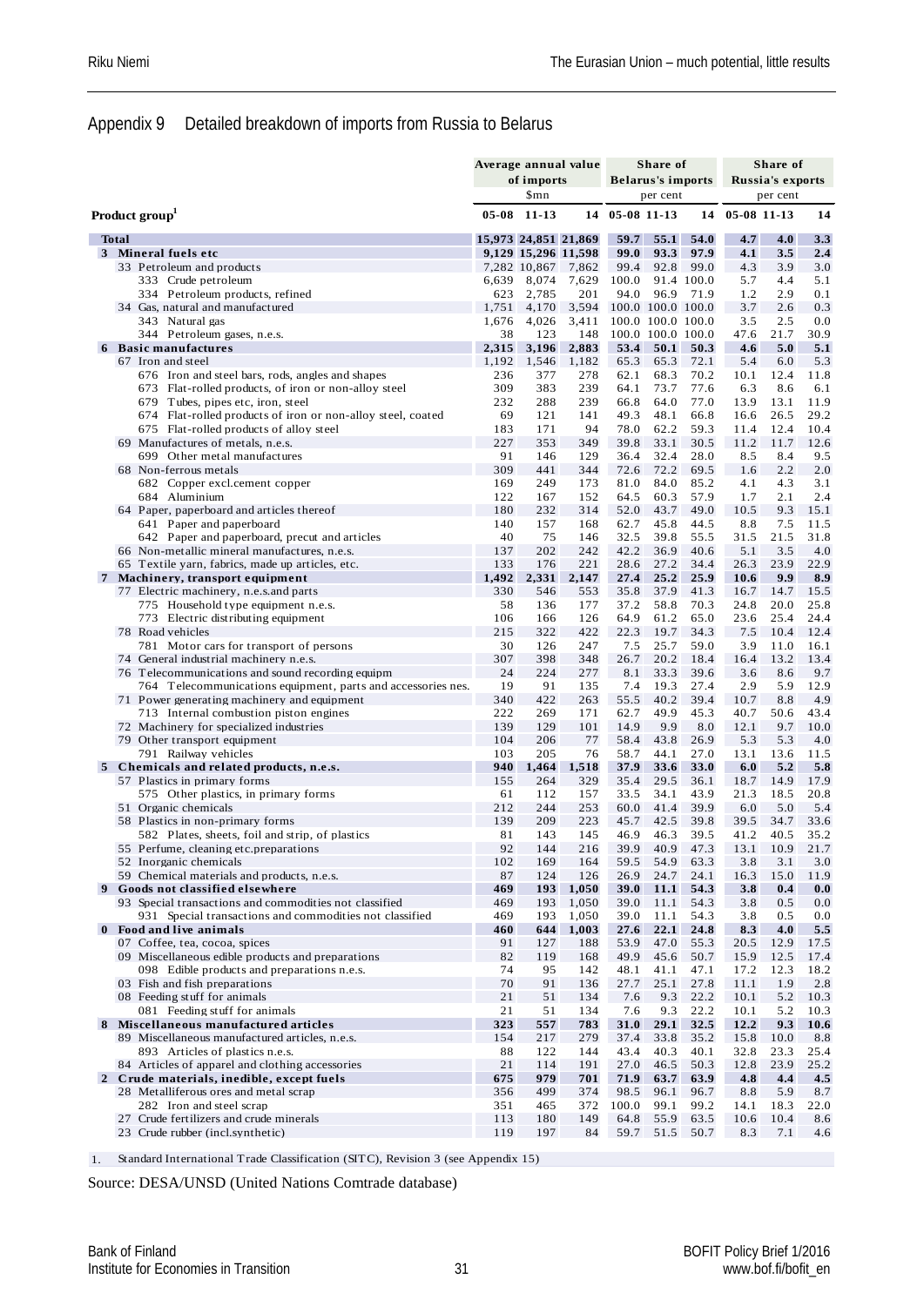## Appendix 9 Detailed breakdown of imports from Russia to Belarus

| Product group[1] | Average annual value of imports $mn | | | Share of Belarus's imports per cent | | | Share of Russia's exports per cent | | |
|---|---|---|---|---|---|---|---|---|---|
| | 05-08 | 11-13 | 14 | 05-08 | 11-13 | 14 | 05-08 | 11-13 | 14 |
| **Total** | **15,973** | **24,851** | **21,869** | **59.7** | **55.1** | **54.0** | **4.7** | **4.0** | **3.3** |
| **3 Mineral fuels etc** | **9,129** | **15,296** | **11,598** | **99.0** | **93.3** | **97.9** | **4.1** | **3.5** | **2.4** |
| 33 Petroleum and products | 7,282 | 10,867 | 7,862 | 99.4 | 92.8 | 99.0 | 4.3 | 3.9 | 3.0 |
| 333 Crude petroleum | 6,639 | 8,074 | 7,629 | 100.0 | 91.4 | 100.0 | 5.7 | 4.4 | 5.1 |
| 334 Petroleum products, refined | 623 | 2,785 | 201 | 94.0 | 96.9 | 71.9 | 1.2 | 2.9 | 0.1 |
| 34 Gas, natural and manufactured | 1,751 | 4,170 | 3,594 | 100.0 | 100.0 | 100.0 | 3.7 | 2.6 | 0.3 |
| 343 Natural gas | 1,676 | 4,026 | 3,411 | 100.0 | 100.0 | 100.0 | 3.5 | 2.5 | 0.0 |
| 344 Petroleum gases, n.e.s. | 38 | 123 | 148 | 100.0 | 100.0 | 100.0 | 47.6 | 21.7 | 30.9 |
| **6 Basic manufactures** | **2,315** | **3,196** | **2,883** | **53.4** | **50.1** | **50.3** | **4.6** | **5.0** | **5.1** |
| 67 Iron and steel | 1,192 | 1,546 | 1,182 | 65.3 | 65.3 | 72.1 | 5.4 | 6.0 | 5.3 |
| 676 Iron and steel bars, rods, angles and shapes | 236 | 377 | 278 | 62.1 | 68.3 | 70.2 | 10.1 | 12.4 | 11.8 |
| 673 Flat-rolled products, of iron or non-alloy steel | 309 | 383 | 239 | 64.1 | 73.7 | 77.6 | 6.3 | 8.6 | 6.1 |
| 679 Tubes, pipes etc, iron, steel | 232 | 288 | 239 | 66.8 | 64.0 | 77.0 | 13.9 | 13.1 | 11.9 |
| 674 Flat-rolled products of iron or non-alloy steel, coated | 69 | 121 | 141 | 49.3 | 48.1 | 66.8 | 16.6 | 26.5 | 29.2 |
| 675 Flat-rolled products of alloy steel | 183 | 171 | 94 | 78.0 | 62.2 | 59.3 | 11.4 | 12.4 | 10.4 |
| 69 Manufactures of metals, n.e.s. | 227 | 353 | 349 | 39.8 | 33.1 | 30.5 | 11.2 | 11.7 | 12.6 |
| 699 Other metal manufactures | 91 | 146 | 129 | 36.4 | 32.4 | 28.0 | 8.5 | 8.4 | 9.5 |
| 68 Non-ferrous metals | 309 | 441 | 344 | 72.6 | 72.2 | 69.5 | 1.6 | 2.2 | 2.0 |
| 682 Copper excl.cement copper | 169 | 249 | 173 | 81.0 | 84.0 | 85.2 | 4.1 | 4.3 | 3.1 |
| 684 Aluminium | 122 | 167 | 152 | 64.5 | 60.3 | 57.9 | 1.7 | 2.1 | 2.4 |
| 64 Paper, paperboard and articles thereof | 180 | 232 | 314 | 52.0 | 43.7 | 49.0 | 10.5 | 9.3 | 15.1 |
| 641 Paper and paperboard | 140 | 157 | 168 | 62.7 | 45.8 | 44.5 | 8.8 | 7.5 | 11.5 |
| 642 Paper and paperboard, precut and articles | 40 | 75 | 146 | 32.5 | 39.8 | 55.5 | 31.5 | 21.5 | 31.8 |
| 66 Non-metallic mineral manufactures, n.e.s. | 137 | 202 | 242 | 42.2 | 36.9 | 40.6 | 5.1 | 3.5 | 4.0 |
| 65 Textile yarn, fabrics, made up articles, etc. | 133 | 176 | 221 | 28.6 | 27.2 | 34.4 | 26.3 | 23.9 | 22.9 |
| **7 Machinery, transport equipment** | **1,492** | **2,331** | **2,147** | **27.4** | **25.2** | **25.9** | **10.6** | **9.9** | **8.9** |
| 77 Electric machinery, n.e.s.and parts | 330 | 546 | 553 | 35.8 | 37.9 | 41.3 | 16.7 | 14.7 | 15.5 |
| 775 Household type equipment n.e.s. | 58 | 136 | 177 | 37.2 | 58.8 | 70.3 | 24.8 | 20.0 | 25.8 |
| 773 Electric distributing equipment | 106 | 166 | 126 | 64.9 | 61.2 | 65.0 | 23.6 | 25.4 | 24.4 |
| 78 Road vehicles | 215 | 322 | 422 | 22.3 | 19.7 | 34.3 | 7.5 | 10.4 | 12.4 |
| 781 Motor cars for transport of persons | 30 | 126 | 247 | 7.5 | 25.7 | 59.0 | 3.9 | 11.0 | 16.1 |
| 74 General industrial machinery n.e.s. | 307 | 398 | 348 | 26.7 | 20.2 | 18.4 | 16.4 | 13.2 | 13.4 |
| 76 Telecommunications and sound recording equipm | 24 | 224 | 277 | 8.1 | 33.3 | 39.6 | 3.6 | 8.6 | 9.7 |
| 764 Telecommunications equipment, parts and accessories nes. | 19 | 91 | 135 | 7.4 | 19.3 | 27.4 | 2.9 | 5.9 | 12.9 |
| 71 Power generating machinery and equipment | 340 | 422 | 263 | 55.5 | 40.2 | 39.4 | 10.7 | 8.8 | 4.9 |
| 713 Internal combustion piston engines | 222 | 269 | 171 | 62.7 | 49.9 | 45.3 | 40.7 | 50.6 | 43.4 |
| 72 Machinery for specialized industries | 139 | 129 | 101 | 14.9 | 9.9 | 8.0 | 12.1 | 9.7 | 10.0 |
| 79 Other transport equipment | 104 | 206 | 77 | 58.4 | 43.8 | 26.9 | 5.3 | 5.3 | 4.0 |
| 791 Railway vehicles | 103 | 205 | 76 | 58.7 | 44.1 | 27.0 | 13.1 | 13.6 | 11.5 |
| **5 Chemicals and related products, n.e.s.** | **940** | **1,464** | **1,518** | **37.9** | **33.6** | **33.0** | **6.0** | **5.2** | **5.8** |
| 57 Plastics in primary forms | 155 | 264 | 329 | 35.4 | 29.5 | 36.1 | 18.7 | 14.9 | 17.9 |
| 575 Other plastics, in primary forms | 61 | 112 | 157 | 33.5 | 34.1 | 43.9 | 21.3 | 18.5 | 20.8 |
| 51 Organic chemicals | 212 | 244 | 253 | 60.0 | 41.4 | 39.9 | 6.0 | 5.0 | 5.4 |
| 58 Plastics in non-primary forms | 139 | 209 | 223 | 45.7 | 42.5 | 39.8 | 39.5 | 34.7 | 33.6 |
| 582 Plates, sheets, foil and strip, of plastics | 81 | 143 | 145 | 46.9 | 46.3 | 39.5 | 41.2 | 40.5 | 35.2 |
| 55 Perfume, cleaning etc.preparations | 92 | 144 | 216 | 39.9 | 40.9 | 47.3 | 13.1 | 10.9 | 21.7 |
| 52 Inorganic chemicals | 102 | 169 | 164 | 59.5 | 54.9 | 63.3 | 3.8 | 3.1 | 3.0 |
| 59 Chemical materials and products, n.e.s. | 87 | 124 | 126 | 26.9 | 24.7 | 24.1 | 16.3 | 15.0 | 11.9 |
| **9 Goods not classified elsewhere** | **469** | **193** | **1,050** | **39.0** | **11.1** | **54.3** | **3.8** | **0.4** | **0.0** |
| 93 Special transactions and commodities not classified | 469 | 193 | 1,050 | 39.0 | 11.1 | 54.3 | 3.8 | 0.5 | 0.0 |
| 931 Special transactions and commodities not classified | 469 | 193 | 1,050 | 39.0 | 11.1 | 54.3 | 3.8 | 0.5 | 0.0 |
| **0 Food and live animals** | **460** | **644** | **1,003** | **27.6** | **22.1** | **24.8** | **8.3** | **4.0** | **5.5** |
| 07 Coffee, tea, cocoa, spices | 91 | 127 | 188 | 53.9 | 47.0 | 55.3 | 20.5 | 12.9 | 17.5 |
| 09 Miscellaneous edible products and preparations | 82 | 119 | 168 | 49.9 | 45.6 | 50.7 | 15.9 | 12.5 | 17.4 |
| 098 Edible products and preparations n.e.s. | 74 | 95 | 142 | 48.1 | 41.1 | 47.1 | 17.2 | 12.3 | 18.2 |
| 03 Fish and fish preparations | 70 | 91 | 136 | 27.7 | 25.1 | 27.8 | 11.1 | 1.9 | 2.8 |
| 08 Feeding stuff for animals | 21 | 51 | 134 | 7.6 | 9.3 | 22.2 | 10.1 | 5.2 | 10.3 |
| 081 Feeding stuff for animals | 21 | 51 | 134 | 7.6 | 9.3 | 22.2 | 10.1 | 5.2 | 10.3 |
| **8 Miscellaneous manufactured articles** | **323** | **557** | **783** | **31.0** | **29.1** | **32.5** | **12.2** | **9.3** | **10.6** |
| 89 Miscellaneous manufactured articles, n.e.s. | 154 | 217 | 279 | 37.4 | 33.8 | 35.2 | 15.8 | 10.0 | 8.8 |
| 893 Articles of plastics n.e.s. | 88 | 122 | 144 | 43.4 | 40.3 | 40.1 | 32.8 | 23.3 | 25.4 |
| 84 Articles of apparel and clothing accessories | 21 | 114 | 191 | 27.0 | 46.5 | 50.3 | 12.8 | 23.9 | 25.2 |
| **2 Crude materials, inedible, except fuels** | **675** | **979** | **701** | **71.9** | **63.7** | **63.9** | **4.8** | **4.4** | **4.5** |
| 28 Metalliferous ores and metal scrap | 356 | 499 | 374 | 98.5 | 96.1 | 96.7 | 8.8 | 5.9 | 8.7 |
| 282 Iron and steel scrap | 351 | 465 | 372 | 100.0 | 99.1 | 99.2 | 14.1 | 18.3 | 22.0 |
| 27 Crude fertilizers and crude minerals | 113 | 180 | 149 | 64.8 | 55.9 | 63.5 | 10.6 | 10.4 | 8.6 |
| 23 Crude rubber (incl.synthetic) | 119 | 197 | 84 | 59.7 | 51.5 | 50.7 | 8.3 | 7.1 | 4.6 |

1. Standard International Trade Classification (SITC), Revision 3 (see Appendix 15)

Source: DESA/UNSD (United Nations Comtrade database)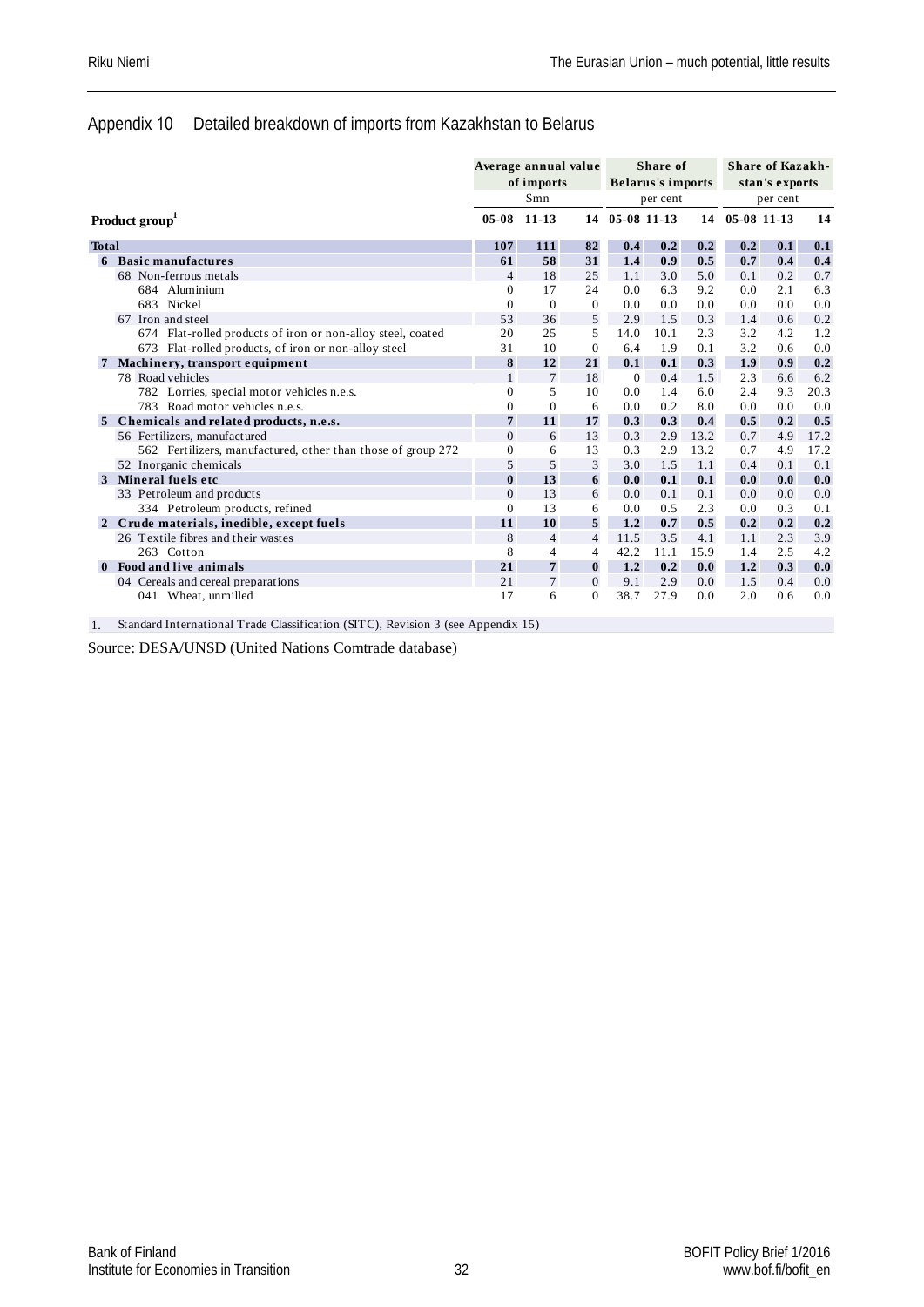## Appendix 10 Detailed breakdown of imports from Kazakhstan to Belarus

| Product group[1] | Average annual value of imports $mn | | | Share of Belarus's imports per cent | | | Share of Kazakhstan's exports per cent | | |
|---|---|---|---|---|---|---|---|---|---|
| | 05-08 | 11-13 | 14 | 05-08 | 11-13 | 14 | 05-08 | 11-13 | 14 |
| **Total** | **107** | **111** | **82** | **0.4** | **0.2** | **0.2** | **0.2** | **0.1** | **0.1** |
| **6 Basic manufactures** | **61** | **58** | **31** | **1.4** | **0.9** | **0.5** | **0.7** | **0.4** | **0.4** |
| 68 Non-ferrous metals | 4 | 18 | 25 | 1.1 | 3.0 | 5.0 | 0.1 | 0.2 | 0.7 |
| 684 Aluminium | 0 | 17 | 24 | 0.0 | 6.3 | 9.2 | 0.0 | 2.1 | 6.3 |
| 683 Nickel | 0 | 0 | 0 | 0.0 | 0.0 | 0.0 | 0.0 | 0.0 | 0.0 |
| 67 Iron and steel | 53 | 36 | 5 | 2.9 | 1.5 | 0.3 | 1.4 | 0.6 | 0.2 |
| 674 Flat-rolled products of iron or non-alloy steel, coated | 20 | 25 | 5 | 14.0 | 10.1 | 2.3 | 3.2 | 4.2 | 1.2 |
| 673 Flat-rolled products, of iron or non-alloy steel | 31 | 10 | 0 | 6.4 | 1.9 | 0.1 | 3.2 | 0.6 | 0.0 |
| **7 Machinery, transport equipment** | **8** | **12** | **21** | **0.1** | **0.1** | **0.3** | **1.9** | **0.9** | **0.2** |
| 78 Road vehicles | 1 | 7 | 18 | 0 | 0.4 | 1.5 | 2.3 | 6.6 | 6.2 |
| 782 Lorries, special motor vehicles n.e.s. | 0 | 5 | 10 | 0.0 | 1.4 | 6.0 | 2.4 | 9.3 | 20.3 |
| 783 Road motor vehicles n.e.s. | 0 | 0 | 6 | 0.0 | 0.2 | 8.0 | 0.0 | 0.0 | 0.0 |
| **5 Chemicals and related products, n.e.s.** | **7** | **11** | **17** | **0.3** | **0.3** | **0.4** | **0.5** | **0.2** | **0.5** |
| 56 Fertilizers, manufactured | 0 | 6 | 13 | 0.3 | 2.9 | 13.2 | 0.7 | 4.9 | 17.2 |
| 562 Fertilizers, manufactured, other than those of group 272 | 0 | 6 | 13 | 0.3 | 2.9 | 13.2 | 0.7 | 4.9 | 17.2 |
| 52 Inorganic chemicals | 5 | 5 | 3 | 3.0 | 1.5 | 1.1 | 0.4 | 0.1 | 0.1 |
| **3 Mineral fuels etc** | **0** | **13** | **6** | **0.0** | **0.1** | **0.1** | **0.0** | **0.0** | **0.0** |
| 33 Petroleum and products | 0 | 13 | 6 | 0.0 | 0.1 | 0.1 | 0.0 | 0.0 | 0.0 |
| 334 Petroleum products, refined | 0 | 13 | 6 | 0.0 | 0.5 | 2.3 | 0.0 | 0.3 | 0.1 |
| **2 Crude materials, inedible, except fuels** | **11** | **10** | **5** | **1.2** | **0.7** | **0.5** | **0.2** | **0.2** | **0.2** |
| 26 Textile fibres and their wastes | 8 | 4 | 4 | 11.5 | 3.5 | 4.1 | 1.1 | 2.3 | 3.9 |
| 263 Cotton | 8 | 4 | 4 | 42.2 | 11.1 | 15.9 | 1.4 | 2.5 | 4.2 |
| **0 Food and live animals** | **21** | **7** | **0** | **1.2** | **0.2** | **0.0** | **1.2** | **0.3** | **0.0** |
| 04 Cereals and cereal preparations | 21 | 7 | 0 | 9.1 | 2.9 | 0.0 | 1.5 | 0.4 | 0.0 |
| 041 Wheat, unmilled | 17 | 6 | 0 | 38.7 | 27.9 | 0.0 | 2.0 | 0.6 | 0.0 |

1. Standard International Trade Classification (SITC), Revision 3 (see Appendix 15)

Source: DESA/UNSD (United Nations Comtrade database)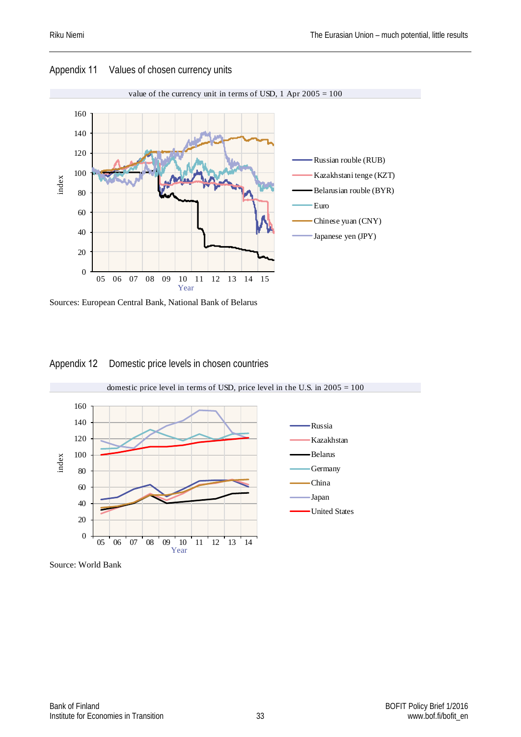## Appendix 11 Values of chosen currency units

value of the currency unit in terms of USD, 1 Apr 2005 = 100

Sources: European Central Bank, National Bank of Belarus

## Appendix 12 Domestic price levels in chosen countries

domestic price level in terms of USD, price level in the U.S. in 2005 = 100

Source: World Bank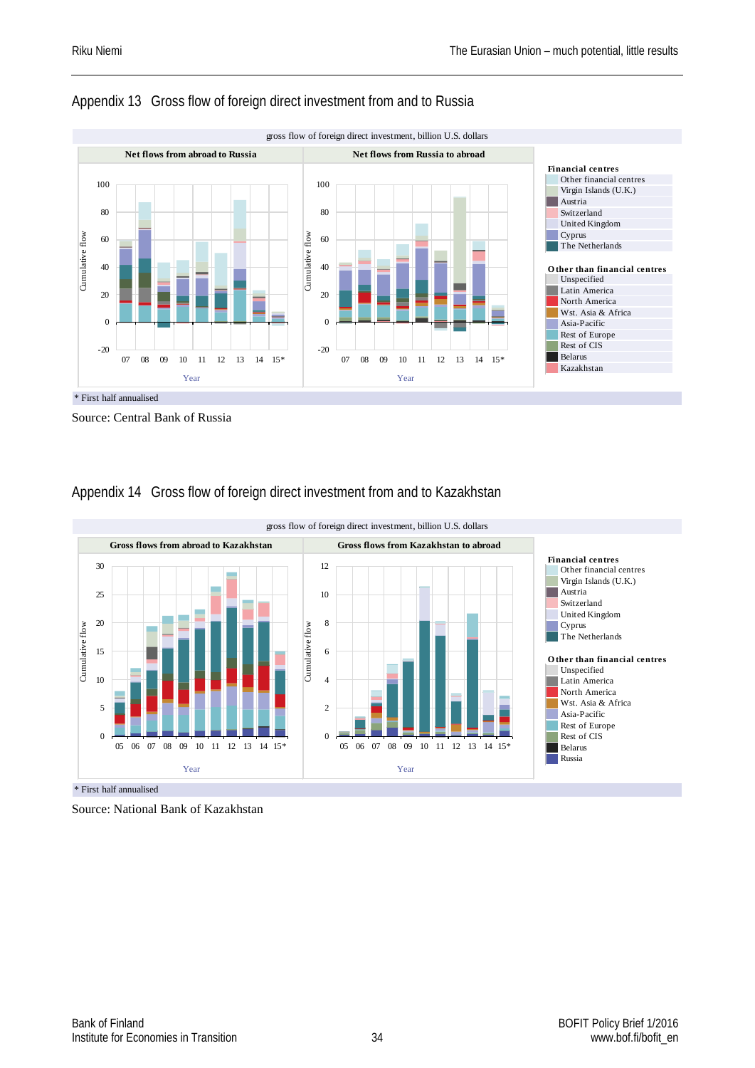## Appendix 13 Gross flow of foreign direct investment from and to Russia

gross flow of foreign direct investment, billion U.S. dollars

Net flows from abroad to Russia | Net flows from Russia to abroad

Financial centres
- Other financial centres
- Virgin Islands (U.K.)
- Austria
- Switzerland
- United Kingdom
- Cyprus
- The Netherlands

Other than financial centres
- Unspecified
- Latin America
- North America
- Wst. Asia & Africa
- Asia-Pacific
- Rest of Europe
- Rest of CIS
- Belarus
- Kazakhstan

\* First half annualised

Source: Central Bank of Russia

## Appendix 14 Gross flow of foreign direct investment from and to Kazakhstan

gross flow of foreign direct investment, billion U.S. dollars

Gross flows from abroad to Kazakhstan | Gross flows from Kazakhstan to abroad

Financial centres
- Other financial centres
- Virgin Islands (U.K.)
- Austria
- Switzerland
- United Kingdom
- Cyprus
- The Netherlands

Other than financial centres
- Unspecified
- Latin America
- North America
- Wst. Asia & Africa
- Asia-Pacific
- Rest of Europe
- Rest of CIS
- Belarus
- Russia

\* First half annualised

Source: National Bank of Kazakhstan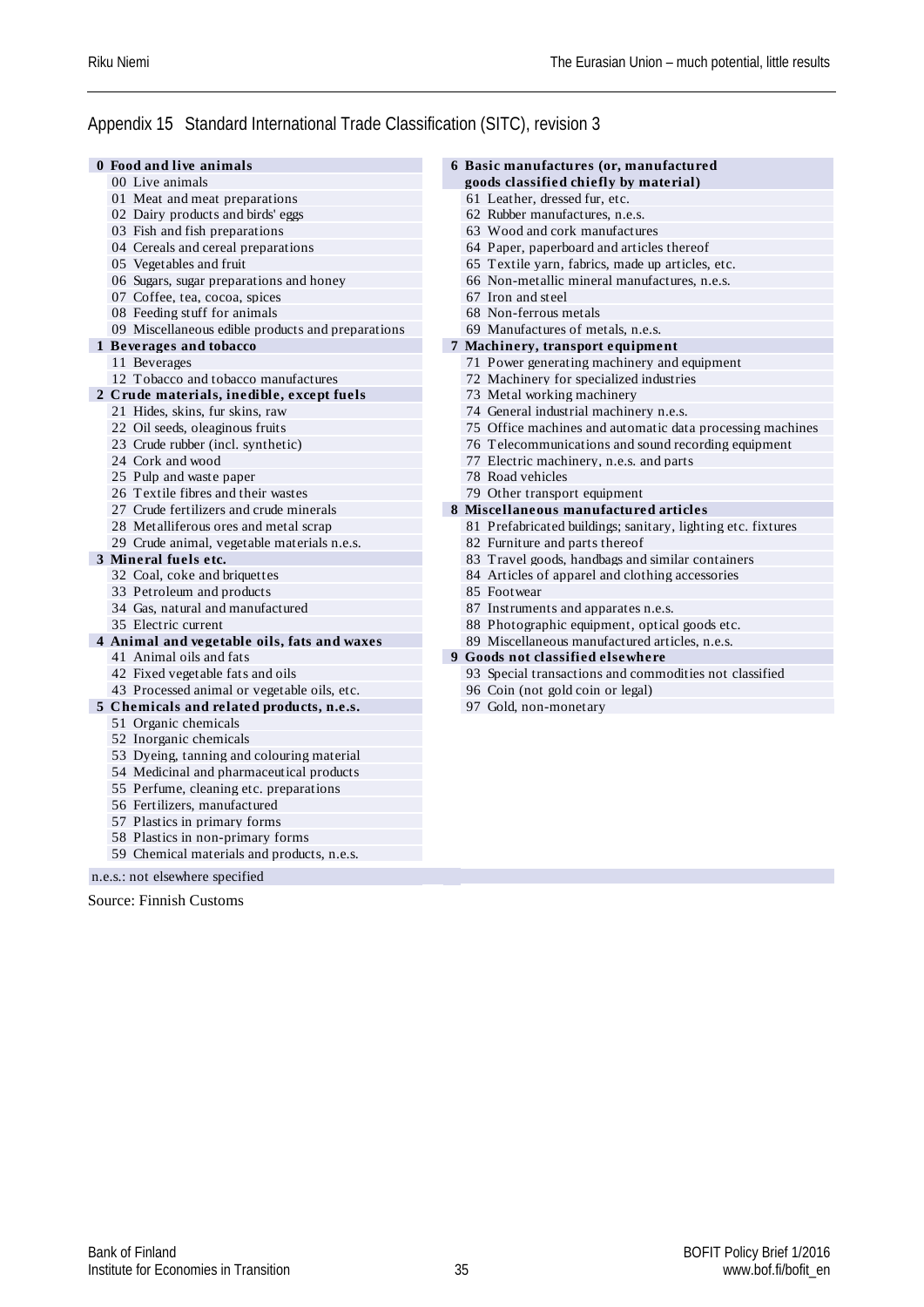## Appendix 15 Standard International Trade Classification (SITC), revision 3

**0 Food and live animals**
- 00 Live animals
- 01 Meat and meat preparations
- 02 Dairy products and birds' eggs
- 03 Fish and fish preparations
- 04 Cereals and cereal preparations
- 05 Vegetables and fruit
- 06 Sugars, sugar preparations and honey
- 07 Coffee, tea, cocoa, spices
- 08 Feeding stuff for animals
- 09 Miscellaneous edible products and preparations

**1 Beverages and tobacco**
- 11 Beverages
- 12 Tobacco and tobacco manufactures

**2 Crude materials, inedible, except fuels**
- 21 Hides, skins, fur skins, raw
- 22 Oil seeds, oleaginous fruits
- 23 Crude rubber (incl. synthetic)
- 24 Cork and wood
- 25 Pulp and waste paper
- 26 Textile fibres and their wastes
- 27 Crude fertilizers and crude minerals
- 28 Metalliferous ores and metal scrap
- 29 Crude animal, vegetable materials n.e.s.

**3 Mineral fuels etc.**
- 32 Coal, coke and briquettes
- 33 Petroleum and products
- 34 Gas, natural and manufactured
- 35 Electric current

**4 Animal and vegetable oils, fats and waxes**
- 41 Animal oils and fats
- 42 Fixed vegetable fats and oils
- 43 Processed animal or vegetable oils, etc.

**5 Chemicals and related products, n.e.s.**
- 51 Organic chemicals
- 52 Inorganic chemicals
- 53 Dyeing, tanning and colouring material
- 54 Medicinal and pharmaceutical products
- 55 Perfume, cleaning etc. preparations
- 56 Fertilizers, manufactured
- 57 Plastics in primary forms
- 58 Plastics in non-primary forms
- 59 Chemical materials and products, n.e.s.

**6 Basic manufactures (or, manufactured goods classified chiefly by material)**
- 61 Leather, dressed fur, etc.
- 62 Rubber manufactures, n.e.s.
- 63 Wood and cork manufactures
- 64 Paper, paperboard and articles thereof
- 65 Textile yarn, fabrics, made up articles, etc.
- 66 Non-metallic mineral manufactures, n.e.s.
- 67 Iron and steel
- 68 Non-ferrous metals
- 69 Manufactures of metals, n.e.s.

**7 Machinery, transport equipment**
- 71 Power generating machinery and equipment
- 72 Machinery for specialized industries
- 73 Metal working machinery
- 74 General industrial machinery n.e.s.
- 75 Office machines and automatic data processing machines
- 76 Telecommunications and sound recording equipment
- 77 Electric machinery, n.e.s. and parts
- 78 Road vehicles
- 79 Other transport equipment

**8 Miscellaneous manufactured articles**
- 81 Prefabricated buildings; sanitary, lighting etc. fixtures
- 82 Furniture and parts thereof
- 83 Travel goods, handbags and similar containers
- 84 Articles of apparel and clothing accessories
- 85 Footwear
- 87 Instruments and apparates n.e.s.
- 88 Photographic equipment, optical goods etc.
- 89 Miscellaneous manufactured articles, n.e.s.

**9 Goods not classified elsewhere**
- 93 Special transactions and commodities not classified
- 96 Coin (not gold coin or legal)
- 97 Gold, non-monetary

n.e.s.: not elsewhere specified

Source: Finnish Customs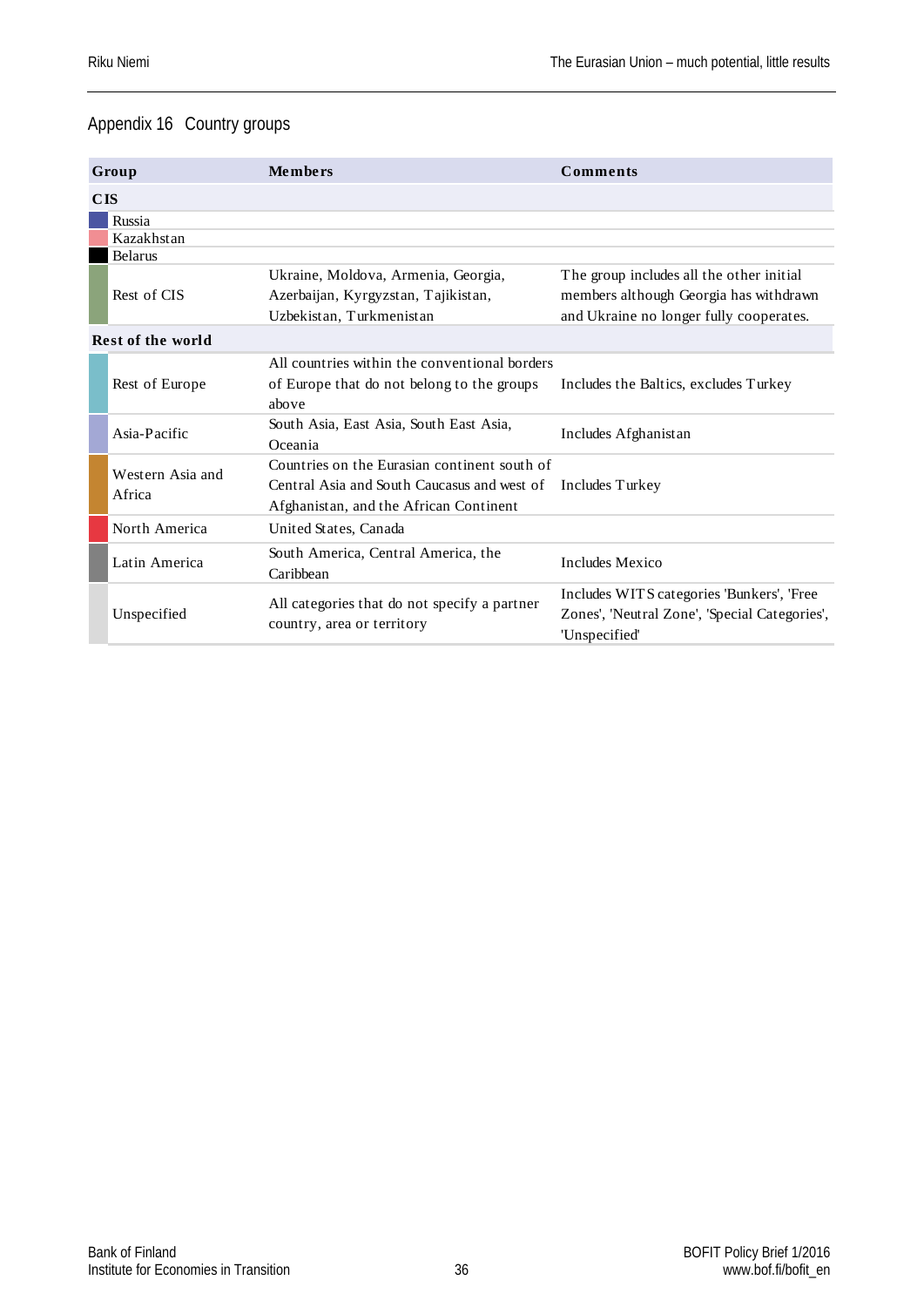## Appendix 16 Country groups

| Group | Members | Comments |
|---|---|---|
| **CIS** | | |
| Russia | | |
| Kazakhstan | | |
| Belarus | | |
| Rest of CIS | Ukraine, Moldova, Armenia, Georgia, Azerbaijan, Kyrgyzstan, Tajikistan, Uzbekistan, Turkmenistan | The group includes all the other initial members although Georgia has withdrawn and Ukraine no longer fully cooperates. |
| **Rest of the world** | | |
| Rest of Europe | All countries within the conventional borders of Europe that do not belong to the groups above | Includes the Baltics, excludes Turkey |
| Asia-Pacific | South Asia, East Asia, South East Asia, Oceania | Includes Afghanistan |
| Western Asia and Africa | Countries on the Eurasian continent south of Central Asia and South Caucasus and west of Afghanistan, and the African Continent | Includes Turkey |
| North America | United States, Canada | |
| Latin America | South America, Central America, the Caribbean | Includes Mexico |
| Unspecified | All categories that do not specify a partner country, area or territory | Includes WITS categories 'Bunkers', 'Free Zones', 'Neutral Zone', 'Special Categories', 'Unspecified' |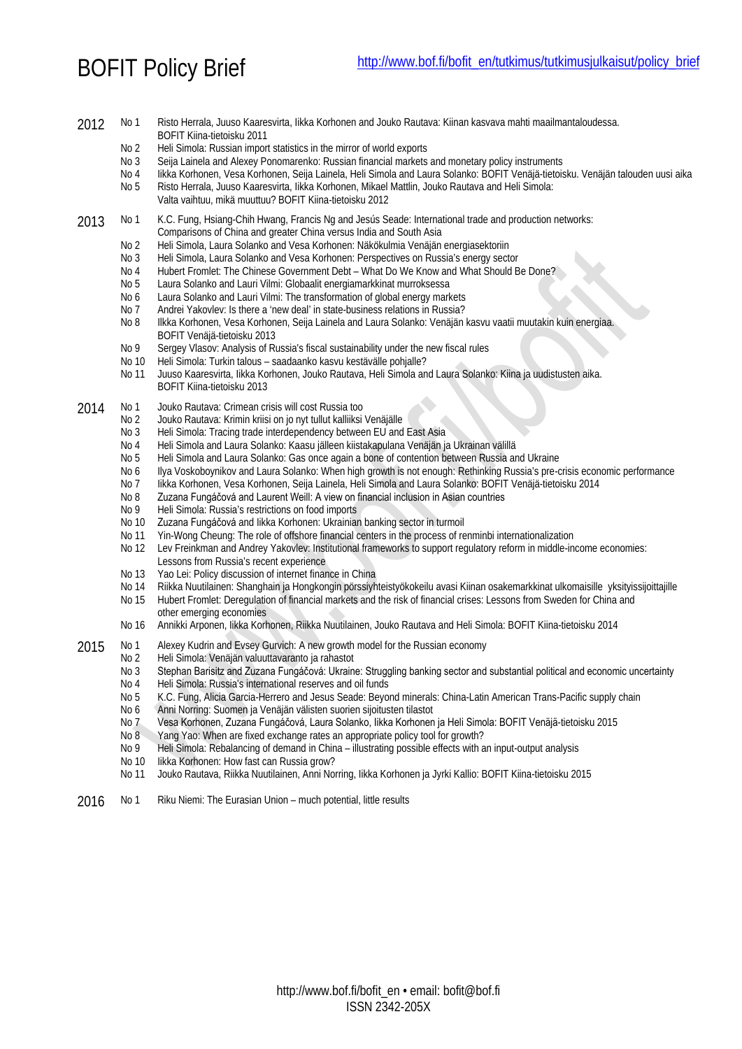# BOFIT Policy Brief

http://www.bof.fi/bofit_en/tutkimus/tutkimusjulkaisut/policy_brief

**2012**

- No 1 Risto Herrala, Juuso Kaaresvirta, Iikka Korhonen and Jouko Rautava: Kiinan kasvava mahti maailmantaloudessa. BOFIT Kiina-tietoisku 2011
- No 2 Heli Simola: Russian import statistics in the mirror of world exports
- No 3 Seija Lainela and Alexey Ponomarenko: Russian financial markets and monetary policy instruments
- No 4 Iikka Korhonen, Vesa Korhonen, Seija Lainela, Heli Simola and Laura Solanko: BOFIT Venäjä-tietoisku. Venäjän talouden uusi aika
- No 5 Risto Herrala, Juuso Kaaresvirta, Iikka Korhonen, Mikael Mattlin, Jouko Rautava and Heli Simola: Valta vaihtuu, mikä muuttuu? BOFIT Kiina-tietoisku 2012

**2013**

- No 1 K.C. Fung, Hsiang-Chih Hwang, Francis Ng and Jesús Seade: International trade and production networks: Comparisons of China and greater China versus India and South Asia
- No 2 Heli Simola, Laura Solanko and Vesa Korhonen: Näkökulmia Venäjän energiasektoriin
- No 3 Heli Simola, Laura Solanko and Vesa Korhonen: Perspectives on Russia's energy sector
- No 4 Hubert Fromlet: The Chinese Government Debt – What Do We Know and What Should Be Done?
- No 5 Laura Solanko and Lauri Vilmi: Globaalit energiamarkkinat murroksessa
- No 6 Laura Solanko and Lauri Vilmi: The transformation of global energy markets
- No 7 Andrei Yakovlev: Is there a 'new deal' in state-business relations in Russia?
- No 8 Ilkka Korhonen, Vesa Korhonen, Seija Lainela and Laura Solanko: Venäjän kasvu vaatii muutakin kuin energiaa. BOFIT Venäjä-tietoisku 2013
- No 9 Sergey Vlasov: Analysis of Russia's fiscal sustainability under the new fiscal rules
- No 10 Heli Simola: Turkin talous – saadaanko kasvu kestävälle pohjalle?
- No 11 Juuso Kaaresvirta, Iikka Korhonen, Jouko Rautava, Heli Simola and Laura Solanko: Kiina ja uudistusten aika. BOFIT Kiina-tietoisku 2013

**2014**

- No 1 Jouko Rautava: Crimean crisis will cost Russia too
- No 2 Jouko Rautava: Krimin kriisi on jo nyt tullut kalliiksi Venäjälle
- No 3 Heli Simola: Tracing trade interdependency between EU and East Asia
- No 4 Heli Simola and Laura Solanko: Kaasu jälleen kiistakapulana Venäjän ja Ukrainan välillä
- No 5 Heli Simola and Laura Solanko: Gas once again a bone of contention between Russia and Ukraine
- No 6 Ilya Voskoboynikov and Laura Solanko: When high growth is not enough: Rethinking Russia's pre-crisis economic performance
- No 7 Iikka Korhonen, Vesa Korhonen, Seija Lainela, Heli Simola and Laura Solanko: BOFIT Venäjä-tietoisku 2014
- No 8 Zuzana Fungáčová and Laurent Weill: A view on financial inclusion in Asian countries
- No 9 Heli Simola: Russia's restrictions on food imports
- No 10 Zuzana Fungáčová and Iikka Korhonen: Ukrainian banking sector in turmoil
- No 11 Yin-Wong Cheung: The role of offshore financial centers in the process of renminbi internationalization
- No 12 Lev Freinkman and Andrey Yakovlev: Institutional frameworks to support regulatory reform in middle-income economies: Lessons from Russia's recent experience
- No 13 Yao Lei: Policy discussion of internet finance in China
- No 14 Riikka Nuutilainen: Shanghain ja Hongkongin pörssiyhteistyökokeilu avasi Kiinan osakemarkkinat ulkomaisille yksityissijoittajille
- No 15 Hubert Fromlet: Deregulation of financial markets and the risk of financial crises: Lessons from Sweden for China and other emerging economies
- No 16 Annikki Arponen, Iikka Korhonen, Riikka Nuutilainen, Jouko Rautava and Heli Simola: BOFIT Kiina-tietoisku 2014

**2015**

- No 1 Alexey Kudrin and Evsey Gurvich: A new growth model for the Russian economy
- No 2 Heli Simola: Venäjän valuuttavaranto ja rahastot
- No 3 Stephan Barisitz and Zuzana Fungáčová: Ukraine: Struggling banking sector and substantial political and economic uncertainty
- No 4 Heli Simola: Russia's international reserves and oil funds
- No 5 K.C. Fung, Alicia Garcia-Herrero and Jesus Seade: Beyond minerals: China-Latin American Trans-Pacific supply chain
- No 6 Anni Norring: Suomen ja Venäjän välisten suorien sijoitusten tilastot
- No 7 Vesa Korhonen, Zuzana Fungáčová, Laura Solanko, Iikka Korhonen ja Heli Simola: BOFIT Venäjä-tietoisku 2015
- No 8 Yang Yao: When are fixed exchange rates an appropriate policy tool for growth?
- No 9 Heli Simola: Rebalancing of demand in China – illustrating possible effects with an input-output analysis
- No 10 Iikka Korhonen: How fast can Russia grow?
- No 11 Jouko Rautava, Riikka Nuutilainen, Anni Norring, Iikka Korhonen ja Jyrki Kallio: BOFIT Kiina-tietoisku 2015

**2016**

- No 1 Riku Niemi: The Eurasian Union – much potential, little results

http://www.bof.fi/bofit_en • email: bofit@bof.fi
ISSN 2342-205X